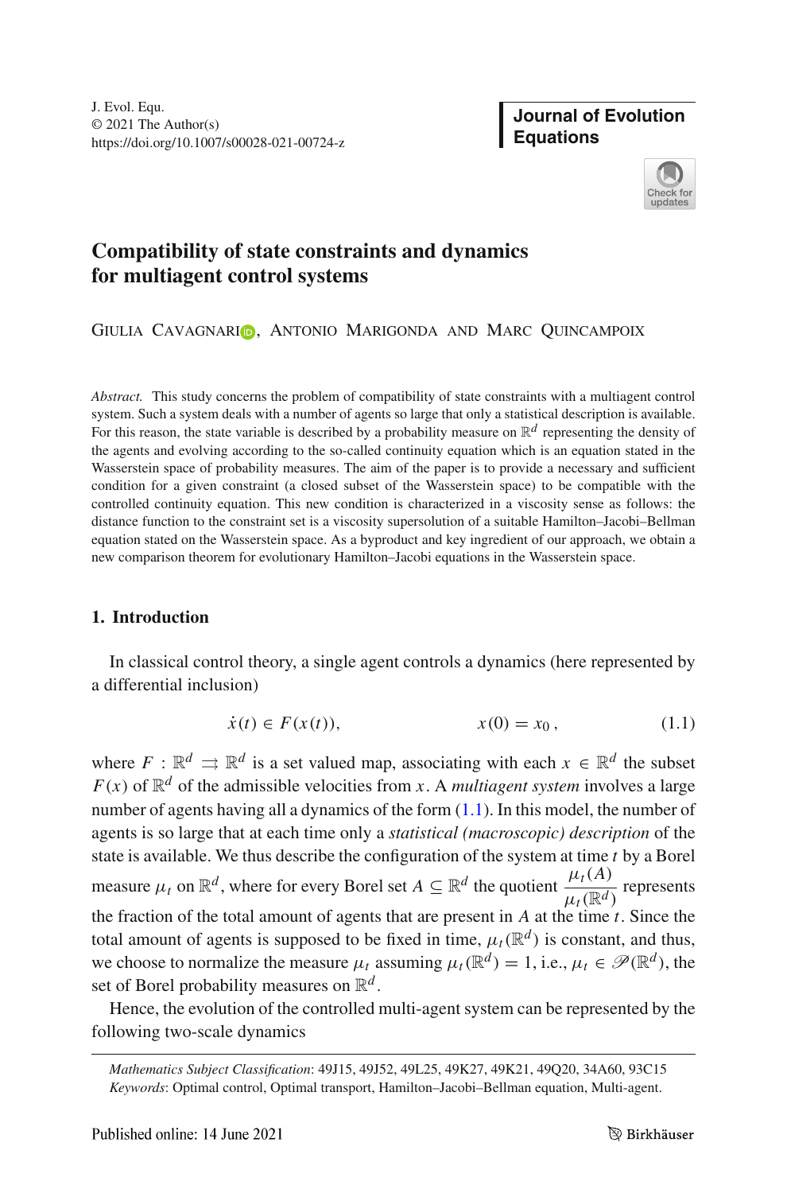# Compatibility of state constraints and dynamics for multiagent control systems

Giulia Cavagnari, Antonio Marigonda and Marc Quincampoix

*Abstract.* This study concerns the problem of compatibility of state constraints with a multiagent control system. Such a system deals with a number of agents so large that only a statistical description is available. For this reason, the state variable is described by a probability measure on $\mathbb{R}^d$ representing the density of the agents and evolving according to the so-called continuity equation which is an equation stated in the Wasserstein space of probability measures. The aim of the paper is to provide a necessary and sufficient condition for a given constraint (a closed subset of the Wasserstein space) to be compatible with the controlled continuity equation. This new condition is characterized in a viscosity sense as follows: the distance function to the constraint set is a viscosity supersolution of a suitable Hamilton–Jacobi–Bellman equation stated on the Wasserstein space. As a byproduct and key ingredient of our approach, we obtain a new comparison theorem for evolutionary Hamilton–Jacobi equations in the Wasserstein space.

## 1. Introduction

In classical control theory, a single agent controls a dynamics (here represented by a differential inclusion)

$$\dot{x}(t) \in F(x(t)), \qquad\qquad x(0) = x_0\,, \tag{1.1}$$

where $F : \mathbb{R}^d \rightrightarrows \mathbb{R}^d$ is a set valued map, associating with each $x \in \mathbb{R}^d$ the subset $F(x)$ of $\mathbb{R}^d$ of the admissible velocities from $x$. A *multiagent system* involves a large number of agents having all a dynamics of the form (1.1). In this model, the number of agents is so large that at each time only a *statistical (macroscopic) description* of the state is available. We thus describe the configuration of the system at time $t$ by a Borel measure $\mu_t$ on $\mathbb{R}^d$, where for every Borel set $A \subseteq \mathbb{R}^d$ the quotient $\dfrac{\mu_t(A)}{\mu_t(\mathbb{R}^d)}$ represents the fraction of the total amount of agents that are present in $A$ at the time $t$. Since the total amount of agents is supposed to be fixed in time, $\mu_t(\mathbb{R}^d)$ is constant, and thus, we choose to normalize the measure $\mu_t$ assuming $\mu_t(\mathbb{R}^d) = 1$, i.e., $\mu_t \in \mathscr{P}(\mathbb{R}^d)$, the set of Borel probability measures on $\mathbb{R}^d$.

Hence, the evolution of the controlled multi-agent system can be represented by the following two-scale dynamics

---

*Mathematics Subject Classification*: 49J15, 49J52, 49L25, 49K27, 49K21, 49Q20, 34A60, 93C15

*Keywords*: Optimal control, Optimal transport, Hamilton–Jacobi–Bellman equation, Multi-agent.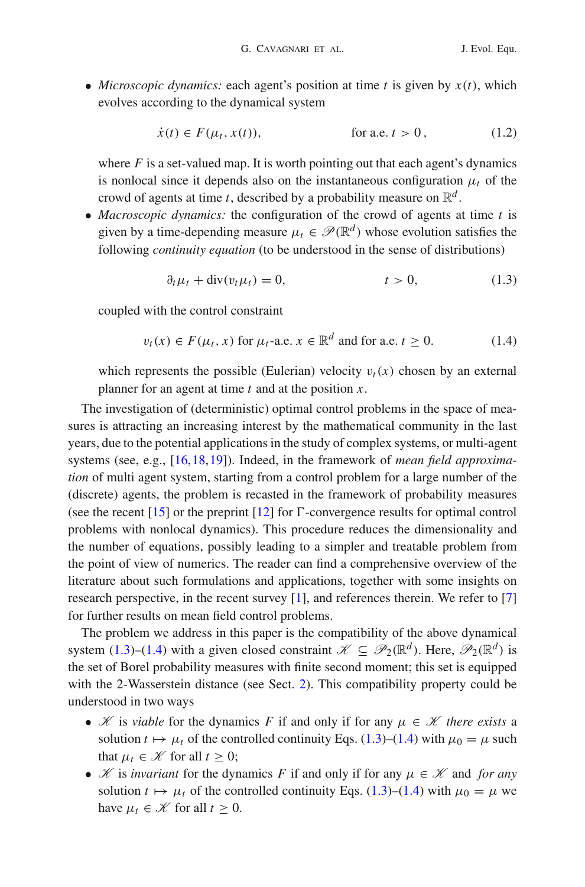- *Microscopic dynamics:* each agent's position at time $t$ is given by $x(t)$, which evolves according to the dynamical system

$$\dot{x}(t) \in F(\mu_t, x(t)), \qquad \text{for a.e. } t > 0\,, \tag{1.2}$$

  where $F$ is a set-valued map. It is worth pointing out that each agent's dynamics is nonlocal since it depends also on the instantaneous configuration $\mu_t$ of the crowd of agents at time $t$, described by a probability measure on $\mathbb{R}^d$.

- *Macroscopic dynamics:* the configuration of the crowd of agents at time $t$ is given by a time-depending measure $\mu_t \in \mathscr{P}(\mathbb{R}^d)$ whose evolution satisfies the following *continuity equation* (to be understood in the sense of distributions)

$$\partial_t \mu_t + \operatorname{div}(v_t \mu_t) = 0, \qquad t > 0, \tag{1.3}$$

  coupled with the control constraint

$$v_t(x) \in F(\mu_t, x) \text{ for } \mu_t\text{-a.e. } x \in \mathbb{R}^d \text{ and for a.e. } t \geq 0. \tag{1.4}$$

  which represents the possible (Eulerian) velocity $v_t(x)$ chosen by an external planner for an agent at time $t$ and at the position $x$.

The investigation of (deterministic) optimal control problems in the space of measures is attracting an increasing interest by the mathematical community in the last years, due to the potential applications in the study of complex systems, or multi-agent systems (see, e.g., [16,18,19]). Indeed, in the framework of *mean field approximation* of multi agent system, starting from a control problem for a large number of the (discrete) agents, the problem is recasted in the framework of probability measures (see the recent [15] or the preprint [12] for Γ-convergence results for optimal control problems with nonlocal dynamics). This procedure reduces the dimensionality and the number of equations, possibly leading to a simpler and treatable problem from the point of view of numerics. The reader can find a comprehensive overview of the literature about such formulations and applications, together with some insights on research perspective, in the recent survey [1], and references therein. We refer to [7] for further results on mean field control problems.

The problem we address in this paper is the compatibility of the above dynamical system (1.3)–(1.4) with a given closed constraint $\mathscr{K} \subseteq \mathscr{P}_2(\mathbb{R}^d)$. Here, $\mathscr{P}_2(\mathbb{R}^d)$ is the set of Borel probability measures with finite second moment; this set is equipped with the 2-Wasserstein distance (see Sect. 2). This compatibility property could be understood in two ways

- $\mathscr{K}$ is *viable* for the dynamics $F$ if and only if for any $\mu \in \mathscr{K}$ *there exists* a solution $t \mapsto \mu_t$ of the controlled continuity Eqs. (1.3)–(1.4) with $\mu_0 = \mu$ such that $\mu_t \in \mathscr{K}$ for all $t \geq 0$;
- $\mathscr{K}$ is *invariant* for the dynamics $F$ if and only if for any $\mu \in \mathscr{K}$ and *for any* solution $t \mapsto \mu_t$ of the controlled continuity Eqs. (1.3)–(1.4) with $\mu_0 = \mu$ we have $\mu_t \in \mathscr{K}$ for all $t \geq 0$.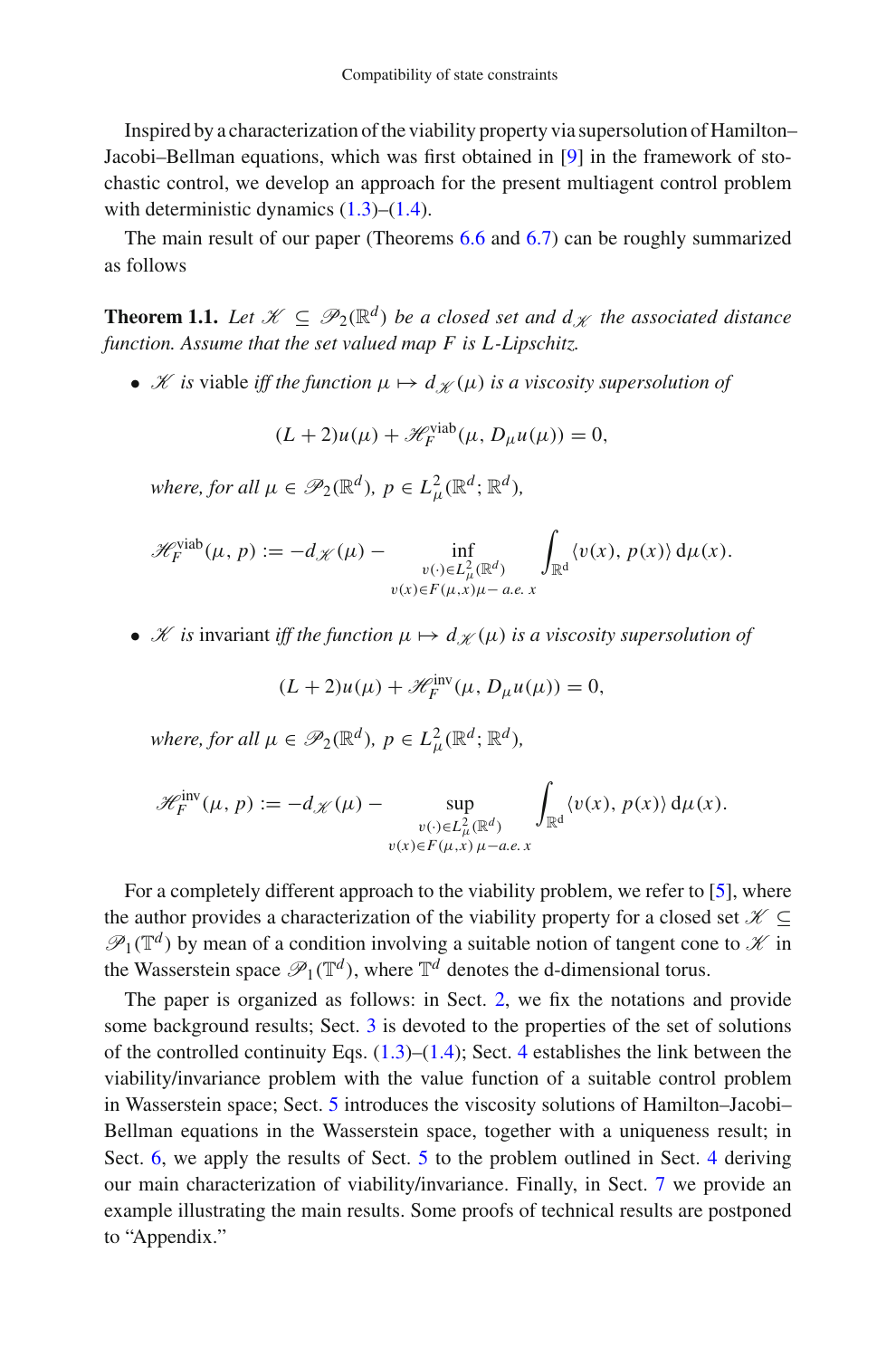Inspired by a characterization of the viability property via supersolution of Hamilton–Jacobi–Bellman equations, which was first obtained in [9] in the framework of stochastic control, we develop an approach for the present multiagent control problem with deterministic dynamics (1.3)–(1.4).

The main result of our paper (Theorems 6.6 and 6.7) can be roughly summarized as follows

**Theorem 1.1.** *Let $\mathscr{K} \subseteq \mathscr{P}_2(\mathbb{R}^d)$ be a closed set and $d_{\mathscr{K}}$ the associated distance function. Assume that the set valued map $F$ is $L$-Lipschitz.*

- *$\mathscr{K}$ is* viable *iff the function $\mu \mapsto d_{\mathscr{K}}(\mu)$ is a viscosity supersolution of*

$$(L+2)u(\mu) + \mathscr{H}_F^{\text{viab}}(\mu, D_\mu u(\mu)) = 0,$$

  *where, for all $\mu \in \mathscr{P}_2(\mathbb{R}^d)$, $p \in L^2_\mu(\mathbb{R}^d;\mathbb{R}^d)$,*

$$\mathscr{H}_F^{\text{viab}}(\mu, p) := -d_{\mathscr{K}}(\mu) - \inf_{\substack{v(\cdot)\in L^2_\mu(\mathbb{R}^d) \\ v(x)\in F(\mu,x)\mu-\text{ a.e. } x}} \int_{\mathbb{R}^d} \langle v(x), p(x)\rangle \,\mathrm{d}\mu(x).$$

- *$\mathscr{K}$ is* invariant *iff the function $\mu \mapsto d_{\mathscr{K}}(\mu)$ is a viscosity supersolution of*

$$(L+2)u(\mu) + \mathscr{H}_F^{\text{inv}}(\mu, D_\mu u(\mu)) = 0,$$

  *where, for all $\mu \in \mathscr{P}_2(\mathbb{R}^d)$, $p \in L^2_\mu(\mathbb{R}^d;\mathbb{R}^d)$,*

$$\mathscr{H}_F^{\text{inv}}(\mu, p) := -d_{\mathscr{K}}(\mu) - \sup_{\substack{v(\cdot)\in L^2_\mu(\mathbb{R}^d) \\ v(x)\in F(\mu,x)\,\mu-\text{a.e. } x}} \int_{\mathbb{R}^d} \langle v(x), p(x)\rangle \,\mathrm{d}\mu(x).$$

For a completely different approach to the viability problem, we refer to [5], where the author provides a characterization of the viability property for a closed set $\mathscr{K} \subseteq \mathscr{P}_1(\mathbb{T}^d)$ by mean of a condition involving a suitable notion of tangent cone to $\mathscr{K}$ in the Wasserstein space $\mathscr{P}_1(\mathbb{T}^d)$, where $\mathbb{T}^d$ denotes the d-dimensional torus.

The paper is organized as follows: in Sect. 2, we fix the notations and provide some background results; Sect. 3 is devoted to the properties of the set of solutions of the controlled continuity Eqs. (1.3)–(1.4); Sect. 4 establishes the link between the viability/invariance problem with the value function of a suitable control problem in Wasserstein space; Sect. 5 introduces the viscosity solutions of Hamilton–Jacobi–Bellman equations in the Wasserstein space, together with a uniqueness result; in Sect. 6, we apply the results of Sect. 5 to the problem outlined in Sect. 4 deriving our main characterization of viability/invariance. Finally, in Sect. 7 we provide an example illustrating the main results. Some proofs of technical results are postponed to "Appendix."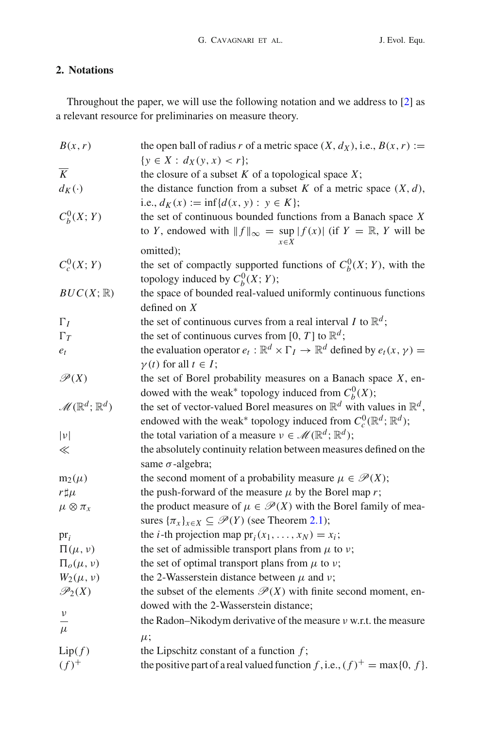## 2. Notations

Throughout the paper, we will use the following notation and we address to [2] as a relevant resource for preliminaries on measure theory.

| | |
|---|---|
| $B(x, r)$ | the open ball of radius $r$ of a metric space $(X, d_X)$, i.e., $B(x, r) := \{y \in X : d_X(y, x) < r\}$; |
| $\overline{K}$ | the closure of a subset $K$ of a topological space $X$; |
| $d_K(\cdot)$ | the distance function from a subset $K$ of a metric space $(X, d)$, i.e., $d_K(x) := \inf\{d(x, y) : y \in K\}$; |
| $C_b^0(X; Y)$ | the set of continuous bounded functions from a Banach space $X$ to $Y$, endowed with $\\|f\\|_\infty = \sup_{x \in X} \|f(x)\|$ (if $Y = \mathbb{R}$, $Y$ will be omitted); |
| $C_c^0(X; Y)$ | the set of compactly supported functions of $C_b^0(X; Y)$, with the topology induced by $C_b^0(X; Y)$; |
| $BUC(X; \mathbb{R})$ | the space of bounded real-valued uniformly continuous functions defined on $X$ |
| $\Gamma_I$ | the set of continuous curves from a real interval $I$ to $\mathbb{R}^d$; |
| $\Gamma_T$ | the set of continuous curves from $[0, T]$ to $\mathbb{R}^d$; |
| $e_t$ | the evaluation operator $e_t : \mathbb{R}^d \times \Gamma_I \to \mathbb{R}^d$ defined by $e_t(x, \gamma) = \gamma(t)$ for all $t \in I$; |
| $\mathscr{P}(X)$ | the set of Borel probability measures on a Banach space $X$, endowed with the weak* topology induced from $C_b^0(X)$; |
| $\mathscr{M}(\mathbb{R}^d; \mathbb{R}^d)$ | the set of vector-valued Borel measures on $\mathbb{R}^d$ with values in $\mathbb{R}^d$, endowed with the weak* topology induced from $C_c^0(\mathbb{R}^d; \mathbb{R}^d)$; |
| $\|\nu\|$ | the total variation of a measure $\nu \in \mathscr{M}(\mathbb{R}^d; \mathbb{R}^d)$; |
| $\ll$ | the absolutely continuity relation between measures defined on the same $\sigma$-algebra; |
| $\mathrm{m}_2(\mu)$ | the second moment of a probability measure $\mu \in \mathscr{P}(X)$; |
| $r \sharp \mu$ | the push-forward of the measure $\mu$ by the Borel map $r$; |
| $\mu \otimes \pi_x$ | the product measure of $\mu \in \mathscr{P}(X)$ with the Borel family of measures $\{\pi_x\}_{x \in X} \subseteq \mathscr{P}(Y)$ (see Theorem 2.1); |
| $\mathrm{pr}_i$ | the $i$-th projection map $\mathrm{pr}_i(x_1, \dots, x_N) = x_i$; |
| $\Pi(\mu, \nu)$ | the set of admissible transport plans from $\mu$ to $\nu$; |
| $\Pi_o(\mu, \nu)$ | the set of optimal transport plans from $\mu$ to $\nu$; |
| $W_2(\mu, \nu)$ | the 2-Wasserstein distance between $\mu$ and $\nu$; |
| $\mathscr{P}_2(X)$ | the subset of the elements $\mathscr{P}(X)$ with finite second moment, endowed with the 2-Wasserstein distance; |
| $\frac{\nu}{\mu}$ | the Radon–Nikodym derivative of the measure $\nu$ w.r.t. the measure $\mu$; |
| $\mathrm{Lip}(f)$ | the Lipschitz constant of a function $f$; |
| $(f)^+$ | the positive part of a real valued function $f$, i.e., $(f)^+ = \max\{0, f\}$. |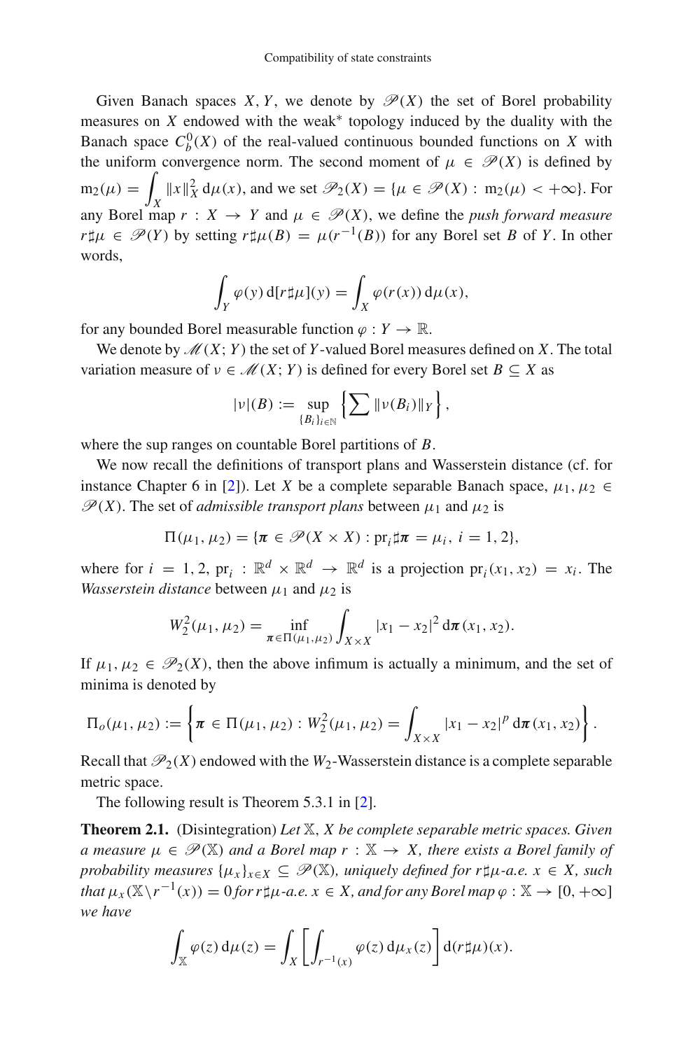Given Banach spaces $X, Y$, we denote by $\mathscr{P}(X)$ the set of Borel probability measures on $X$ endowed with the weak* topology induced by the duality with the Banach space $C_b^0(X)$ of the real-valued continuous bounded functions on $X$ with the uniform convergence norm. The second moment of $\mu \in \mathscr{P}(X)$ is defined by $\mathrm{m}_2(\mu) = \int_X \|x\|_X^2 \, \mathrm{d}\mu(x)$, and we set $\mathscr{P}_2(X) = \{\mu \in \mathscr{P}(X) : \mathrm{m}_2(\mu) < +\infty\}$. For any Borel map $r : X \to Y$ and $\mu \in \mathscr{P}(X)$, we define the *push forward measure* $r\sharp\mu \in \mathscr{P}(Y)$ by setting $r\sharp\mu(B) = \mu(r^{-1}(B))$ for any Borel set $B$ of $Y$. In other words,

$$\int_Y \varphi(y) \, \mathrm{d}[r\sharp\mu](y) = \int_X \varphi(r(x)) \, \mathrm{d}\mu(x),$$

for any bounded Borel measurable function $\varphi : Y \to \mathbb{R}$.

We denote by $\mathscr{M}(X; Y)$ the set of $Y$-valued Borel measures defined on $X$. The total variation measure of $\nu \in \mathscr{M}(X; Y)$ is defined for every Borel set $B \subseteq X$ as

$$|\nu|(B) := \sup_{\{B_i\}_{i \in \mathbb{N}}} \left\{ \sum \|\nu(B_i)\|_Y \right\},$$

where the sup ranges on countable Borel partitions of $B$.

We now recall the definitions of transport plans and Wasserstein distance (cf. for instance Chapter 6 in [2]). Let $X$ be a complete separable Banach space, $\mu_1, \mu_2 \in \mathscr{P}(X)$. The set of *admissible transport plans* between $\mu_1$ and $\mu_2$ is

$$\Pi(\mu_1, \mu_2) = \{\boldsymbol{\pi} \in \mathscr{P}(X \times X) : \mathrm{pr}_i \sharp \boldsymbol{\pi} = \mu_i, \ i = 1, 2\},$$

where for $i = 1, 2$, $\mathrm{pr}_i : \mathbb{R}^d \times \mathbb{R}^d \to \mathbb{R}^d$ is a projection $\mathrm{pr}_i(x_1, x_2) = x_i$. The *Wasserstein distance* between $\mu_1$ and $\mu_2$ is

$$W_2^2(\mu_1, \mu_2) = \inf_{\boldsymbol{\pi} \in \Pi(\mu_1, \mu_2)} \int_{X \times X} |x_1 - x_2|^2 \, \mathrm{d}\boldsymbol{\pi}(x_1, x_2).$$

If $\mu_1, \mu_2 \in \mathscr{P}_2(X)$, then the above infimum is actually a minimum, and the set of minima is denoted by

$$\Pi_o(\mu_1, \mu_2) := \left\{ \boldsymbol{\pi} \in \Pi(\mu_1, \mu_2) : W_2^2(\mu_1, \mu_2) = \int_{X \times X} |x_1 - x_2|^p \, \mathrm{d}\boldsymbol{\pi}(x_1, x_2) \right\}.$$

Recall that $\mathscr{P}_2(X)$ endowed with the $W_2$-Wasserstein distance is a complete separable metric space.

The following result is Theorem 5.3.1 in [2].

**Theorem 2.1.** (Disintegration) *Let $\mathbb{X}$, $X$ be complete separable metric spaces. Given a measure $\mu \in \mathscr{P}(\mathbb{X})$ and a Borel map $r : \mathbb{X} \to X$, there exists a Borel family of probability measures $\{\mu_x\}_{x \in X} \subseteq \mathscr{P}(\mathbb{X})$, uniquely defined for $r\sharp\mu$-a.e. $x \in X$, such that $\mu_x(\mathbb{X} \setminus r^{-1}(x)) = 0$ for $r\sharp\mu$-a.e. $x \in X$, and for any Borel map $\varphi : \mathbb{X} \to [0, +\infty]$ we have*

$$\int_{\mathbb{X}} \varphi(z) \, \mathrm{d}\mu(z) = \int_X \left[ \int_{r^{-1}(x)} \varphi(z) \, \mathrm{d}\mu_x(z) \right] \mathrm{d}(r\sharp\mu)(x).$$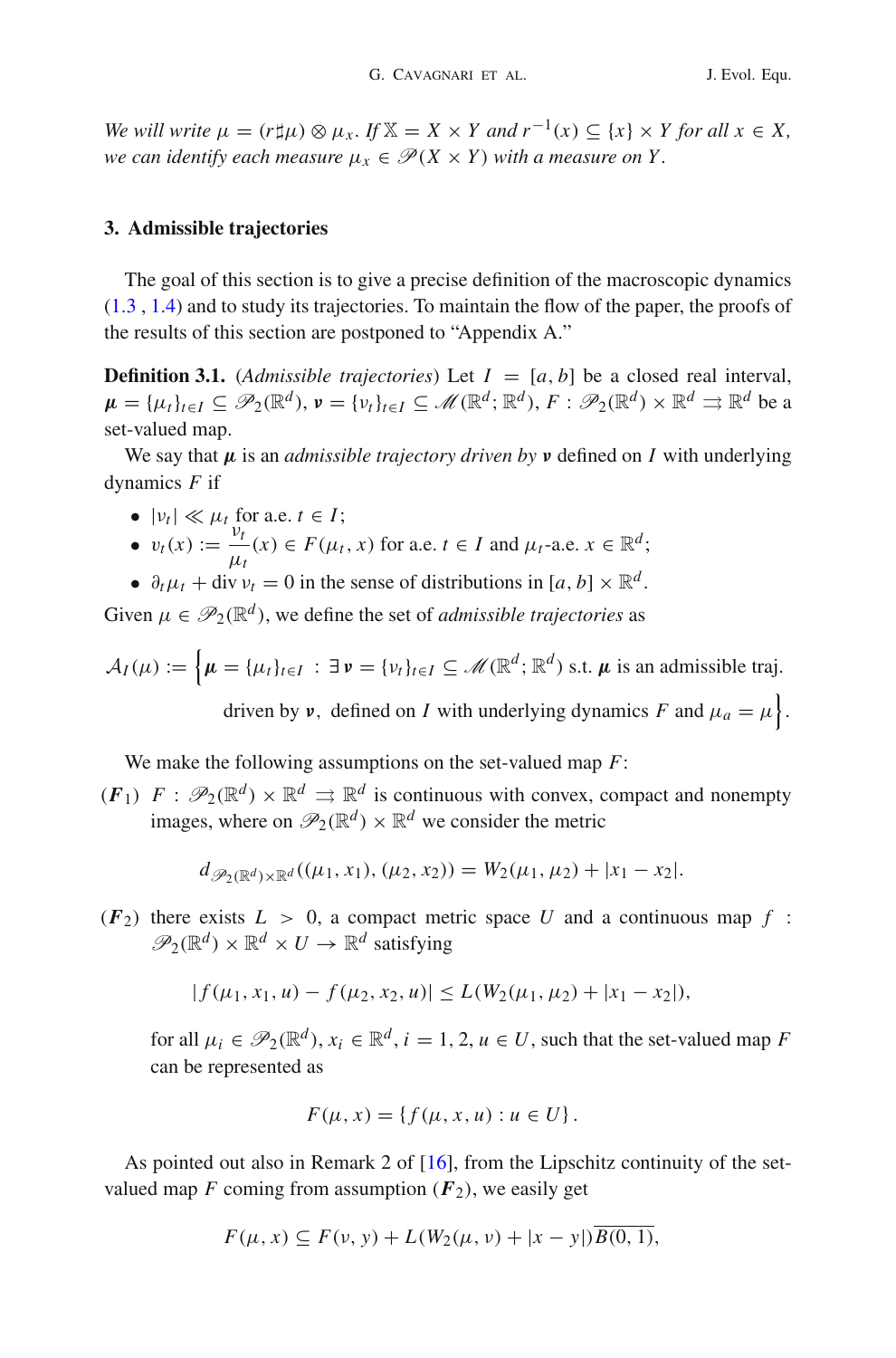*We will write* $\mu = (r\sharp\mu) \otimes \mu_x$. *If* $\mathbb{X} = X \times Y$ *and* $r^{-1}(x) \subseteq \{x\} \times Y$ *for all* $x \in X$, *we can identify each measure* $\mu_x \in \mathscr{P}(X \times Y)$ *with a measure on* $Y$.

## 3. Admissible trajectories

The goal of this section is to give a precise definition of the macroscopic dynamics (1.3, 1.4) and to study its trajectories. To maintain the flow of the paper, the proofs of the results of this section are postponed to "Appendix A."

**Definition 3.1.** (*Admissible trajectories*) Let $I = [a, b]$ be a closed real interval, $\boldsymbol{\mu} = \{\mu_t\}_{t\in I} \subseteq \mathscr{P}_2(\mathbb{R}^d)$, $\boldsymbol{\nu} = \{\nu_t\}_{t\in I} \subseteq \mathscr{M}(\mathbb{R}^d; \mathbb{R}^d)$, $F : \mathscr{P}_2(\mathbb{R}^d) \times \mathbb{R}^d \rightrightarrows \mathbb{R}^d$ be a set-valued map.

We say that $\boldsymbol{\mu}$ is an *admissible trajectory driven by* $\boldsymbol{\nu}$ defined on $I$ with underlying dynamics $F$ if

- $|\nu_t| \ll \mu_t$ for a.e. $t \in I$;
- $v_t(x) := \dfrac{\nu_t}{\mu_t}(x) \in F(\mu_t, x)$ for a.e. $t \in I$ and $\mu_t$-a.e. $x \in \mathbb{R}^d$;
- $\partial_t \mu_t + \operatorname{div} \nu_t = 0$ in the sense of distributions in $[a, b] \times \mathbb{R}^d$.

Given $\mu \in \mathscr{P}_2(\mathbb{R}^d)$, we define the set of *admissible trajectories* as

$$\mathcal{A}_I(\mu) := \Big\{ \boldsymbol{\mu} = \{\mu_t\}_{t\in I} \,:\, \exists\, \boldsymbol{\nu} = \{\nu_t\}_{t\in I} \subseteq \mathscr{M}(\mathbb{R}^d; \mathbb{R}^d) \text{ s.t. } \boldsymbol{\mu} \text{ is an admissible traj. driven by } \boldsymbol{\nu},\ \text{defined on } I \text{ with underlying dynamics } F \text{ and } \mu_a = \mu \Big\}.$$

We make the following assumptions on the set-valued map $F$:

($\boldsymbol{F}_1$) $F : \mathscr{P}_2(\mathbb{R}^d) \times \mathbb{R}^d \rightrightarrows \mathbb{R}^d$ is continuous with convex, compact and nonempty images, where on $\mathscr{P}_2(\mathbb{R}^d) \times \mathbb{R}^d$ we consider the metric

$$d_{\mathscr{P}_2(\mathbb{R}^d)\times\mathbb{R}^d}((\mu_1, x_1), (\mu_2, x_2)) = W_2(\mu_1, \mu_2) + |x_1 - x_2|.$$

($\boldsymbol{F}_2$) there exists $L > 0$, a compact metric space $U$ and a continuous map $f : \mathscr{P}_2(\mathbb{R}^d) \times \mathbb{R}^d \times U \to \mathbb{R}^d$ satisfying

$$|f(\mu_1, x_1, u) - f(\mu_2, x_2, u)| \le L(W_2(\mu_1, \mu_2) + |x_1 - x_2|),$$

for all $\mu_i \in \mathscr{P}_2(\mathbb{R}^d)$, $x_i \in \mathbb{R}^d$, $i = 1, 2$, $u \in U$, such that the set-valued map $F$ can be represented as

$$F(\mu, x) = \{f(\mu, x, u) : u \in U\}.$$

As pointed out also in Remark 2 of [16], from the Lipschitz continuity of the set-valued map $F$ coming from assumption ($\boldsymbol{F}_2$), we easily get

$$F(\mu, x) \subseteq F(\nu, y) + L(W_2(\mu, \nu) + |x - y|)\overline{B(0, 1)},$$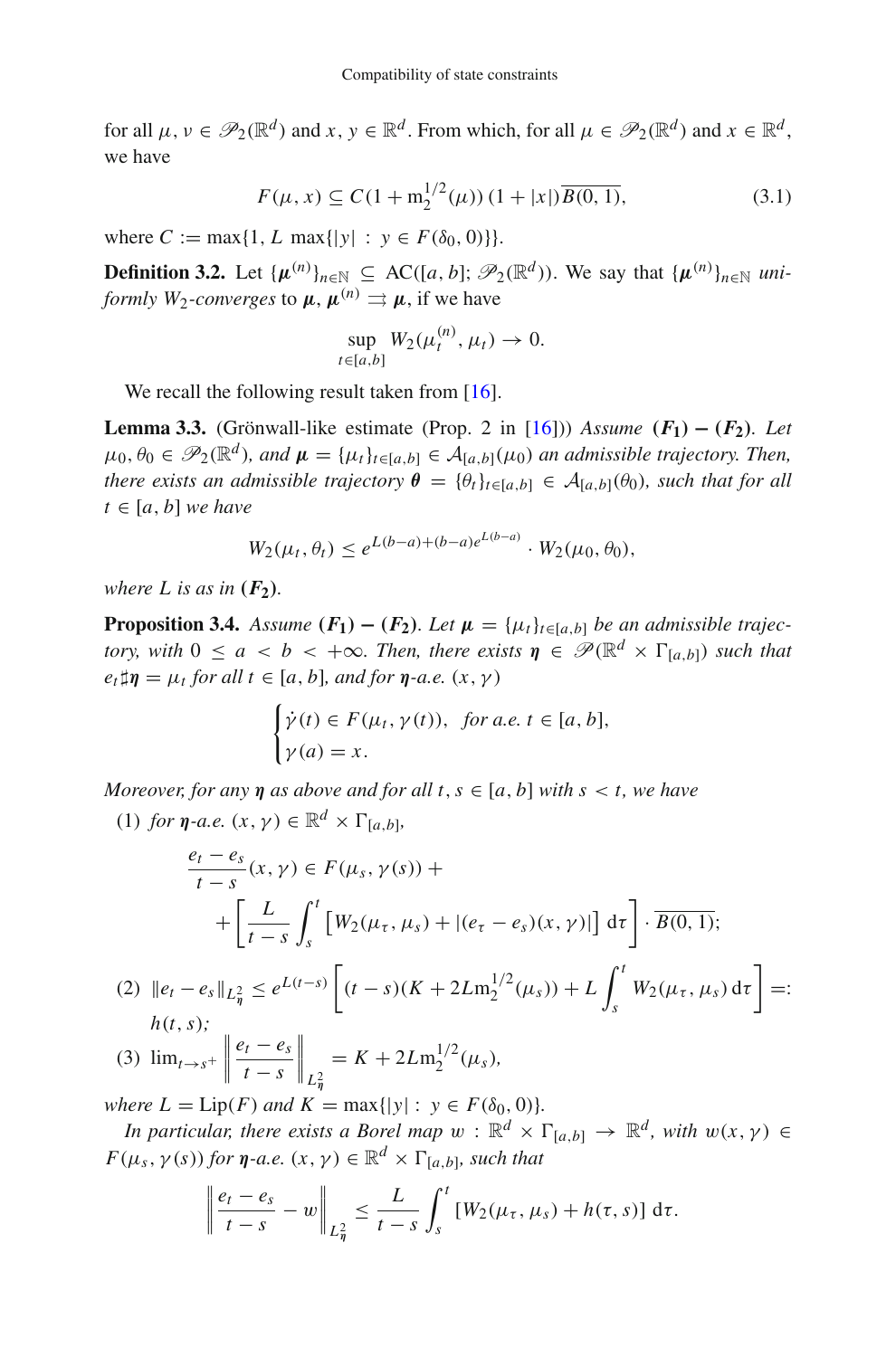for all $\mu, \nu \in \mathscr{P}_2(\mathbb{R}^d)$ and $x, y \in \mathbb{R}^d$. From which, for all $\mu \in \mathscr{P}_2(\mathbb{R}^d)$ and $x \in \mathbb{R}^d$, we have

$$F(\mu, x) \subseteq C(1 + \mathrm{m}_2^{1/2}(\mu))\,(1 + |x|)\overline{B(0,1)}, \tag{3.1}$$

where $C := \max\{1, L\ \max\{|y| : y \in F(\delta_0, 0)\}\}$.

**Definition 3.2.** Let $\{\boldsymbol{\mu}^{(n)}\}_{n\in\mathbb{N}} \subseteq \mathrm{AC}([a,b]; \mathscr{P}_2(\mathbb{R}^d))$. We say that $\{\boldsymbol{\mu}^{(n)}\}_{n\in\mathbb{N}}$ *uniformly $W_2$-converges* to $\boldsymbol{\mu}$, $\boldsymbol{\mu}^{(n)} \rightrightarrows \boldsymbol{\mu}$, if we have

$$\sup_{t\in[a,b]} W_2(\mu_t^{(n)}, \mu_t) \to 0.$$

We recall the following result taken from [16].

**Lemma 3.3.** (Grönwall-like estimate (Prop. 2 in [16])) *Assume* $(\boldsymbol{F_1}) - (\boldsymbol{F_2})$. *Let* $\mu_0, \theta_0 \in \mathscr{P}_2(\mathbb{R}^d)$*, and* $\boldsymbol{\mu} = \{\mu_t\}_{t\in[a,b]} \in \mathcal{A}_{[a,b]}(\mu_0)$ *an admissible trajectory. Then, there exists an admissible trajectory* $\boldsymbol{\theta} = \{\theta_t\}_{t\in[a,b]} \in \mathcal{A}_{[a,b]}(\theta_0)$*, such that for all* $t \in [a,b]$ *we have*

$$W_2(\mu_t, \theta_t) \le e^{L(b-a)+(b-a)e^{L(b-a)}} \cdot W_2(\mu_0, \theta_0),$$

*where* $L$ *is as in* $(\boldsymbol{F_2})$.

**Proposition 3.4.** *Assume* $(\boldsymbol{F_1}) - (\boldsymbol{F_2})$. *Let* $\boldsymbol{\mu} = \{\mu_t\}_{t\in[a,b]}$ *be an admissible trajectory, with* $0 \le a < b < +\infty$. *Then, there exists* $\boldsymbol{\eta} \in \mathscr{P}(\mathbb{R}^d \times \Gamma_{[a,b]})$ *such that* $e_t \sharp \boldsymbol{\eta} = \mu_t$ *for all* $t \in [a,b]$*, and for* $\boldsymbol{\eta}$*-a.e.* $(x, \gamma)$

$$\begin{cases} \dot{\gamma}(t) \in F(\mu_t, \gamma(t)), & \text{for a.e. } t \in [a,b], \\ \gamma(a) = x. \end{cases}$$

*Moreover, for any* $\boldsymbol{\eta}$ *as above and for all* $t, s \in [a,b]$ *with* $s < t$*, we have*

(1) *for* $\boldsymbol{\eta}$*-a.e.* $(x,\gamma) \in \mathbb{R}^d \times \Gamma_{[a,b]}$,

$$\frac{e_t - e_s}{t-s}(x,\gamma) \in F(\mu_s, \gamma(s)) + \\ + \left[\frac{L}{t-s}\int_s^t \left[W_2(\mu_\tau, \mu_s) + |(e_\tau - e_s)(x,\gamma)|\right] \mathrm{d}\tau\right] \cdot \overline{B(0,1)};$$

(2) $\|e_t - e_s\|_{L^2_{\boldsymbol{\eta}}} \le e^{L(t-s)}\left[(t-s)(K + 2L\mathrm{m}_2^{1/2}(\mu_s)) + L\displaystyle\int_s^t W_2(\mu_\tau, \mu_s)\,\mathrm{d}\tau\right] =: h(t,s)$;

(3) $\lim_{t\to s^+}\left\|\dfrac{e_t - e_s}{t-s}\right\|_{L^2_{\boldsymbol{\eta}}} = K + 2L\mathrm{m}_2^{1/2}(\mu_s)$,

*where* $L = \mathrm{Lip}(F)$ *and* $K = \max\{|y| : y \in F(\delta_0, 0)\}$.

*In particular, there exists a Borel map* $w : \mathbb{R}^d \times \Gamma_{[a,b]} \to \mathbb{R}^d$*, with* $w(x,\gamma) \in F(\mu_s, \gamma(s))$ *for* $\boldsymbol{\eta}$*-a.e.* $(x,\gamma) \in \mathbb{R}^d \times \Gamma_{[a,b]}$*, such that*

$$\left\|\frac{e_t - e_s}{t-s} - w\right\|_{L^2_{\boldsymbol{\eta}}} \le \frac{L}{t-s}\int_s^t \left[W_2(\mu_\tau, \mu_s) + h(\tau, s)\right] \mathrm{d}\tau.$$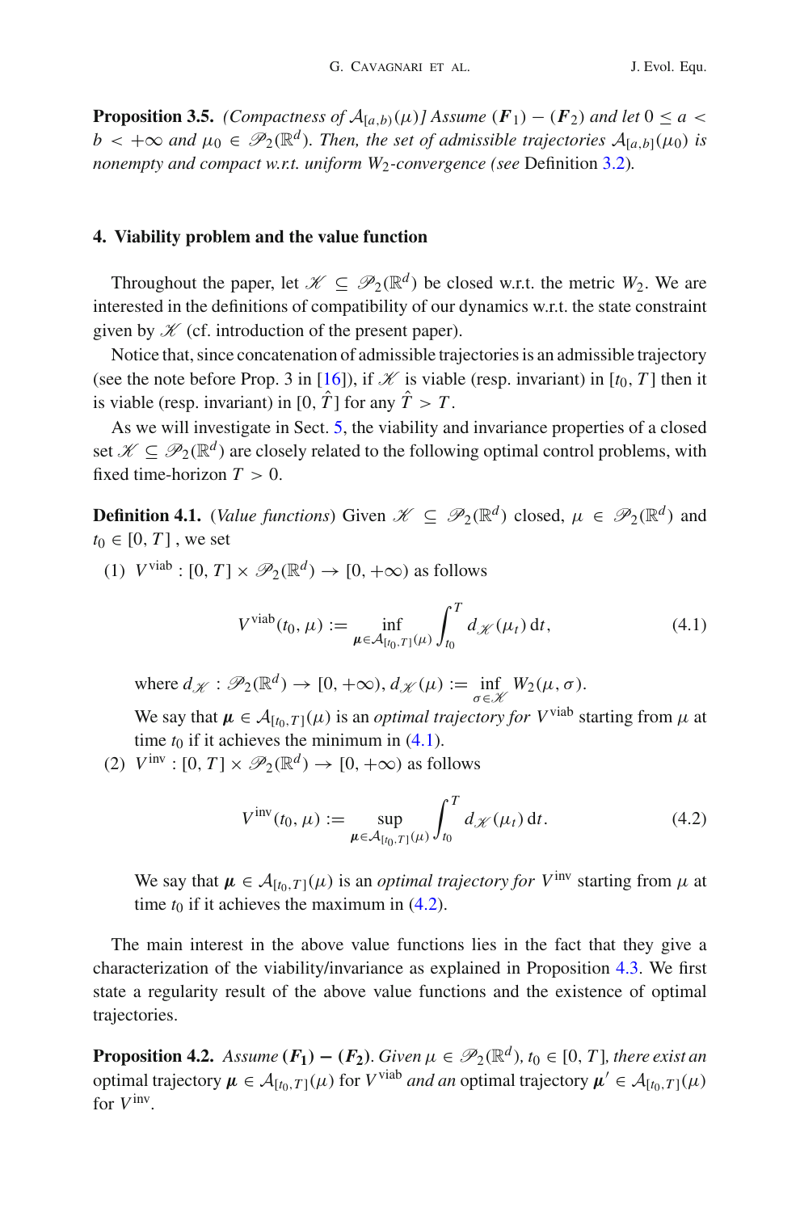**Proposition 3.5.** *(Compactness of $\mathcal{A}_{[a,b)}(\mu)$] Assume $(\boldsymbol{F}_1) - (\boldsymbol{F}_2)$ and let $0 \le a < b < +\infty$ and $\mu_0 \in \mathscr{P}_2(\mathbb{R}^d)$. Then, the set of admissible trajectories $\mathcal{A}_{[a,b]}(\mu_0)$ is nonempty and compact w.r.t. uniform $W_2$-convergence (see* Definition 3.2*).*

## 4. Viability problem and the value function

Throughout the paper, let $\mathscr{K} \subseteq \mathscr{P}_2(\mathbb{R}^d)$ be closed w.r.t. the metric $W_2$. We are interested in the definitions of compatibility of our dynamics w.r.t. the state constraint given by $\mathscr{K}$ (cf. introduction of the present paper).

Notice that, since concatenation of admissible trajectories is an admissible trajectory (see the note before Prop. 3 in [16]), if $\mathscr{K}$ is viable (resp. invariant) in $[t_0, T]$ then it is viable (resp. invariant) in $[0, \hat{T}]$ for any $\hat{T} > T$.

As we will investigate in Sect. 5, the viability and invariance properties of a closed set $\mathscr{K} \subseteq \mathscr{P}_2(\mathbb{R}^d)$ are closely related to the following optimal control problems, with fixed time-horizon $T > 0$.

**Definition 4.1.** (*Value functions*) Given $\mathscr{K} \subseteq \mathscr{P}_2(\mathbb{R}^d)$ closed, $\mu \in \mathscr{P}_2(\mathbb{R}^d)$ and $t_0 \in [0, T]$ , we set

(1) $V^{\text{viab}} : [0, T] \times \mathscr{P}_2(\mathbb{R}^d) \to [0, +\infty)$ as follows

$$V^{\text{viab}}(t_0, \mu) := \inf_{\boldsymbol{\mu} \in \mathcal{A}_{[t_0,T]}(\mu)} \int_{t_0}^{T} d_{\mathscr{K}}(\mu_t)\, \mathrm{d}t, \tag{4.1}$$

where $d_{\mathscr{K}} : \mathscr{P}_2(\mathbb{R}^d) \to [0, +\infty)$, $d_{\mathscr{K}}(\mu) := \inf_{\sigma \in \mathscr{K}} W_2(\mu, \sigma)$.

We say that $\boldsymbol{\mu} \in \mathcal{A}_{[t_0,T]}(\mu)$ is an *optimal trajectory for* $V^{\text{viab}}$ starting from $\mu$ at time $t_0$ if it achieves the minimum in (4.1).

(2) $V^{\text{inv}} : [0, T] \times \mathscr{P}_2(\mathbb{R}^d) \to [0, +\infty)$ as follows

$$V^{\text{inv}}(t_0, \mu) := \sup_{\boldsymbol{\mu} \in \mathcal{A}_{[t_0,T]}(\mu)} \int_{t_0}^{T} d_{\mathscr{K}}(\mu_t)\, \mathrm{d}t. \tag{4.2}$$

We say that $\boldsymbol{\mu} \in \mathcal{A}_{[t_0,T]}(\mu)$ is an *optimal trajectory for* $V^{\text{inv}}$ starting from $\mu$ at time $t_0$ if it achieves the maximum in (4.2).

The main interest in the above value functions lies in the fact that they give a characterization of the viability/invariance as explained in Proposition 4.3. We first state a regularity result of the above value functions and the existence of optimal trajectories.

**Proposition 4.2.** *Assume* $(\boldsymbol{F_1}) - (\boldsymbol{F_2})$*. Given $\mu \in \mathscr{P}_2(\mathbb{R}^d)$, $t_0 \in [0, T]$, there exist an* optimal trajectory $\boldsymbol{\mu} \in \mathcal{A}_{[t_0,T]}(\mu)$ for $V^{\text{viab}}$ *and an* optimal trajectory $\boldsymbol{\mu}' \in \mathcal{A}_{[t_0,T]}(\mu)$ for $V^{\text{inv}}$.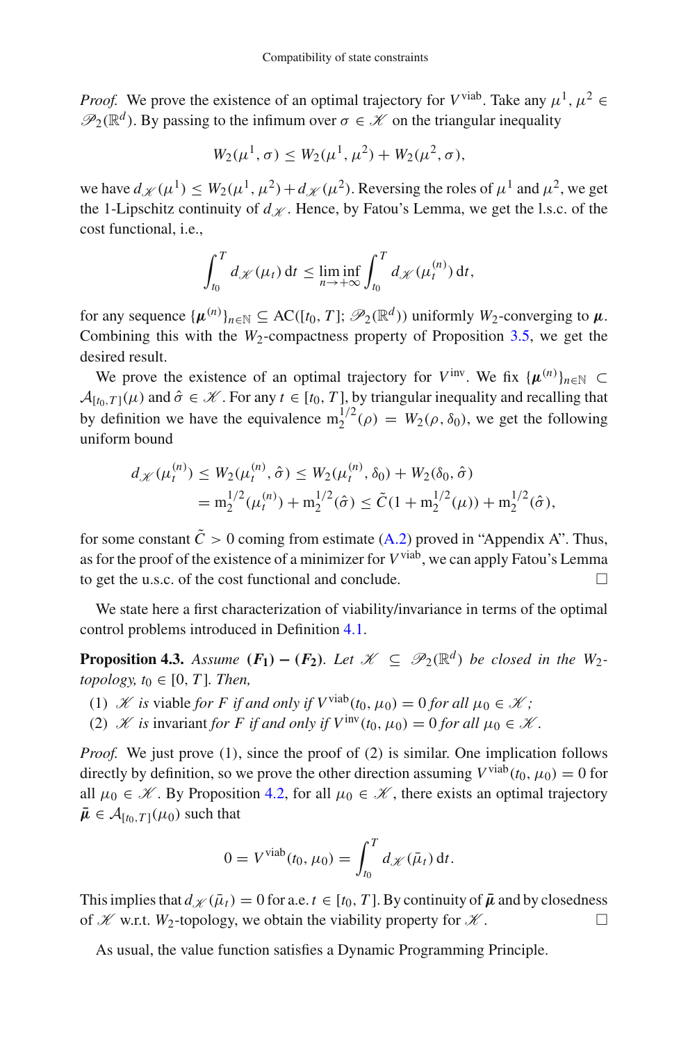*Proof.* We prove the existence of an optimal trajectory for $V^{\text{viab}}$. Take any $\mu^1, \mu^2 \in \mathscr{P}_2(\mathbb{R}^d)$. By passing to the infimum over $\sigma \in \mathscr{K}$ on the triangular inequality

$$W_2(\mu^1, \sigma) \le W_2(\mu^1, \mu^2) + W_2(\mu^2, \sigma),$$

we have $d_{\mathscr{K}}(\mu^1) \le W_2(\mu^1, \mu^2) + d_{\mathscr{K}}(\mu^2)$. Reversing the roles of $\mu^1$ and $\mu^2$, we get the 1-Lipschitz continuity of $d_{\mathscr{K}}$. Hence, by Fatou's Lemma, we get the l.s.c. of the cost functional, i.e.,

$$\int_{t_0}^{T} d_{\mathscr{K}}(\mu_t)\,\mathrm{d}t \le \liminf_{n \to +\infty} \int_{t_0}^{T} d_{\mathscr{K}}(\mu_t^{(n)})\,\mathrm{d}t,$$

for any sequence $\{\boldsymbol{\mu}^{(n)}\}_{n\in\mathbb{N}} \subseteq \mathrm{AC}([t_0, T]; \mathscr{P}_2(\mathbb{R}^d))$ uniformly $W_2$-converging to $\boldsymbol{\mu}$. Combining this with the $W_2$-compactness property of Proposition 3.5, we get the desired result.

We prove the existence of an optimal trajectory for $V^{\text{inv}}$. We fix $\{\boldsymbol{\mu}^{(n)}\}_{n\in\mathbb{N}} \subset \mathcal{A}_{[t_0,T]}(\mu)$ and $\hat{\sigma} \in \mathscr{K}$. For any $t \in [t_0, T]$, by triangular inequality and recalling that by definition we have the equivalence $\mathrm{m}_2^{1/2}(\rho) = W_2(\rho, \delta_0)$, we get the following uniform bound

$$\begin{aligned}
d_{\mathscr{K}}(\mu_t^{(n)}) &\le W_2(\mu_t^{(n)}, \hat{\sigma}) \le W_2(\mu_t^{(n)}, \delta_0) + W_2(\delta_0, \hat{\sigma}) \\
&= \mathrm{m}_2^{1/2}(\mu_t^{(n)}) + \mathrm{m}_2^{1/2}(\hat{\sigma}) \le \tilde{C}(1 + \mathrm{m}_2^{1/2}(\mu)) + \mathrm{m}_2^{1/2}(\hat{\sigma}),
\end{aligned}$$

for some constant $\tilde{C} > 0$ coming from estimate (A.2) proved in "Appendix A". Thus, as for the proof of the existence of a minimizer for $V^{\text{viab}}$, we can apply Fatou's Lemma to get the u.s.c. of the cost functional and conclude. $\square$

We state here a first characterization of viability/invariance in terms of the optimal control problems introduced in Definition 4.1.

**Proposition 4.3.** *Assume* $(\boldsymbol{F_1}) - (\boldsymbol{F_2})$. *Let* $\mathscr{K} \subseteq \mathscr{P}_2(\mathbb{R}^d)$ *be closed in the* $W_2$-*topology,* $t_0 \in [0, T]$. *Then,*

1. $\mathscr{K}$ *is* viable *for* $F$ *if and only if* $V^{\text{viab}}(t_0, \mu_0) = 0$ *for all* $\mu_0 \in \mathscr{K}$;
2. $\mathscr{K}$ *is* invariant *for* $F$ *if and only if* $V^{\text{inv}}(t_0, \mu_0) = 0$ *for all* $\mu_0 \in \mathscr{K}$.

*Proof.* We just prove (1), since the proof of (2) is similar. One implication follows directly by definition, so we prove the other direction assuming $V^{\text{viab}}(t_0, \mu_0) = 0$ for all $\mu_0 \in \mathscr{K}$. By Proposition 4.2, for all $\mu_0 \in \mathscr{K}$, there exists an optimal trajectory $\bar{\boldsymbol{\mu}} \in \mathcal{A}_{[t_0,T]}(\mu_0)$ such that

$$0 = V^{\text{viab}}(t_0, \mu_0) = \int_{t_0}^{T} d_{\mathscr{K}}(\bar{\mu}_t)\,\mathrm{d}t.$$

This implies that $d_{\mathscr{K}}(\bar{\mu}_t) = 0$ for a.e. $t \in [t_0, T]$. By continuity of $\bar{\boldsymbol{\mu}}$ and by closedness of $\mathscr{K}$ w.r.t. $W_2$-topology, we obtain the viability property for $\mathscr{K}$. $\square$

As usual, the value function satisfies a Dynamic Programming Principle.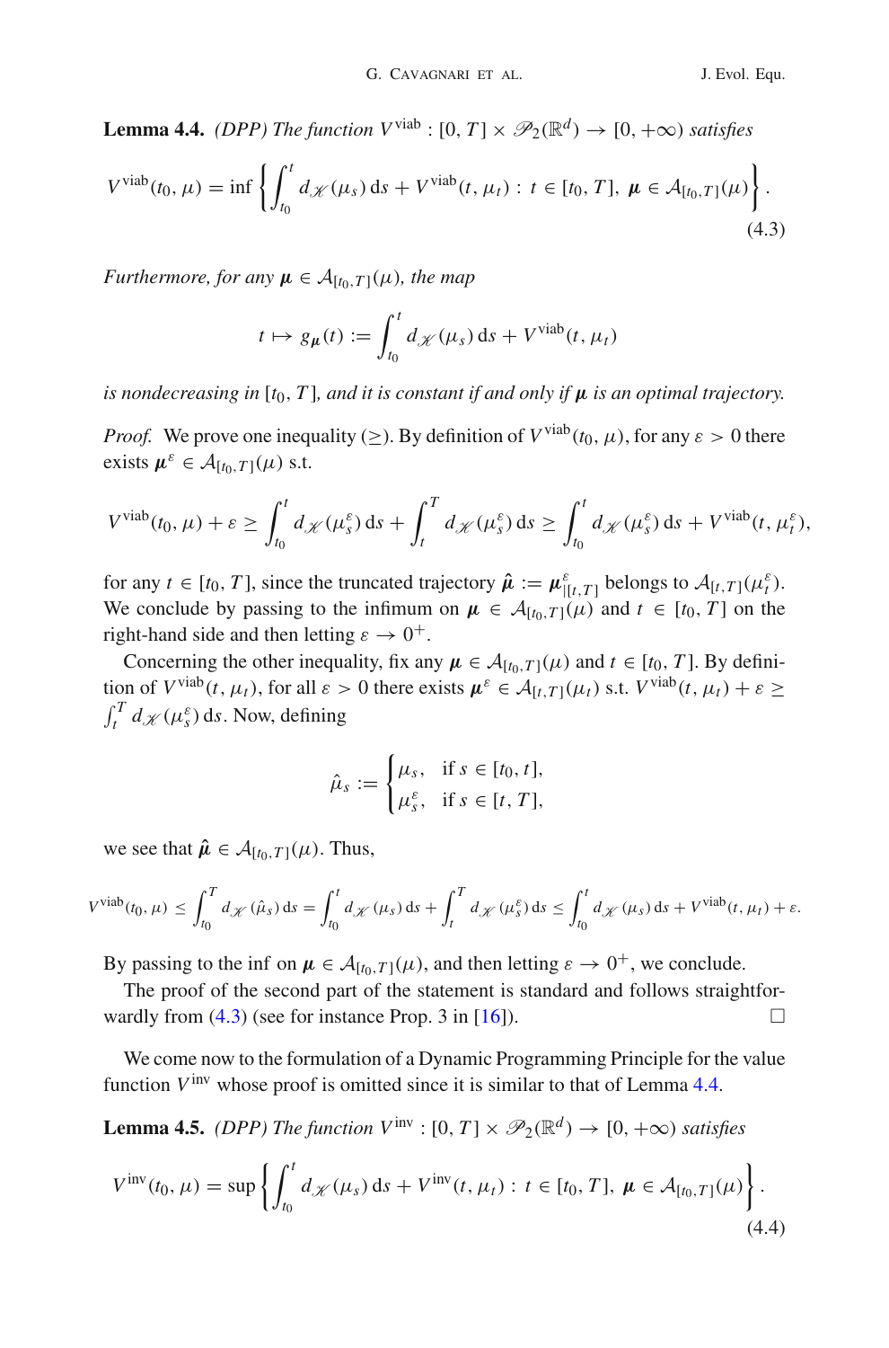**Lemma 4.4.** *(DPP) The function $V^{\text{viab}} : [0, T] \times \mathscr{P}_2(\mathbb{R}^d) \to [0, +\infty)$ satisfies*

$$V^{\text{viab}}(t_0, \mu) = \inf \left\{ \int_{t_0}^{t} d_{\mathscr{K}}(\mu_s)\, \mathrm{d}s + V^{\text{viab}}(t, \mu_t) : t \in [t_0, T],\ \boldsymbol{\mu} \in \mathcal{A}_{[t_0,T]}(\mu) \right\}. \tag{4.3}$$

*Furthermore, for any $\boldsymbol{\mu} \in \mathcal{A}_{[t_0,T]}(\mu)$, the map*

$$t \mapsto g_{\boldsymbol{\mu}}(t) := \int_{t_0}^{t} d_{\mathscr{K}}(\mu_s)\, \mathrm{d}s + V^{\text{viab}}(t, \mu_t)$$

*is nondecreasing in $[t_0, T]$, and it is constant if and only if $\boldsymbol{\mu}$ is an optimal trajectory.*

*Proof.* We prove one inequality ($\geq$). By definition of $V^{\text{viab}}(t_0, \mu)$, for any $\varepsilon > 0$ there exists $\boldsymbol{\mu}^{\varepsilon} \in \mathcal{A}_{[t_0,T]}(\mu)$ s.t.

$$V^{\text{viab}}(t_0, \mu) + \varepsilon \geq \int_{t_0}^{t} d_{\mathscr{K}}(\mu_s^{\varepsilon})\, \mathrm{d}s + \int_{t}^{T} d_{\mathscr{K}}(\mu_s^{\varepsilon})\, \mathrm{d}s \geq \int_{t_0}^{t} d_{\mathscr{K}}(\mu_s^{\varepsilon})\, \mathrm{d}s + V^{\text{viab}}(t, \mu_t^{\varepsilon}),$$

for any $t \in [t_0, T]$, since the truncated trajectory $\hat{\boldsymbol{\mu}} := \boldsymbol{\mu}^{\varepsilon}_{|[t,T]}$ belongs to $\mathcal{A}_{[t,T]}(\mu_t^{\varepsilon})$. We conclude by passing to the infimum on $\boldsymbol{\mu} \in \mathcal{A}_{[t_0,T]}(\mu)$ and $t \in [t_0, T]$ on the right-hand side and then letting $\varepsilon \to 0^+$.

Concerning the other inequality, fix any $\boldsymbol{\mu} \in \mathcal{A}_{[t_0,T]}(\mu)$ and $t \in [t_0, T]$. By definition of $V^{\text{viab}}(t, \mu_t)$, for all $\varepsilon > 0$ there exists $\boldsymbol{\mu}^{\varepsilon} \in \mathcal{A}_{[t,T]}(\mu_t)$ s.t. $V^{\text{viab}}(t, \mu_t) + \varepsilon \geq \int_t^T d_{\mathscr{K}}(\mu_s^{\varepsilon})\, \mathrm{d}s$. Now, defining

$$\hat{\mu}_s := \begin{cases} \mu_s, & \text{if } s \in [t_0, t], \\ \mu_s^{\varepsilon}, & \text{if } s \in [t, T], \end{cases}$$

we see that $\hat{\boldsymbol{\mu}} \in \mathcal{A}_{[t_0,T]}(\mu)$. Thus,

$$V^{\text{viab}}(t_0, \mu) \leq \int_{t_0}^{T} d_{\mathscr{K}}(\hat{\mu}_s)\, \mathrm{d}s = \int_{t_0}^{t} d_{\mathscr{K}}(\mu_s)\, \mathrm{d}s + \int_{t}^{T} d_{\mathscr{K}}(\mu_s^{\varepsilon})\, \mathrm{d}s \leq \int_{t_0}^{t} d_{\mathscr{K}}(\mu_s)\, \mathrm{d}s + V^{\text{viab}}(t, \mu_t) + \varepsilon.$$

By passing to the inf on $\boldsymbol{\mu} \in \mathcal{A}_{[t_0,T]}(\mu)$, and then letting $\varepsilon \to 0^+$, we conclude.

The proof of the second part of the statement is standard and follows straightforwardly from (4.3) (see for instance Prop. 3 in [16]). □

We come now to the formulation of a Dynamic Programming Principle for the value function $V^{\text{inv}}$ whose proof is omitted since it is similar to that of Lemma 4.4.

**Lemma 4.5.** *(DPP) The function $V^{\text{inv}} : [0, T] \times \mathscr{P}_2(\mathbb{R}^d) \to [0, +\infty)$ satisfies*

$$V^{\text{inv}}(t_0, \mu) = \sup \left\{ \int_{t_0}^{t} d_{\mathscr{K}}(\mu_s)\, \mathrm{d}s + V^{\text{inv}}(t, \mu_t) : t \in [t_0, T],\ \boldsymbol{\mu} \in \mathcal{A}_{[t_0,T]}(\mu) \right\}. \tag{4.4}$$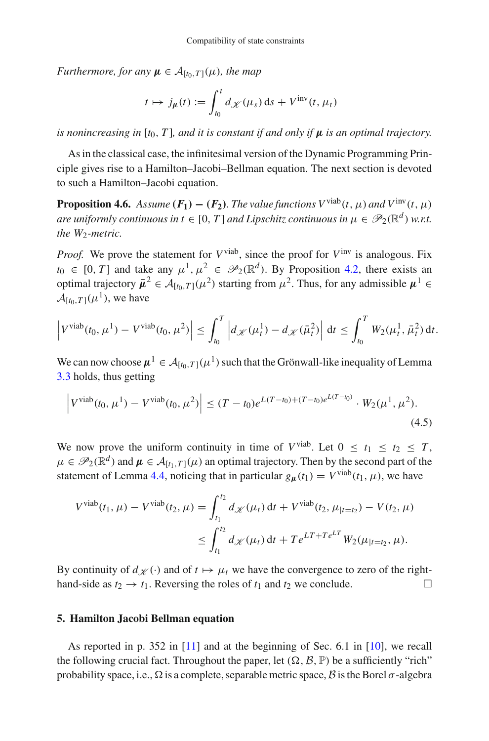*Furthermore, for any $\boldsymbol{\mu} \in \mathcal{A}_{[t_0,T]}(\mu)$, the map*

$$t \mapsto j_{\boldsymbol{\mu}}(t) := \int_{t_0}^{t} d_{\mathscr{K}}(\mu_s)\,\mathrm{d}s + V^{\mathrm{inv}}(t, \mu_t)$$

*is nonincreasing in* $[t_0, T]$*, and it is constant if and only if* $\boldsymbol{\mu}$ *is an optimal trajectory.*

As in the classical case, the infinitesimal version of the Dynamic Programming Principle gives rise to a Hamilton–Jacobi–Bellman equation. The next section is devoted to such a Hamilton–Jacobi equation.

**Proposition 4.6.** *Assume* $(\boldsymbol{F_1}) - (\boldsymbol{F_2})$*. The value functions* $V^{\mathrm{viab}}(t, \mu)$ *and* $V^{\mathrm{inv}}(t, \mu)$ *are uniformly continuous in* $t \in [0, T]$ *and Lipschitz continuous in* $\mu \in \mathscr{P}_2(\mathbb{R}^d)$ *w.r.t. the* $W_2$*-metric.*

*Proof.* We prove the statement for $V^{\mathrm{viab}}$, since the proof for $V^{\mathrm{inv}}$ is analogous. Fix $t_0 \in [0, T]$ and take any $\mu^1, \mu^2 \in \mathscr{P}_2(\mathbb{R}^d)$. By Proposition 4.2, there exists an optimal trajectory $\bar{\boldsymbol{\mu}}^2 \in \mathcal{A}_{[t_0,T]}(\mu^2)$ starting from $\mu^2$. Thus, for any admissible $\boldsymbol{\mu}^1 \in \mathcal{A}_{[t_0,T]}(\mu^1)$, we have

$$\left| V^{\mathrm{viab}}(t_0, \mu^1) - V^{\mathrm{viab}}(t_0, \mu^2) \right| \le \int_{t_0}^{T} \left| d_{\mathscr{K}}(\mu_t^1) - d_{\mathscr{K}}(\bar{\mu}_t^2) \right| \mathrm{d}t \le \int_{t_0}^{T} W_2(\mu_t^1, \bar{\mu}_t^2)\,\mathrm{d}t.$$

We can now choose $\boldsymbol{\mu}^1 \in \mathcal{A}_{[t_0,T]}(\mu^1)$ such that the Grönwall-like inequality of Lemma 3.3 holds, thus getting

$$\left| V^{\mathrm{viab}}(t_0, \mu^1) - V^{\mathrm{viab}}(t_0, \mu^2) \right| \le (T - t_0) e^{L(T-t_0) + (T-t_0)e^{L(T-t_0)}} \cdot W_2(\mu^1, \mu^2). \tag{4.5}$$

We now prove the uniform continuity in time of $V^{\mathrm{viab}}$. Let $0 \le t_1 \le t_2 \le T$, $\mu \in \mathscr{P}_2(\mathbb{R}^d)$ and $\boldsymbol{\mu} \in \mathcal{A}_{[t_1,T]}(\mu)$ an optimal trajectory. Then by the second part of the statement of Lemma 4.4, noticing that in particular $g_{\boldsymbol{\mu}}(t_1) = V^{\mathrm{viab}}(t_1, \mu)$, we have

$$\begin{aligned}
V^{\mathrm{viab}}(t_1, \mu) - V^{\mathrm{viab}}(t_2, \mu) &= \int_{t_1}^{t_2} d_{\mathscr{K}}(\mu_t)\,\mathrm{d}t + V^{\mathrm{viab}}(t_2, \mu_{|t=t_2}) - V(t_2, \mu) \\
&\le \int_{t_1}^{t_2} d_{\mathscr{K}}(\mu_t)\,\mathrm{d}t + T e^{LT + Te^{LT}} W_2(\mu_{|t=t_2}, \mu).
\end{aligned}$$

By continuity of $d_{\mathscr{K}}(\cdot)$ and of $t \mapsto \mu_t$ we have the convergence to zero of the right-hand-side as $t_2 \to t_1$. Reversing the roles of $t_1$ and $t_2$ we conclude. □

## 5. Hamilton Jacobi Bellman equation

As reported in p. 352 in [11] and at the beginning of Sec. 6.1 in [10], we recall the following crucial fact. Throughout the paper, let $(\Omega, \mathcal{B}, \mathbb{P})$ be a sufficiently "rich" probability space, i.e., $\Omega$ is a complete, separable metric space, $\mathcal{B}$ is the Borel $\sigma$-algebra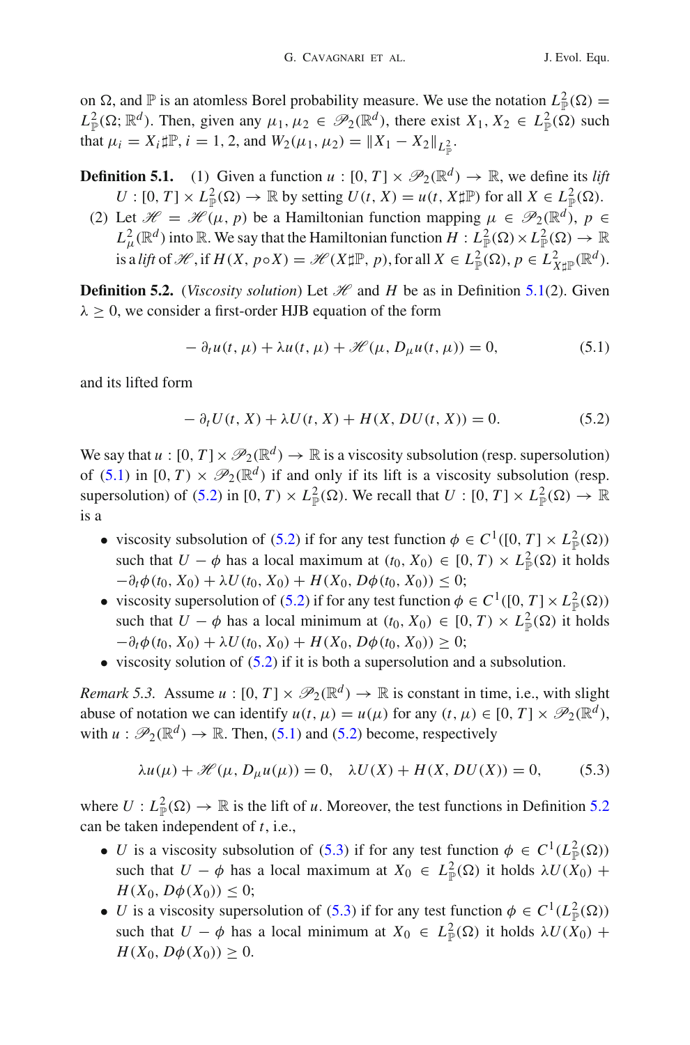on $\Omega$, and $\mathbb{P}$ is an atomless Borel probability measure. We use the notation $L^2_{\mathbb{P}}(\Omega) = L^2_{\mathbb{P}}(\Omega; \mathbb{R}^d)$. Then, given any $\mu_1, \mu_2 \in \mathscr{P}_2(\mathbb{R}^d)$, there exist $X_1, X_2 \in L^2_{\mathbb{P}}(\Omega)$ such that $\mu_i = X_i \sharp \mathbb{P}$, $i = 1, 2$, and $W_2(\mu_1, \mu_2) = \|X_1 - X_2\|_{L^2_{\mathbb{P}}}$.

**Definition 5.1.** (1) Given a function $u : [0, T] \times \mathscr{P}_2(\mathbb{R}^d) \to \mathbb{R}$, we define its *lift* $U : [0, T] \times L^2_{\mathbb{P}}(\Omega) \to \mathbb{R}$ by setting $U(t, X) = u(t, X\sharp\mathbb{P})$ for all $X \in L^2_{\mathbb{P}}(\Omega)$.

(2) Let $\mathscr{H} = \mathscr{H}(\mu, p)$ be a Hamiltonian function mapping $\mu \in \mathscr{P}_2(\mathbb{R}^d)$, $p \in L^2_{\mu}(\mathbb{R}^d)$ into $\mathbb{R}$. We say that the Hamiltonian function $H : L^2_{\mathbb{P}}(\Omega) \times L^2_{\mathbb{P}}(\Omega) \to \mathbb{R}$ is a *lift* of $\mathscr{H}$, if $H(X, p \circ X) = \mathscr{H}(X\sharp\mathbb{P}, p)$, for all $X \in L^2_{\mathbb{P}}(\Omega)$, $p \in L^2_{X\sharp\mathbb{P}}(\mathbb{R}^d)$.

**Definition 5.2.** (*Viscosity solution*) Let $\mathscr{H}$ and $H$ be as in Definition 5.1(2). Given $\lambda \geq 0$, we consider a first-order HJB equation of the form

$$- \partial_t u(t, \mu) + \lambda u(t, \mu) + \mathscr{H}(\mu, D_\mu u(t, \mu)) = 0, \tag{5.1}$$

and its lifted form

$$- \partial_t U(t, X) + \lambda U(t, X) + H(X, DU(t, X)) = 0. \tag{5.2}$$

We say that $u : [0, T] \times \mathscr{P}_2(\mathbb{R}^d) \to \mathbb{R}$ is a viscosity subsolution (resp. supersolution) of (5.1) in $[0, T) \times \mathscr{P}_2(\mathbb{R}^d)$ if and only if its lift is a viscosity subsolution (resp. supersolution) of (5.2) in $[0, T) \times L^2_{\mathbb{P}}(\Omega)$. We recall that $U : [0, T] \times L^2_{\mathbb{P}}(\Omega) \to \mathbb{R}$ is a

- viscosity subsolution of (5.2) if for any test function $\phi \in C^1([0, T] \times L^2_{\mathbb{P}}(\Omega))$ such that $U - \phi$ has a local maximum at $(t_0, X_0) \in [0, T) \times L^2_{\mathbb{P}}(\Omega)$ it holds $-\partial_t \phi(t_0, X_0) + \lambda U(t_0, X_0) + H(X_0, D\phi(t_0, X_0)) \leq 0$;
- viscosity supersolution of (5.2) if for any test function $\phi \in C^1([0, T] \times L^2_{\mathbb{P}}(\Omega))$ such that $U - \phi$ has a local minimum at $(t_0, X_0) \in [0, T) \times L^2_{\mathbb{P}}(\Omega)$ it holds $-\partial_t \phi(t_0, X_0) + \lambda U(t_0, X_0) + H(X_0, D\phi(t_0, X_0)) \geq 0$;
- viscosity solution of (5.2) if it is both a supersolution and a subsolution.

*Remark 5.3.* Assume $u : [0, T] \times \mathscr{P}_2(\mathbb{R}^d) \to \mathbb{R}$ is constant in time, i.e., with slight abuse of notation we can identify $u(t, \mu) = u(\mu)$ for any $(t, \mu) \in [0, T] \times \mathscr{P}_2(\mathbb{R}^d)$, with $u : \mathscr{P}_2(\mathbb{R}^d) \to \mathbb{R}$. Then, (5.1) and (5.2) become, respectively

$$\lambda u(\mu) + \mathscr{H}(\mu, D_\mu u(\mu)) = 0, \quad \lambda U(X) + H(X, DU(X)) = 0, \tag{5.3}$$

where $U : L^2_{\mathbb{P}}(\Omega) \to \mathbb{R}$ is the lift of $u$. Moreover, the test functions in Definition 5.2 can be taken independent of $t$, i.e.,

- $U$ is a viscosity subsolution of (5.3) if for any test function $\phi \in C^1(L^2_{\mathbb{P}}(\Omega))$ such that $U - \phi$ has a local maximum at $X_0 \in L^2_{\mathbb{P}}(\Omega)$ it holds $\lambda U(X_0) + H(X_0, D\phi(X_0)) \leq 0$;
- $U$ is a viscosity supersolution of (5.3) if for any test function $\phi \in C^1(L^2_{\mathbb{P}}(\Omega))$ such that $U - \phi$ has a local minimum at $X_0 \in L^2_{\mathbb{P}}(\Omega)$ it holds $\lambda U(X_0) + H(X_0, D\phi(X_0)) \geq 0$.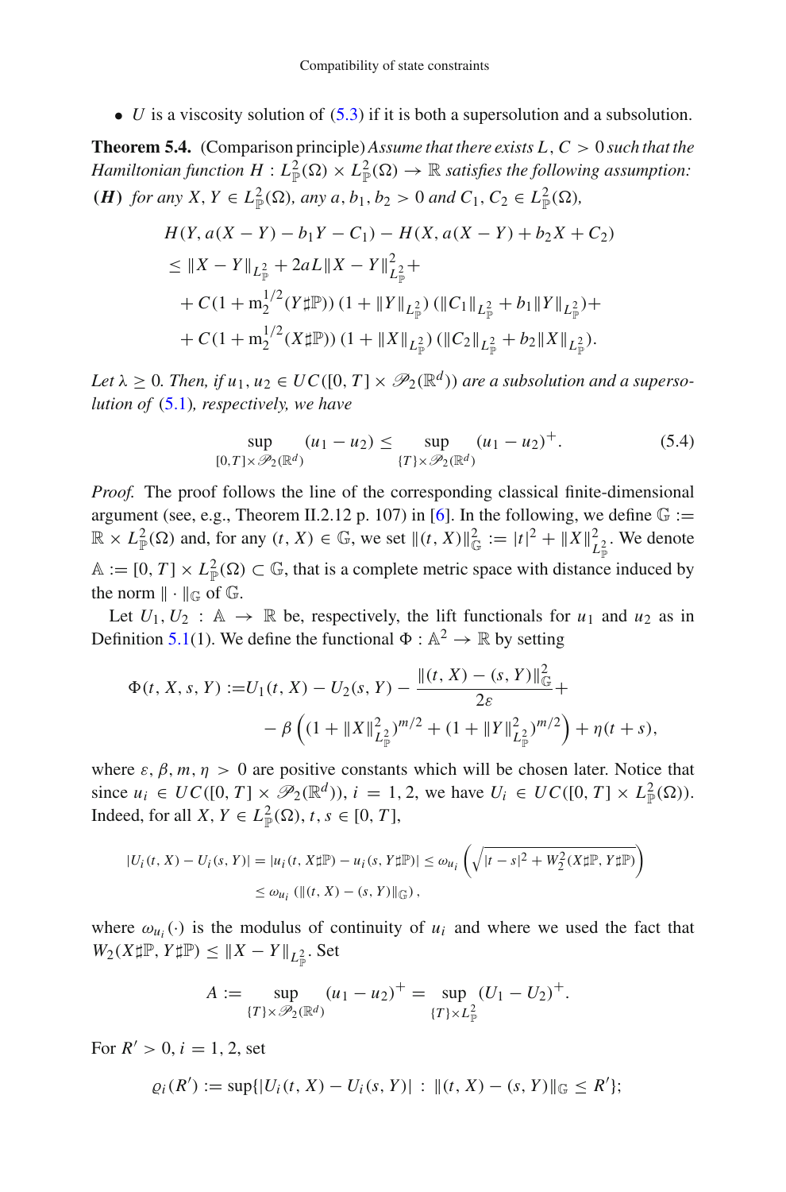- $U$ is a viscosity solution of (5.3) if it is both a supersolution and a subsolution.

**Theorem 5.4.** (Comparison principle) *Assume that there exists $L, C > 0$ such that the Hamiltonian function $H : L^2_{\mathbb{P}}(\Omega) \times L^2_{\mathbb{P}}(\Omega) \to \mathbb{R}$ satisfies the following assumption:*
***(H)*** *for any $X, Y \in L^2_{\mathbb{P}}(\Omega)$, any $a, b_1, b_2 > 0$ and $C_1, C_2 \in L^2_{\mathbb{P}}(\Omega)$,*

$$
\begin{aligned}
&H(Y, a(X-Y) - b_1 Y - C_1) - H(X, a(X-Y) + b_2 X + C_2) \\
&\leq \|X - Y\|_{L^2_{\mathbb{P}}} + 2aL\|X - Y\|^2_{L^2_{\mathbb{P}}} + \\
&\quad + C(1 + \mathrm{m}_2^{1/2}(Y\sharp\mathbb{P}))\,(1 + \|Y\|_{L^2_{\mathbb{P}}})\,(\|C_1\|_{L^2_{\mathbb{P}}} + b_1\|Y\|_{L^2_{\mathbb{P}}}) + \\
&\quad + C(1 + \mathrm{m}_2^{1/2}(X\sharp\mathbb{P}))\,(1 + \|X\|_{L^2_{\mathbb{P}}})\,(\|C_2\|_{L^2_{\mathbb{P}}} + b_2\|X\|_{L^2_{\mathbb{P}}}).
\end{aligned}
$$

*Let $\lambda \geq 0$. Then, if $u_1, u_2 \in UC([0,T] \times \mathscr{P}_2(\mathbb{R}^d))$ are a subsolution and a supersolution of (5.1), respectively, we have*

$$
\sup_{[0,T]\times\mathscr{P}_2(\mathbb{R}^d)} (u_1 - u_2) \leq \sup_{\{T\}\times\mathscr{P}_2(\mathbb{R}^d)} (u_1 - u_2)^+. \tag{5.4}
$$

*Proof.* The proof follows the line of the corresponding classical finite-dimensional argument (see, e.g., Theorem II.2.12 p. 107) in [6]. In the following, we define $\mathbb{G} := \mathbb{R} \times L^2_{\mathbb{P}}(\Omega)$ and, for any $(t, X) \in \mathbb{G}$, we set $\|(t, X)\|^2_{\mathbb{G}} := |t|^2 + \|X\|^2_{L^2_{\mathbb{P}}}$. We denote $\mathbb{A} := [0, T] \times L^2_{\mathbb{P}}(\Omega) \subset \mathbb{G}$, that is a complete metric space with distance induced by the norm $\|\cdot\|_{\mathbb{G}}$ of $\mathbb{G}$.

Let $U_1, U_2 : \mathbb{A} \to \mathbb{R}$ be, respectively, the lift functionals for $u_1$ and $u_2$ as in Definition 5.1(1). We define the functional $\Phi : \mathbb{A}^2 \to \mathbb{R}$ by setting

$$
\begin{aligned}
\Phi(t, X, s, Y) :=& U_1(t, X) - U_2(s, Y) - \frac{\|(t, X) - (s, Y)\|^2_{\mathbb{G}}}{2\varepsilon} + \\
&- \beta\left((1 + \|X\|^2_{L^2_{\mathbb{P}}})^{m/2} + (1 + \|Y\|^2_{L^2_{\mathbb{P}}})^{m/2}\right) + \eta(t + s),
\end{aligned}
$$

where $\varepsilon, \beta, m, \eta > 0$ are positive constants which will be chosen later. Notice that since $u_i \in UC([0, T] \times \mathscr{P}_2(\mathbb{R}^d))$, $i = 1, 2$, we have $U_i \in UC([0, T] \times L^2_{\mathbb{P}}(\Omega))$. Indeed, for all $X, Y \in L^2_{\mathbb{P}}(\Omega)$, $t, s \in [0, T]$,

$$
\begin{aligned}
|U_i(t, X) - U_i(s, Y)| &= |u_i(t, X\sharp\mathbb{P}) - u_i(s, Y\sharp\mathbb{P})| \leq \omega_{u_i}\left(\sqrt{|t-s|^2 + W_2^2(X\sharp\mathbb{P}, Y\sharp\mathbb{P})}\right) \\
&\leq \omega_{u_i}\left(\|(t, X) - (s, Y)\|_{\mathbb{G}}\right),
\end{aligned}
$$

where $\omega_{u_i}(\cdot)$ is the modulus of continuity of $u_i$ and where we used the fact that $W_2(X\sharp\mathbb{P}, Y\sharp\mathbb{P}) \leq \|X - Y\|_{L^2_{\mathbb{P}}}$. Set

$$
A := \sup_{\{T\}\times\mathscr{P}_2(\mathbb{R}^d)} (u_1 - u_2)^+ = \sup_{\{T\}\times L^2_{\mathbb{P}}} (U_1 - U_2)^+.
$$

For $R' > 0$, $i = 1, 2$, set

$$
\varrho_i(R') := \sup\{|U_i(t, X) - U_i(s, Y)| \,:\, \|(t, X) - (s, Y)\|_{\mathbb{G}} \leq R'\};
$$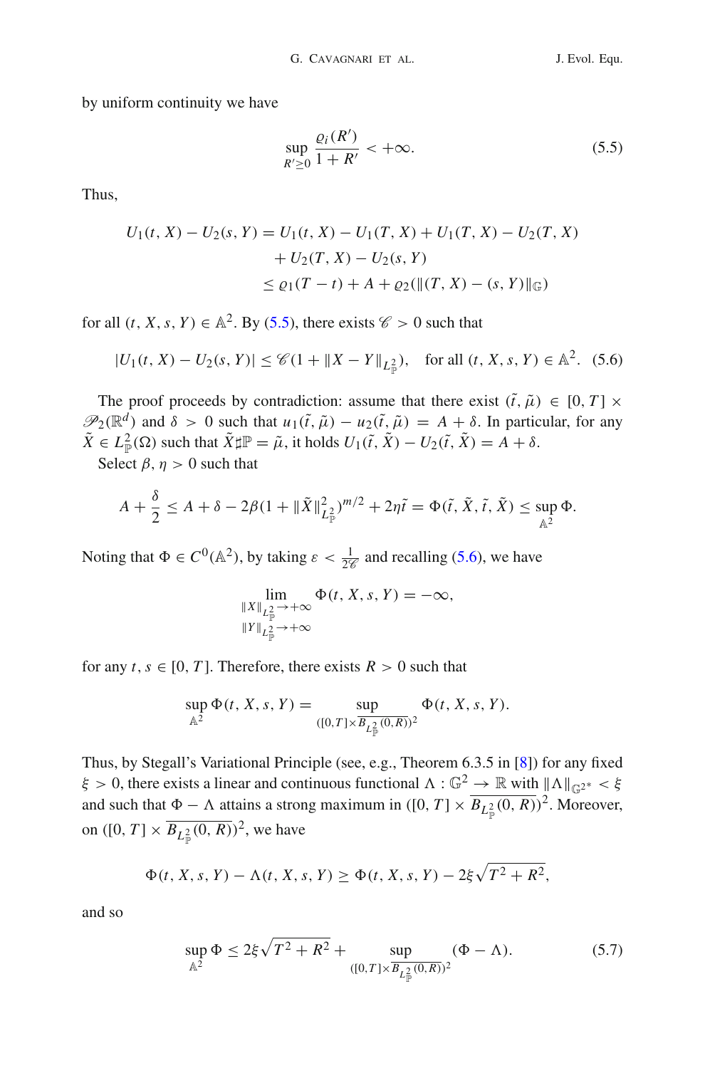by uniform continuity we have

$$\sup_{R'\geq 0} \frac{\varrho_i(R')}{1+R'} < +\infty. \tag{5.5}$$

Thus,

$$\begin{aligned}
U_1(t,X) - U_2(s,Y) &= U_1(t,X) - U_1(T,X) + U_1(T,X) - U_2(T,X) \\
&\quad + U_2(T,X) - U_2(s,Y) \\
&\leq \varrho_1(T-t) + A + \varrho_2(\|(T,X)-(s,Y)\|_{\mathbb{G}})
\end{aligned}$$

for all $(t,X,s,Y) \in \mathbb{A}^2$. By (5.5), there exists $\mathscr{C} > 0$ such that

$$|U_1(t,X) - U_2(s,Y)| \leq \mathscr{C}(1 + \|X-Y\|_{L^2_{\mathbb{P}}}), \quad \text{for all } (t,X,s,Y) \in \mathbb{A}^2. \tag{5.6}$$

The proof proceeds by contradiction: assume that there exist $(\tilde{t}, \tilde{\mu}) \in [0,T] \times \mathscr{P}_2(\mathbb{R}^d)$ and $\delta > 0$ such that $u_1(\tilde{t},\tilde{\mu}) - u_2(\tilde{t},\tilde{\mu}) = A + \delta$. In particular, for any $\tilde{X} \in L^2_{\mathbb{P}}(\Omega)$ such that $\tilde{X}\sharp\mathbb{P} = \tilde{\mu}$, it holds $U_1(\tilde{t},\tilde{X}) - U_2(\tilde{t},\tilde{X}) = A + \delta$.

Select $\beta, \eta > 0$ such that

$$A + \frac{\delta}{2} \leq A + \delta - 2\beta(1 + \|\tilde{X}\|^2_{L^2_{\mathbb{P}}})^{m/2} + 2\eta\tilde{t} = \Phi(\tilde{t},\tilde{X},\tilde{t},\tilde{X}) \leq \sup_{\mathbb{A}^2} \Phi.$$

Noting that $\Phi \in C^0(\mathbb{A}^2)$, by taking $\varepsilon < \frac{1}{2\mathscr{C}}$ and recalling (5.6), we have

$$\lim_{\substack{\|X\|_{L^2_{\mathbb{P}}} \to +\infty \\ \|Y\|_{L^2_{\mathbb{P}}} \to +\infty}} \Phi(t,X,s,Y) = -\infty,$$

for any $t, s \in [0,T]$. Therefore, there exists $R > 0$ such that

$$\sup_{\mathbb{A}^2} \Phi(t,X,s,Y) = \sup_{([0,T]\times\overline{B_{L^2_{\mathbb{P}}}(0,R)})^2} \Phi(t,X,s,Y).$$

Thus, by Stegall's Variational Principle (see, e.g., Theorem 6.3.5 in [8]) for any fixed $\xi > 0$, there exists a linear and continuous functional $\Lambda : \mathbb{G}^2 \to \mathbb{R}$ with $\|\Lambda\|_{\mathbb{G}^{2*}} < \xi$ and such that $\Phi - \Lambda$ attains a strong maximum in $([0,T] \times \overline{B_{L^2_{\mathbb{P}}}(0,R)})^2$. Moreover, on $([0,T] \times \overline{B_{L^2_{\mathbb{P}}}(0,R)})^2$, we have

$$\Phi(t,X,s,Y) - \Lambda(t,X,s,Y) \geq \Phi(t,X,s,Y) - 2\xi\sqrt{T^2+R^2},$$

and so

$$\sup_{\mathbb{A}^2} \Phi \leq 2\xi\sqrt{T^2+R^2} + \sup_{([0,T]\times\overline{B_{L^2_{\mathbb{P}}}(0,R)})^2} (\Phi - \Lambda). \tag{5.7}$$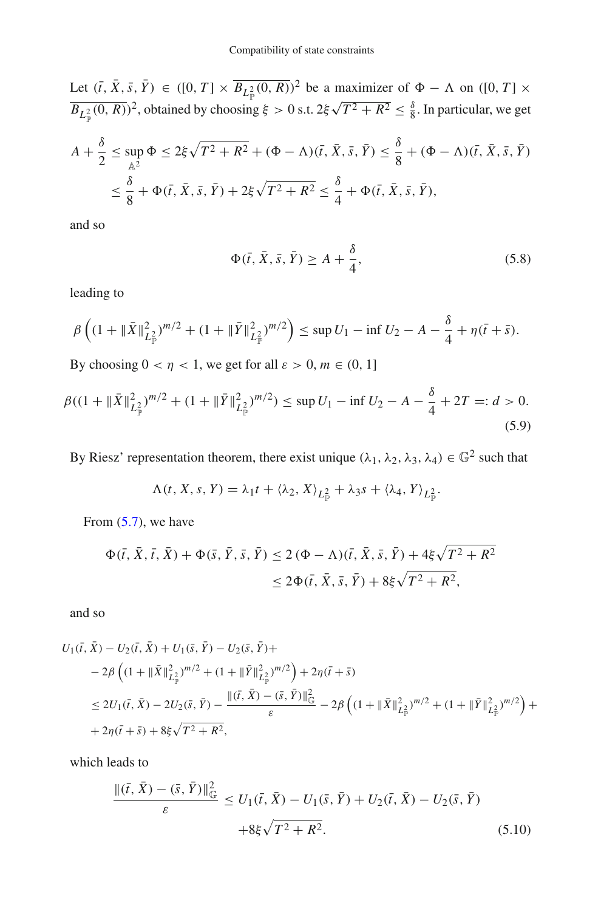Let $(\bar{t}, \bar{X}, \bar{s}, \bar{Y}) \in ([0, T] \times \overline{B_{L^2_{\mathbb{P}}}(0, R)})^2$ be a maximizer of $\Phi - \Lambda$ on $([0, T] \times \overline{B_{L^2_{\mathbb{P}}}(0, R)})^2$, obtained by choosing $\xi > 0$ s.t. $2\xi\sqrt{T^2 + R^2} \leq \frac{\delta}{8}$. In particular, we get

$$
\begin{aligned}
A + \frac{\delta}{2} \leq \sup_{\mathbb{A}^2} \Phi &\leq 2\xi\sqrt{T^2 + R^2} + (\Phi - \Lambda)(\bar{t}, \bar{X}, \bar{s}, \bar{Y}) \leq \frac{\delta}{8} + (\Phi - \Lambda)(\bar{t}, \bar{X}, \bar{s}, \bar{Y}) \\
&\leq \frac{\delta}{8} + \Phi(\bar{t}, \bar{X}, \bar{s}, \bar{Y}) + 2\xi\sqrt{T^2 + R^2} \leq \frac{\delta}{4} + \Phi(\bar{t}, \bar{X}, \bar{s}, \bar{Y}),
\end{aligned}
$$

and so

$$
\Phi(\bar{t}, \bar{X}, \bar{s}, \bar{Y}) \geq A + \frac{\delta}{4}, \tag{5.8}
$$

leading to

$$
\beta\left((1 + \|\bar{X}\|^2_{L^2_{\mathbb{P}}})^{m/2} + (1 + \|\bar{Y}\|^2_{L^2_{\mathbb{P}}})^{m/2}\right) \leq \sup U_1 - \inf U_2 - A - \frac{\delta}{4} + \eta(\bar{t} + \bar{s}).
$$

By choosing $0 < \eta < 1$, we get for all $\varepsilon > 0$, $m \in (0, 1]$

$$
\beta((1 + \|\bar{X}\|^2_{L^2_{\mathbb{P}}})^{m/2} + (1 + \|\bar{Y}\|^2_{L^2_{\mathbb{P}}})^{m/2}) \leq \sup U_1 - \inf U_2 - A - \frac{\delta}{4} + 2T =: d > 0. \tag{5.9}
$$

By Riesz' representation theorem, there exist unique $(\lambda_1, \lambda_2, \lambda_3, \lambda_4) \in \mathbb{G}^2$ such that

$$
\Lambda(t, X, s, Y) = \lambda_1 t + \langle \lambda_2, X \rangle_{L^2_{\mathbb{P}}} + \lambda_3 s + \langle \lambda_4, Y \rangle_{L^2_{\mathbb{P}}}.
$$

From (5.7), we have

$$
\begin{aligned}
\Phi(\bar{t}, \bar{X}, \bar{t}, \bar{X}) + \Phi(\bar{s}, \bar{Y}, \bar{s}, \bar{Y}) &\leq 2\,(\Phi - \Lambda)(\bar{t}, \bar{X}, \bar{s}, \bar{Y}) + 4\xi\sqrt{T^2 + R^2} \\
&\leq 2\Phi(\bar{t}, \bar{X}, \bar{s}, \bar{Y}) + 8\xi\sqrt{T^2 + R^2},
\end{aligned}
$$

and so

$$
\begin{aligned}
&U_1(\bar{t}, \bar{X}) - U_2(\bar{t}, \bar{X}) + U_1(\bar{s}, \bar{Y}) - U_2(\bar{s}, \bar{Y}) + \\
&\quad - 2\beta\left((1 + \|\bar{X}\|^2_{L^2_{\mathbb{P}}})^{m/2} + (1 + \|\bar{Y}\|^2_{L^2_{\mathbb{P}}})^{m/2}\right) + 2\eta(\bar{t} + \bar{s}) \\
&\quad \leq 2U_1(\bar{t}, \bar{X}) - 2U_2(\bar{s}, \bar{Y}) - \frac{\|(\bar{t}, \bar{X}) - (\bar{s}, \bar{Y})\|^2_{\mathbb{G}}}{\varepsilon} - 2\beta\left((1 + \|\bar{X}\|^2_{L^2_{\mathbb{P}}})^{m/2} + (1 + \|\bar{Y}\|^2_{L^2_{\mathbb{P}}})^{m/2}\right) + \\
&\quad + 2\eta(\bar{t} + \bar{s}) + 8\xi\sqrt{T^2 + R^2},
\end{aligned}
$$

which leads to

$$
\begin{aligned}
\frac{\|(\bar{t}, \bar{X}) - (\bar{s}, \bar{Y})\|^2_{\mathbb{G}}}{\varepsilon} &\leq U_1(\bar{t}, \bar{X}) - U_1(\bar{s}, \bar{Y}) + U_2(\bar{t}, \bar{X}) - U_2(\bar{s}, \bar{Y}) \\
&\quad + 8\xi\sqrt{T^2 + R^2}.
\end{aligned} \tag{5.10}
$$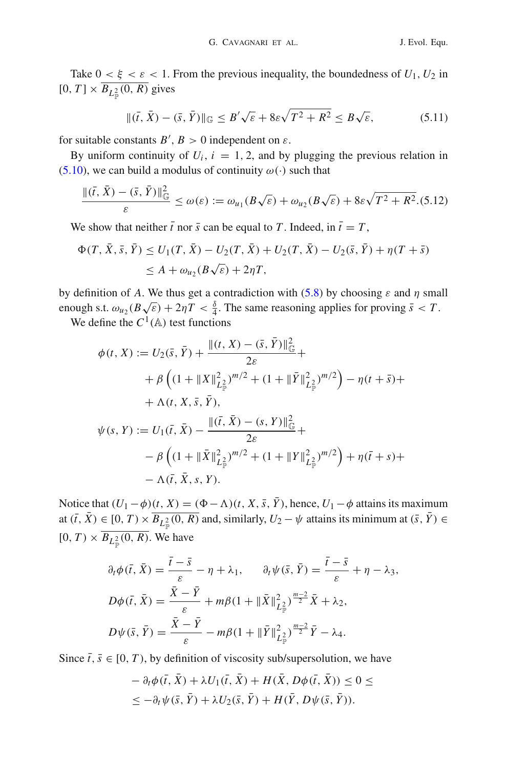Take $0 < \xi < \varepsilon < 1$. From the previous inequality, the boundedness of $U_1, U_2$ in $[0, T] \times \overline{B_{L^2_{\mathbb{P}}}(0, R)}$ gives

$$\|(\bar{t}, \bar{X}) - (\bar{s}, \bar{Y})\|_{\mathbb{G}} \leq B'\sqrt{\varepsilon} + 8\varepsilon\sqrt{T^2 + R^2} \leq B\sqrt{\varepsilon}, \tag{5.11}$$

for suitable constants $B', B > 0$ independent on $\varepsilon$.

By uniform continuity of $U_i$, $i = 1, 2$, and by plugging the previous relation in (5.10), we can build a modulus of continuity $\omega(\cdot)$ such that

$$\frac{\|(\bar{t}, \bar{X}) - (\bar{s}, \bar{Y})\|^2_{\mathbb{G}}}{\varepsilon} \leq \omega(\varepsilon) := \omega_{u_1}(B\sqrt{\varepsilon}) + \omega_{u_2}(B\sqrt{\varepsilon}) + 8\varepsilon\sqrt{T^2 + R^2}. \tag{5.12}$$

We show that neither $\bar{t}$ nor $\bar{s}$ can be equal to $T$. Indeed, in $\bar{t} = T$,

$$\begin{aligned}
\Phi(T, \bar{X}, \bar{s}, \bar{Y}) &\leq U_1(T, \bar{X}) - U_2(T, \bar{X}) + U_2(T, \bar{X}) - U_2(\bar{s}, \bar{Y}) + \eta(T + \bar{s}) \\
&\leq A + \omega_{u_2}(B\sqrt{\varepsilon}) + 2\eta T,
\end{aligned}$$

by definition of $A$. We thus get a contradiction with (5.8) by choosing $\varepsilon$ and $\eta$ small enough s.t. $\omega_{u_2}(B\sqrt{\varepsilon}) + 2\eta T < \frac{\delta}{4}$. The same reasoning applies for proving $\bar{s} < T$.

We define the $C^1(\mathbb{A})$ test functions

$$\begin{aligned}
\phi(t, X) := &\, U_2(\bar{s}, \bar{Y}) + \frac{\|(t, X) - (\bar{s}, \bar{Y})\|^2_{\mathbb{G}}}{2\varepsilon} + \\
&+ \beta\left((1 + \|X\|^2_{L^2_{\mathbb{P}}})^{m/2} + (1 + \|\bar{Y}\|^2_{L^2_{\mathbb{P}}})^{m/2}\right) - \eta(t + \bar{s}) + \\
&+ \Lambda(t, X, \bar{s}, \bar{Y}), \\
\psi(s, Y) := &\, U_1(\bar{t}, \bar{X}) - \frac{\|(\bar{t}, \bar{X}) - (s, Y)\|^2_{\mathbb{G}}}{2\varepsilon} + \\
&- \beta\left((1 + \|\bar{X}\|^2_{L^2_{\mathbb{P}}})^{m/2} + (1 + \|Y\|^2_{L^2_{\mathbb{P}}})^{m/2}\right) + \eta(\bar{t} + s) + \\
&- \Lambda(\bar{t}, \bar{X}, s, Y).
\end{aligned}$$

Notice that $(U_1 - \phi)(t, X) = (\Phi - \Lambda)(t, X, \bar{s}, \bar{Y})$, hence, $U_1 - \phi$ attains its maximum at $(\bar{t}, \bar{X}) \in [0, T) \times \overline{B_{L^2_{\mathbb{P}}}(0, R)}$ and, similarly, $U_2 - \psi$ attains its minimum at $(\bar{s}, \bar{Y}) \in [0, T) \times \overline{B_{L^2_{\mathbb{P}}}(0, R)}$. We have

$$\begin{aligned}
\partial_t\phi(\bar{t}, \bar{X}) &= \frac{\bar{t} - \bar{s}}{\varepsilon} - \eta + \lambda_1, \qquad \partial_t\psi(\bar{s}, \bar{Y}) = \frac{\bar{t} - \bar{s}}{\varepsilon} + \eta - \lambda_3, \\
D\phi(\bar{t}, \bar{X}) &= \frac{\bar{X} - \bar{Y}}{\varepsilon} + m\beta(1 + \|\bar{X}\|^2_{L^2_{\mathbb{P}}})^{\frac{m-2}{2}}\bar{X} + \lambda_2, \\
D\psi(\bar{s}, \bar{Y}) &= \frac{\bar{X} - \bar{Y}}{\varepsilon} - m\beta(1 + \|\bar{Y}\|^2_{L^2_{\mathbb{P}}})^{\frac{m-2}{2}}\bar{Y} - \lambda_4.
\end{aligned}$$

Since $\bar{t}, \bar{s} \in [0, T)$, by definition of viscosity sub/supersolution, we have

$$\begin{aligned}
&-\partial_t\phi(\bar{t}, \bar{X}) + \lambda U_1(\bar{t}, \bar{X}) + H(\bar{X}, D\phi(\bar{t}, \bar{X})) \leq 0 \leq \\
&\leq -\partial_t\psi(\bar{s}, \bar{Y}) + \lambda U_2(\bar{s}, \bar{Y}) + H(\bar{Y}, D\psi(\bar{s}, \bar{Y})).
\end{aligned}$$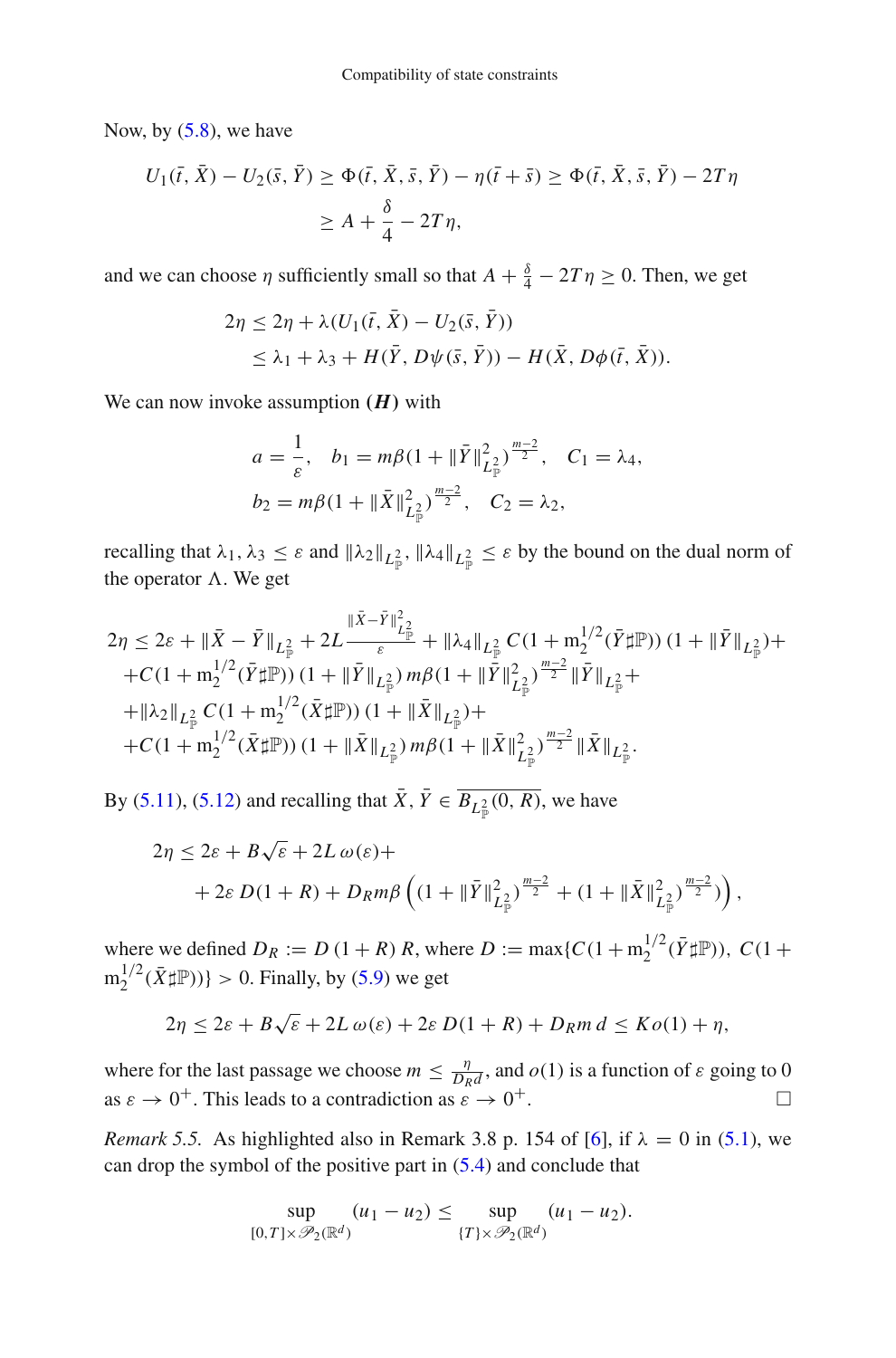Now, by (5.8), we have

$$
\begin{aligned}
U_1(\bar{t}, \bar{X}) - U_2(\bar{s}, \bar{Y}) &\geq \Phi(\bar{t}, \bar{X}, \bar{s}, \bar{Y}) - \eta(\bar{t} + \bar{s}) \geq \Phi(\bar{t}, \bar{X}, \bar{s}, \bar{Y}) - 2T\eta \\
&\geq A + \frac{\delta}{4} - 2T\eta,
\end{aligned}
$$

and we can choose $\eta$ sufficiently small so that $A + \frac{\delta}{4} - 2T\eta \geq 0$. Then, we get

$$
\begin{aligned}
2\eta &\leq 2\eta + \lambda(U_1(\bar{t}, \bar{X}) - U_2(\bar{s}, \bar{Y})) \\
&\leq \lambda_1 + \lambda_3 + H(\bar{Y}, D\psi(\bar{s}, \bar{Y})) - H(\bar{X}, D\phi(\bar{t}, \bar{X})).
\end{aligned}
$$

We can now invoke assumption **(*H*)** with

$$
\begin{aligned}
&a = \frac{1}{\varepsilon}, \quad b_1 = m\beta(1 + \|\bar{Y}\|^2_{L^2_{\mathbb{P}}})^{\frac{m-2}{2}}, \quad C_1 = \lambda_4, \\
&b_2 = m\beta(1 + \|\bar{X}\|^2_{L^2_{\mathbb{P}}})^{\frac{m-2}{2}}, \quad C_2 = \lambda_2,
\end{aligned}
$$

recalling that $\lambda_1, \lambda_3 \leq \varepsilon$ and $\|\lambda_2\|_{L^2_{\mathbb{P}}}, \|\lambda_4\|_{L^2_{\mathbb{P}}} \leq \varepsilon$ by the bound on the dual norm of the operator $\Lambda$. We get

$$
\begin{aligned}
2\eta \leq\ & 2\varepsilon + \|\bar{X} - \bar{Y}\|_{L^2_{\mathbb{P}}} + 2L\frac{\|\bar{X}-\bar{Y}\|^2_{L^2_{\mathbb{P}}}}{\varepsilon} + \|\lambda_4\|_{L^2_{\mathbb{P}}} C(1 + \mathrm{m}_2^{1/2}(\bar{Y}\sharp\mathbb{P}))\,(1 + \|\bar{Y}\|_{L^2_{\mathbb{P}}}) + \\
&+ C(1 + \mathrm{m}_2^{1/2}(\bar{Y}\sharp\mathbb{P}))\,(1 + \|\bar{Y}\|_{L^2_{\mathbb{P}}})\, m\beta(1 + \|\bar{Y}\|^2_{L^2_{\mathbb{P}}})^{\frac{m-2}{2}} \|\bar{Y}\|_{L^2_{\mathbb{P}}} + \\
&+ \|\lambda_2\|_{L^2_{\mathbb{P}}} C(1 + \mathrm{m}_2^{1/2}(\bar{X}\sharp\mathbb{P}))\,(1 + \|\bar{X}\|_{L^2_{\mathbb{P}}}) + \\
&+ C(1 + \mathrm{m}_2^{1/2}(\bar{X}\sharp\mathbb{P}))\,(1 + \|\bar{X}\|_{L^2_{\mathbb{P}}})\, m\beta(1 + \|\bar{X}\|^2_{L^2_{\mathbb{P}}})^{\frac{m-2}{2}} \|\bar{X}\|_{L^2_{\mathbb{P}}}.
\end{aligned}
$$

By (5.11), (5.12) and recalling that $\bar{X}, \bar{Y} \in \overline{B_{L^2_{\mathbb{P}}}(0, R)}$, we have

$$
\begin{aligned}
2\eta \leq\ & 2\varepsilon + B\sqrt{\varepsilon} + 2L\,\omega(\varepsilon) + \\
&+ 2\varepsilon\, D(1 + R) + D_R m\beta\left((1 + \|\bar{Y}\|^2_{L^2_{\mathbb{P}}})^{\frac{m-2}{2}} + (1 + \|\bar{X}\|^2_{L^2_{\mathbb{P}}})^{\frac{m-2}{2}})\right),
\end{aligned}
$$

where we defined $D_R := D\,(1 + R)\,R$, where $D := \max\{C(1 + \mathrm{m}_2^{1/2}(\bar{Y}\sharp\mathbb{P})),\ C(1 + \mathrm{m}_2^{1/2}(\bar{X}\sharp\mathbb{P}))\} > 0$. Finally, by (5.9) we get

$$
2\eta \leq 2\varepsilon + B\sqrt{\varepsilon} + 2L\,\omega(\varepsilon) + 2\varepsilon\, D(1 + R) + D_R m\, d \leq K\, o(1) + \eta,
$$

where for the last passage we choose $m \leq \frac{\eta}{D_R d}$, and $o(1)$ is a function of $\varepsilon$ going to 0 as $\varepsilon \to 0^+$. This leads to a contradiction as $\varepsilon \to 0^+$. □

*Remark 5.5.* As highlighted also in Remark 3.8 p. 154 of [6], if $\lambda = 0$ in (5.1), we can drop the symbol of the positive part in (5.4) and conclude that

$$
\sup_{[0,T] \times \mathscr{P}_2(\mathbb{R}^d)} (u_1 - u_2) \leq \sup_{\{T\} \times \mathscr{P}_2(\mathbb{R}^d)} (u_1 - u_2).
$$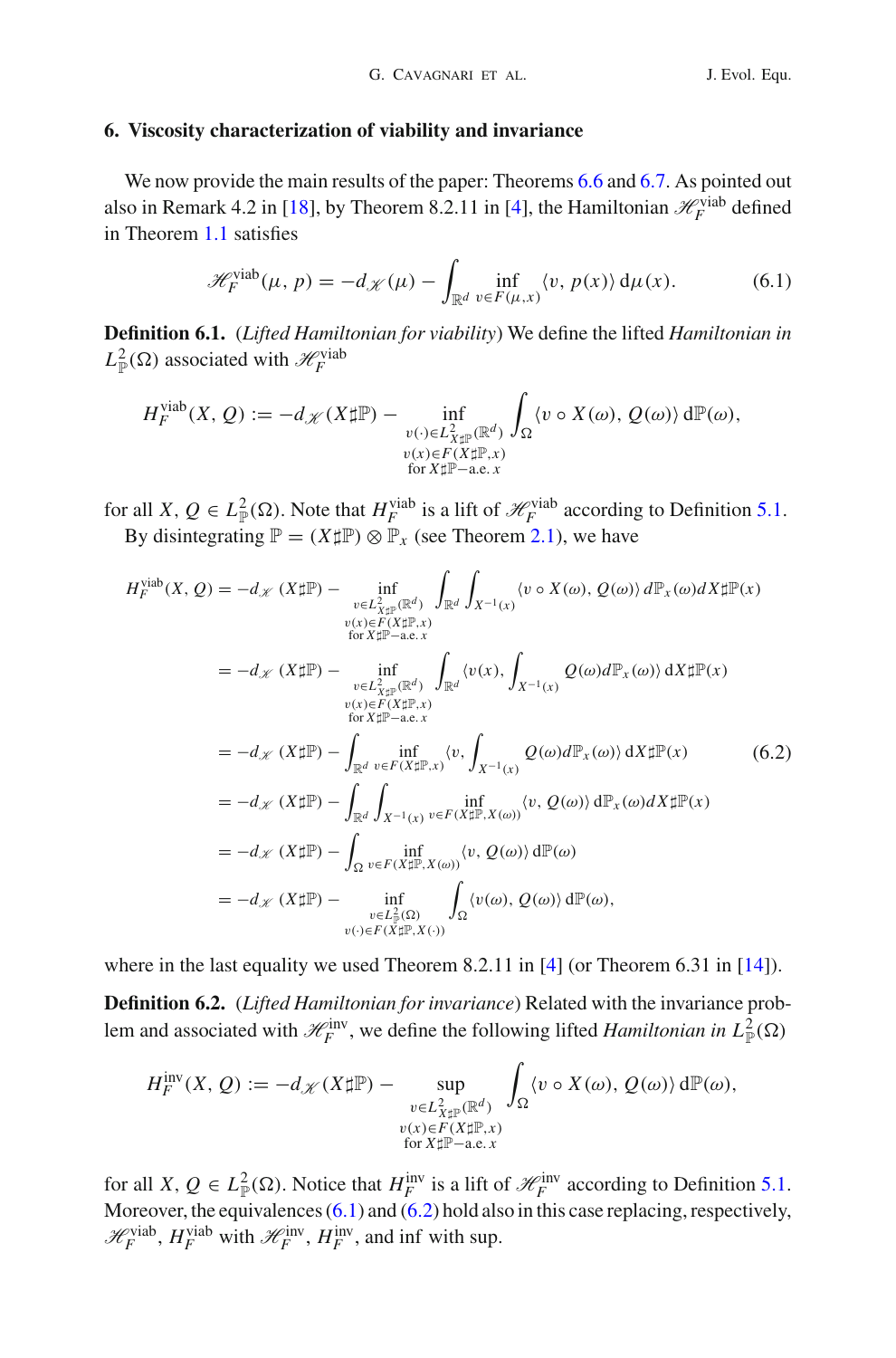## 6. Viscosity characterization of viability and invariance

We now provide the main results of the paper: Theorems 6.6 and 6.7. As pointed out also in Remark 4.2 in [18], by Theorem 8.2.11 in [4], the Hamiltonian $\mathscr{H}_F^{\mathrm{viab}}$ defined in Theorem 1.1 satisfies

$$\mathscr{H}_F^{\mathrm{viab}}(\mu, p) = -d_{\mathscr{K}}(\mu) - \int_{\mathbb{R}^d} \inf_{v \in F(\mu, x)} \langle v, p(x) \rangle \, \mathrm{d}\mu(x). \tag{6.1}$$

**Definition 6.1.** (*Lifted Hamiltonian for viability*) We define the lifted *Hamiltonian in* $L^2_{\mathbb{P}}(\Omega)$ associated with $\mathscr{H}_F^{\mathrm{viab}}$

$$H_F^{\mathrm{viab}}(X, Q) := -d_{\mathscr{K}}(X\sharp\mathbb{P}) - \inf_{\substack{v(\cdot) \in L^2_{X\sharp\mathbb{P}}(\mathbb{R}^d) \\ v(x) \in F(X\sharp\mathbb{P}, x) \\ \text{for } X\sharp\mathbb{P}-\text{a.e. } x}} \int_\Omega \langle v \circ X(\omega), Q(\omega) \rangle \, \mathrm{d}\mathbb{P}(\omega),$$

for all $X, Q \in L^2_{\mathbb{P}}(\Omega)$. Note that $H_F^{\mathrm{viab}}$ is a lift of $\mathscr{H}_F^{\mathrm{viab}}$ according to Definition 5.1.

By disintegrating $\mathbb{P} = (X\sharp\mathbb{P}) \otimes \mathbb{P}_x$ (see Theorem 2.1), we have

$$\begin{aligned}
H_F^{\mathrm{viab}}(X, Q) &= -d_{\mathscr{K}}(X\sharp\mathbb{P}) - \inf_{\substack{v \in L^2_{X\sharp\mathbb{P}}(\mathbb{R}^d) \\ v(x) \in F(X\sharp\mathbb{P}, x) \\ \text{for } X\sharp\mathbb{P}-\text{a.e. } x}} \int_{\mathbb{R}^d} \int_{X^{-1}(x)} \langle v \circ X(\omega), Q(\omega) \rangle \, d\mathbb{P}_x(\omega) dX\sharp\mathbb{P}(x) \\
&= -d_{\mathscr{K}}(X\sharp\mathbb{P}) - \inf_{\substack{v \in L^2_{X\sharp\mathbb{P}}(\mathbb{R}^d) \\ v(x) \in F(X\sharp\mathbb{P}, x) \\ \text{for } X\sharp\mathbb{P}-\text{a.e. } x}} \int_{\mathbb{R}^d} \langle v(x), \int_{X^{-1}(x)} Q(\omega) d\mathbb{P}_x(\omega) \rangle \, \mathrm{d}X\sharp\mathbb{P}(x) \\
&= -d_{\mathscr{K}}(X\sharp\mathbb{P}) - \int_{\mathbb{R}^d} \inf_{v \in F(X\sharp\mathbb{P}, x)} \langle v, \int_{X^{-1}(x)} Q(\omega) d\mathbb{P}_x(\omega) \rangle \, \mathrm{d}X\sharp\mathbb{P}(x) \\
&= -d_{\mathscr{K}}(X\sharp\mathbb{P}) - \int_{\mathbb{R}^d} \int_{X^{-1}(x)} \inf_{v \in F(X\sharp\mathbb{P}, X(\omega))} \langle v, Q(\omega) \rangle \, \mathrm{d}\mathbb{P}_x(\omega) dX\sharp\mathbb{P}(x) \\
&= -d_{\mathscr{K}}(X\sharp\mathbb{P}) - \int_\Omega \inf_{v \in F(X\sharp\mathbb{P}, X(\omega))} \langle v, Q(\omega) \rangle \, \mathrm{d}\mathbb{P}(\omega) \\
&= -d_{\mathscr{K}}(X\sharp\mathbb{P}) - \inf_{\substack{v \in L^2_{\mathbb{P}}(\Omega) \\ v(\cdot) \in F(X\sharp\mathbb{P}, X(\cdot))}} \int_\Omega \langle v(\omega), Q(\omega) \rangle \, \mathrm{d}\mathbb{P}(\omega),
\end{aligned} \tag{6.2}$$

where in the last equality we used Theorem 8.2.11 in [4] (or Theorem 6.31 in [14]).

**Definition 6.2.** (*Lifted Hamiltonian for invariance*) Related with the invariance problem and associated with $\mathscr{H}_F^{\mathrm{inv}}$, we define the following lifted *Hamiltonian in* $L^2_{\mathbb{P}}(\Omega)$

$$H_F^{\mathrm{inv}}(X, Q) := -d_{\mathscr{K}}(X\sharp\mathbb{P}) - \sup_{\substack{v \in L^2_{X\sharp\mathbb{P}}(\mathbb{R}^d) \\ v(x) \in F(X\sharp\mathbb{P}, x) \\ \text{for } X\sharp\mathbb{P}-\text{a.e. } x}} \int_\Omega \langle v \circ X(\omega), Q(\omega) \rangle \, \mathrm{d}\mathbb{P}(\omega),$$

for all $X, Q \in L^2_{\mathbb{P}}(\Omega)$. Notice that $H_F^{\mathrm{inv}}$ is a lift of $\mathscr{H}_F^{\mathrm{inv}}$ according to Definition 5.1. Moreover, the equivalences (6.1) and (6.2) hold also in this case replacing, respectively, $\mathscr{H}_F^{\mathrm{viab}}$, $H_F^{\mathrm{viab}}$ with $\mathscr{H}_F^{\mathrm{inv}}$, $H_F^{\mathrm{inv}}$, and inf with sup.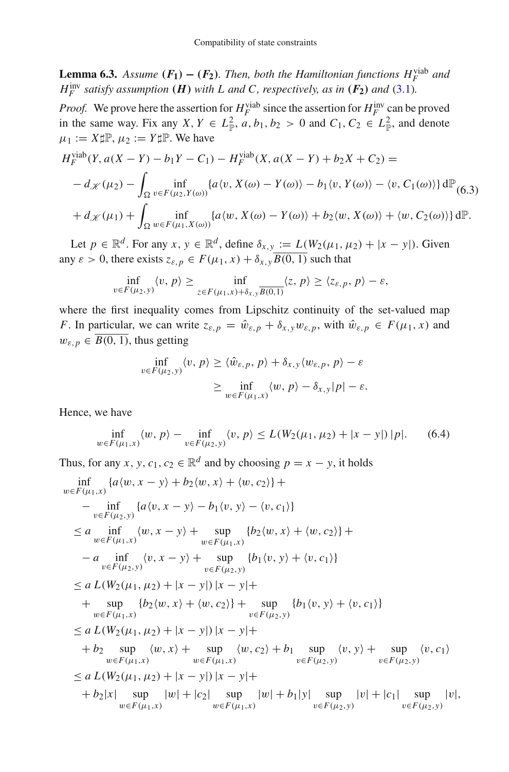**Lemma 6.3.** *Assume* **($F_1$) − ($F_2$)**. *Then, both the Hamiltonian functions* $H_F^{\text{viab}}$ *and* $H_F^{\text{inv}}$ *satisfy assumption* **(*H*)** *with* $L$ *and* $C$*, respectively, as in* **($F_2$)** *and* (3.1)*.*

*Proof.* We prove here the assertion for $H_F^{\text{viab}}$ since the assertion for $H_F^{\text{inv}}$ can be proved in the same way. Fix any $X, Y \in L^2_{\mathbb{P}}$, $a, b_1, b_2 > 0$ and $C_1, C_2 \in L^2_{\mathbb{P}}$, and denote $\mu_1 := X\sharp\mathbb{P}$, $\mu_2 := Y\sharp\mathbb{P}$. We have

$$
\begin{aligned}
&H_F^{\text{viab}}(Y, a(X-Y) - b_1 Y - C_1) - H_F^{\text{viab}}(X, a(X-Y) + b_2 X + C_2) = \\
&- d_{\mathscr{K}}(\mu_2) - \int_\Omega \inf_{v \in F(\mu_2, Y(\omega))} \{a\langle v, X(\omega) - Y(\omega)\rangle - b_1\langle v, Y(\omega)\rangle - \langle v, C_1(\omega)\rangle\}\,\mathrm{d}\mathbb{P} \\
&+ d_{\mathscr{K}}(\mu_1) + \int_\Omega \inf_{w \in F(\mu_1, X(\omega))} \{a\langle w, X(\omega) - Y(\omega)\rangle + b_2\langle w, X(\omega)\rangle + \langle w, C_2(\omega)\rangle\}\,\mathrm{d}\mathbb{P}.
\end{aligned}
\tag{6.3}
$$

Let $p \in \mathbb{R}^d$. For any $x, y \in \mathbb{R}^d$, define $\delta_{x,y} := L(W_2(\mu_1, \mu_2) + |x - y|)$. Given any $\varepsilon > 0$, there exists $z_{\varepsilon,p} \in F(\mu_1, x) + \delta_{x,y}\overline{B(0,1)}$ such that

$$
\inf_{v \in F(\mu_2, y)} \langle v, p\rangle \geq \inf_{z \in F(\mu_1, x) + \delta_{x,y}\overline{B(0,1)}} \langle z, p\rangle \geq \langle z_{\varepsilon,p}, p\rangle - \varepsilon,
$$

where the first inequality comes from Lipschitz continuity of the set-valued map $F$. In particular, we can write $z_{\varepsilon,p} = \hat{w}_{\varepsilon,p} + \delta_{x,y} w_{\varepsilon,p}$, with $\hat{w}_{\varepsilon,p} \in F(\mu_1, x)$ and $w_{\varepsilon,p} \in \overline{B(0,1)}$, thus getting

$$
\begin{aligned}
\inf_{v \in F(\mu_2, y)} \langle v, p\rangle &\geq \langle \hat{w}_{\varepsilon,p}, p\rangle + \delta_{x,y}\langle w_{\varepsilon,p}, p\rangle - \varepsilon \\
&\geq \inf_{w \in F(\mu_1, x)} \langle w, p\rangle - \delta_{x,y}|p| - \varepsilon.
\end{aligned}
$$

Hence, we have

$$
\inf_{w \in F(\mu_1, x)} \langle w, p\rangle - \inf_{v \in F(\mu_2, y)} \langle v, p\rangle \leq L(W_2(\mu_1, \mu_2) + |x - y|)\,|p|. \tag{6.4}
$$

Thus, for any $x, y, c_1, c_2 \in \mathbb{R}^d$ and by choosing $p = x - y$, it holds

$$
\begin{aligned}
&\inf_{w \in F(\mu_1, x)} \{a\langle w, x - y\rangle + b_2\langle w, x\rangle + \langle w, c_2\rangle\} + \\
&\quad - \inf_{v \in F(\mu_2, y)} \{a\langle v, x - y\rangle - b_1\langle v, y\rangle - \langle v, c_1\rangle\} \\
&\leq a \inf_{w \in F(\mu_1, x)} \langle w, x - y\rangle + \sup_{w \in F(\mu_1, x)} \{b_2\langle w, x\rangle + \langle w, c_2\rangle\} + \\
&\quad - a \inf_{v \in F(\mu_2, y)} \langle v, x - y\rangle + \sup_{v \in F(\mu_2, y)} \{b_1\langle v, y\rangle + \langle v, c_1\rangle\} \\
&\leq a\, L(W_2(\mu_1, \mu_2) + |x - y|)\,|x - y| + \\
&\quad + \sup_{w \in F(\mu_1, x)} \{b_2\langle w, x\rangle + \langle w, c_2\rangle\} + \sup_{v \in F(\mu_2, y)} \{b_1\langle v, y\rangle + \langle v, c_1\rangle\} \\
&\leq a\, L(W_2(\mu_1, \mu_2) + |x - y|)\,|x - y| + \\
&\quad + b_2 \sup_{w \in F(\mu_1, x)} \langle w, x\rangle + \sup_{w \in F(\mu_1, x)} \langle w, c_2\rangle + b_1 \sup_{v \in F(\mu_2, y)} \langle v, y\rangle + \sup_{v \in F(\mu_2, y)} \langle v, c_1\rangle \\
&\leq a\, L(W_2(\mu_1, \mu_2) + |x - y|)\,|x - y| + \\
&\quad + b_2|x| \sup_{w \in F(\mu_1, x)} |w| + |c_2| \sup_{w \in F(\mu_1, x)} |w| + b_1|y| \sup_{v \in F(\mu_2, y)} |v| + |c_1| \sup_{v \in F(\mu_2, y)} |v|,
\end{aligned}
$$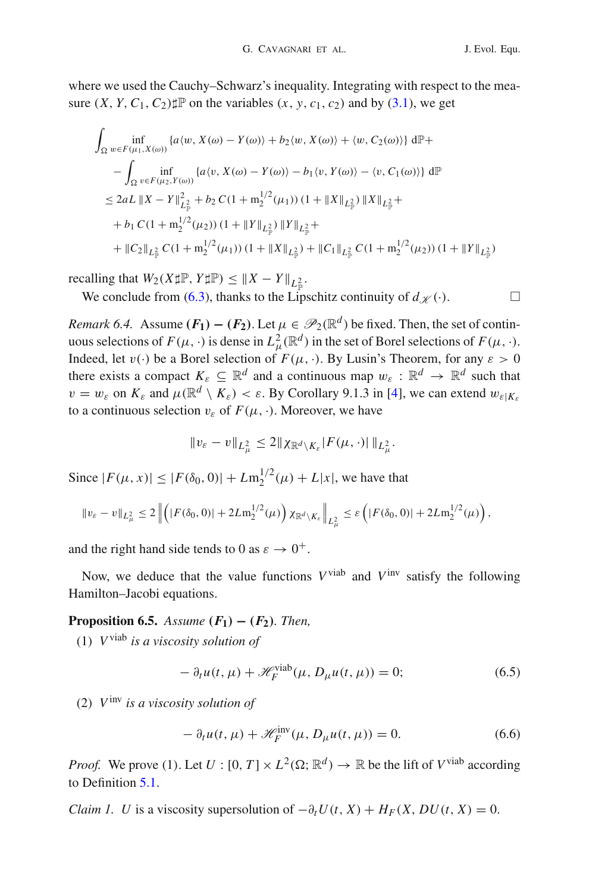where we used the Cauchy–Schwarz's inequality. Integrating with respect to the measure $(X, Y, C_1, C_2)\sharp\mathbb{P}$ on the variables $(x, y, c_1, c_2)$ and by (3.1), we get

$$
\begin{aligned}
&\int_{\Omega} \inf_{w\in F(\mu_1, X(\omega))} \{a\langle w, X(\omega)-Y(\omega)\rangle + b_2\langle w, X(\omega)\rangle + \langle w, C_2(\omega)\rangle\}\, d\mathbb{P} + \\
&\quad - \int_{\Omega} \inf_{v\in F(\mu_2, Y(\omega))} \{a\langle v, X(\omega)-Y(\omega)\rangle - b_1\langle v, Y(\omega)\rangle - \langle v, C_1(\omega)\rangle\}\, d\mathbb{P} \\
&\le 2aL\,\|X-Y\|^2_{L^2_{\mathbb{P}}} + b_2\, C(1+\mathrm{m}_2^{1/2}(\mu_1))\,(1+\|X\|_{L^2_{\mathbb{P}}})\,\|X\|_{L^2_{\mathbb{P}}} + \\
&\quad + b_1\, C(1+\mathrm{m}_2^{1/2}(\mu_2))\,(1+\|Y\|_{L^2_{\mathbb{P}}})\,\|Y\|_{L^2_{\mathbb{P}}} + \\
&\quad + \|C_2\|_{L^2_{\mathbb{P}}}\, C(1+\mathrm{m}_2^{1/2}(\mu_1))\,(1+\|X\|_{L^2_{\mathbb{P}}}) + \|C_1\|_{L^2_{\mathbb{P}}}\, C(1+\mathrm{m}_2^{1/2}(\mu_2))\,(1+\|Y\|_{L^2_{\mathbb{P}}})
\end{aligned}
$$

recalling that $W_2(X\sharp\mathbb{P}, Y\sharp\mathbb{P}) \le \|X-Y\|_{L^2_{\mathbb{P}}}$.

We conclude from (6.3), thanks to the Lipschitz continuity of $d_{\mathscr{K}}(\cdot)$. $\square$

*Remark 6.4.* Assume **$(F_1)-(F_2)$**. Let $\mu \in \mathscr{P}_2(\mathbb{R}^d)$ be fixed. Then, the set of continuous selections of $F(\mu, \cdot)$ is dense in $L^2_\mu(\mathbb{R}^d)$ in the set of Borel selections of $F(\mu, \cdot)$. Indeed, let $v(\cdot)$ be a Borel selection of $F(\mu, \cdot)$. By Lusin's Theorem, for any $\varepsilon > 0$ there exists a compact $K_\varepsilon \subseteq \mathbb{R}^d$ and a continuous map $w_\varepsilon : \mathbb{R}^d \to \mathbb{R}^d$ such that $v = w_\varepsilon$ on $K_\varepsilon$ and $\mu(\mathbb{R}^d \setminus K_\varepsilon) < \varepsilon$. By Corollary 9.1.3 in [4], we can extend $w_{\varepsilon|K_\varepsilon}$ to a continuous selection $v_\varepsilon$ of $F(\mu, \cdot)$. Moreover, we have

$$
\|v_\varepsilon - v\|_{L^2_\mu} \le 2\|\chi_{\mathbb{R}^d\setminus K_\varepsilon} |F(\mu,\cdot)|\,\|_{L^2_\mu}.
$$

Since $|F(\mu, x)| \le |F(\delta_0, 0)| + L\mathrm{m}_2^{1/2}(\mu) + L|x|$, we have that

$$
\|v_\varepsilon - v\|_{L^2_\mu} \le 2\left\|\left(|F(\delta_0,0)| + 2L\mathrm{m}_2^{1/2}(\mu)\right)\chi_{\mathbb{R}^d\setminus K_\varepsilon}\right\|_{L^2_\mu} \le \varepsilon\left(|F(\delta_0,0)| + 2L\mathrm{m}_2^{1/2}(\mu)\right),
$$

and the right hand side tends to 0 as $\varepsilon \to 0^+$.

Now, we deduce that the value functions $V^{\text{viab}}$ and $V^{\text{inv}}$ satisfy the following Hamilton–Jacobi equations.

**Proposition 6.5.** *Assume* **$(F_1)-(F_2)$**. *Then,*

(1) $V^{\text{viab}}$ *is a viscosity solution of*

$$
-\partial_t u(t,\mu) + \mathscr{H}^{\text{viab}}_F(\mu, D_\mu u(t,\mu)) = 0; \tag{6.5}
$$

(2) $V^{\text{inv}}$ *is a viscosity solution of*

$$
-\partial_t u(t,\mu) + \mathscr{H}^{\text{inv}}_F(\mu, D_\mu u(t,\mu)) = 0. \tag{6.6}
$$

*Proof.* We prove (1). Let $U : [0,T] \times L^2(\Omega; \mathbb{R}^d) \to \mathbb{R}$ be the lift of $V^{\text{viab}}$ according to Definition 5.1.

*Claim 1.* $U$ is a viscosity supersolution of $-\partial_t U(t,X) + H_F(X, DU(t,X)) = 0$.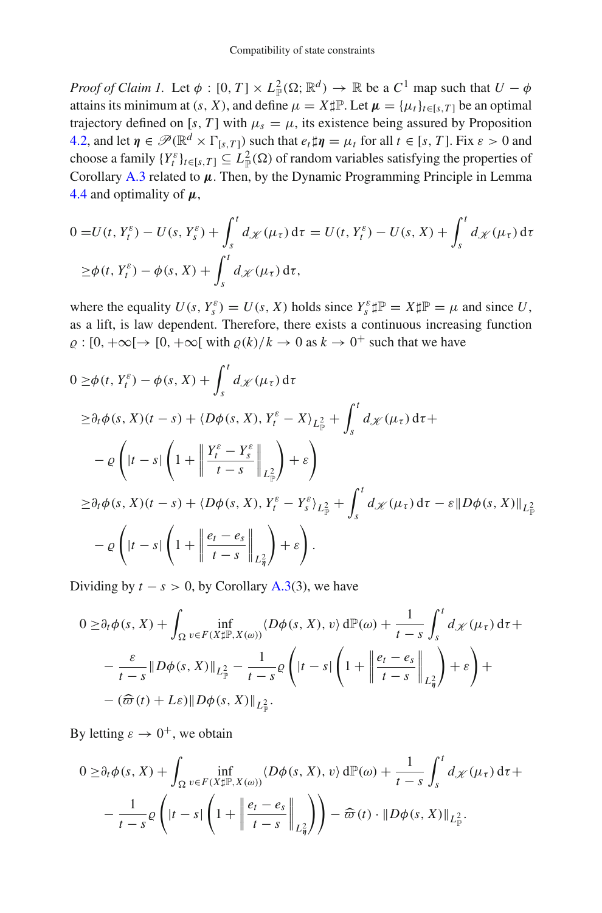*Proof of Claim 1.* Let $\phi : [0, T] \times L^2_{\mathbb{P}}(\Omega; \mathbb{R}^d) \to \mathbb{R}$ be a $C^1$ map such that $U - \phi$ attains its minimum at $(s, X)$, and define $\mu = X\sharp\mathbb{P}$. Let $\boldsymbol{\mu} = \{\mu_t\}_{t\in[s,T]}$ be an optimal trajectory defined on $[s, T]$ with $\mu_s = \mu$, its existence being assured by Proposition 4.2, and let $\boldsymbol{\eta} \in \mathscr{P}(\mathbb{R}^d \times \Gamma_{[s,T]})$ such that $e_t\sharp\boldsymbol{\eta} = \mu_t$ for all $t \in [s, T]$. Fix $\varepsilon > 0$ and choose a family $\{Y^\varepsilon_t\}_{t\in[s,T]} \subseteq L^2_{\mathbb{P}}(\Omega)$ of random variables satisfying the properties of Corollary A.3 related to $\boldsymbol{\mu}$. Then, by the Dynamic Programming Principle in Lemma 4.4 and optimality of $\boldsymbol{\mu}$,

$$
\begin{aligned}
0 =&U(t, Y^\varepsilon_t) - U(s, Y^\varepsilon_s) + \int_s^t d_{\mathscr{K}}(\mu_\tau)\,\mathrm{d}\tau = U(t, Y^\varepsilon_t) - U(s, X) + \int_s^t d_{\mathscr{K}}(\mu_\tau)\,\mathrm{d}\tau\\
\geq& \phi(t, Y^\varepsilon_t) - \phi(s, X) + \int_s^t d_{\mathscr{K}}(\mu_\tau)\,\mathrm{d}\tau,
\end{aligned}
$$

where the equality $U(s, Y^\varepsilon_s) = U(s, X)$ holds since $Y^\varepsilon_s\sharp\mathbb{P} = X\sharp\mathbb{P} = \mu$ and since $U$, as a lift, is law dependent. Therefore, there exists a continuous increasing function $\varrho : [0, +\infty[\to [0, +\infty[$ with $\varrho(k)/k \to 0$ as $k \to 0^+$ such that we have

$$
\begin{aligned}
0 \geq& \phi(t, Y^\varepsilon_t) - \phi(s, X) + \int_s^t d_{\mathscr{K}}(\mu_\tau)\,\mathrm{d}\tau\\
\geq& \partial_t\phi(s, X)(t - s) + \langle D\phi(s, X), Y^\varepsilon_t - X\rangle_{L^2_{\mathbb{P}}} + \int_s^t d_{\mathscr{K}}(\mu_\tau)\,\mathrm{d}\tau +\\
&- \varrho\left(|t - s|\left(1 + \left\|\frac{Y^\varepsilon_t - Y^\varepsilon_s}{t - s}\right\|_{L^2_{\mathbb{P}}}\right) + \varepsilon\right)\\
\geq& \partial_t\phi(s, X)(t - s) + \langle D\phi(s, X), Y^\varepsilon_t - Y^\varepsilon_s\rangle_{L^2_{\mathbb{P}}} + \int_s^t d_{\mathscr{K}}(\mu_\tau)\,\mathrm{d}\tau - \varepsilon\|D\phi(s, X)\|_{L^2_{\mathbb{P}}}\\
&- \varrho\left(|t - s|\left(1 + \left\|\frac{e_t - e_s}{t - s}\right\|_{L^2_{\boldsymbol{\eta}}}\right) + \varepsilon\right).
\end{aligned}
$$

Dividing by $t - s > 0$, by Corollary A.3(3), we have

$$
\begin{aligned}
0 \geq& \partial_t\phi(s, X) + \int_\Omega \inf_{v\in F(X\sharp\mathbb{P}, X(\omega))} \langle D\phi(s, X), v\rangle\,\mathrm{d}\mathbb{P}(\omega) + \frac{1}{t - s}\int_s^t d_{\mathscr{K}}(\mu_\tau)\,\mathrm{d}\tau +\\
&- \frac{\varepsilon}{t - s}\|D\phi(s, X)\|_{L^2_{\mathbb{P}}} - \frac{1}{t - s}\varrho\left(|t - s|\left(1 + \left\|\frac{e_t - e_s}{t - s}\right\|_{L^2_{\boldsymbol{\eta}}}\right) + \varepsilon\right) +\\
&- (\widehat{\varpi}(t) + L\varepsilon)\|D\phi(s, X)\|_{L^2_{\mathbb{P}}}.
\end{aligned}
$$

By letting $\varepsilon \to 0^+$, we obtain

$$
\begin{aligned}
0 \geq& \partial_t\phi(s, X) + \int_\Omega \inf_{v\in F(X\sharp\mathbb{P}, X(\omega))} \langle D\phi(s, X), v\rangle\,\mathrm{d}\mathbb{P}(\omega) + \frac{1}{t - s}\int_s^t d_{\mathscr{K}}(\mu_\tau)\,\mathrm{d}\tau +\\
&- \frac{1}{t - s}\varrho\left(|t - s|\left(1 + \left\|\frac{e_t - e_s}{t - s}\right\|_{L^2_{\boldsymbol{\eta}}}\right)\right) - \widehat{\varpi}(t) \cdot \|D\phi(s, X)\|_{L^2_{\mathbb{P}}}.
\end{aligned}
$$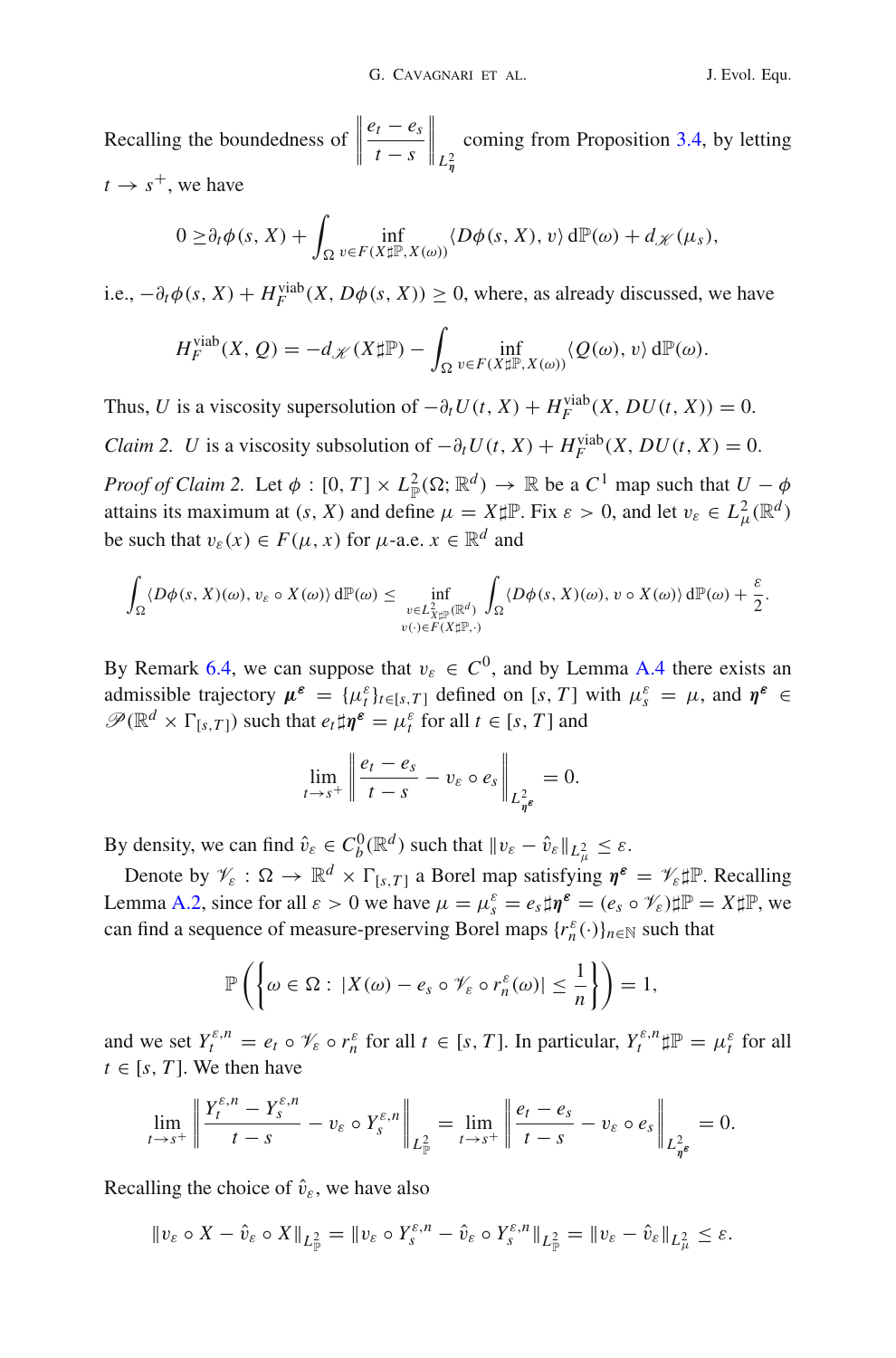Recalling the boundedness of $\left\| \dfrac{e_t - e_s}{t-s} \right\|_{L^2_{\eta}}$ coming from Proposition 3.4, by letting $t \to s^+$, we have

$$0 \geq \partial_t \phi(s, X) + \int_\Omega \inf_{v \in F(X\sharp\mathbb{P}, X(\omega))} \langle D\phi(s, X), v \rangle \, \mathrm{d}\mathbb{P}(\omega) + d_{\mathscr{K}}(\mu_s),$$

i.e., $-\partial_t \phi(s, X) + H_F^{\mathrm{viab}}(X, D\phi(s, X)) \geq 0$, where, as already discussed, we have

$$H_F^{\mathrm{viab}}(X, Q) = -d_{\mathscr{K}}(X\sharp\mathbb{P}) - \int_\Omega \inf_{v \in F(X\sharp\mathbb{P}, X(\omega))} \langle Q(\omega), v \rangle \, \mathrm{d}\mathbb{P}(\omega).$$

Thus, $U$ is a viscosity supersolution of $-\partial_t U(t, X) + H_F^{\mathrm{viab}}(X, DU(t, X)) = 0$.

*Claim 2.* $U$ is a viscosity subsolution of $-\partial_t U(t, X) + H_F^{\mathrm{viab}}(X, DU(t, X) = 0$.

*Proof of Claim 2.* Let $\phi : [0, T] \times L^2_{\mathbb{P}}(\Omega; \mathbb{R}^d) \to \mathbb{R}$ be a $C^1$ map such that $U - \phi$ attains its maximum at $(s, X)$ and define $\mu = X\sharp\mathbb{P}$. Fix $\varepsilon > 0$, and let $v_\varepsilon \in L^2_\mu(\mathbb{R}^d)$ be such that $v_\varepsilon(x) \in F(\mu, x)$ for $\mu$-a.e. $x \in \mathbb{R}^d$ and

$$\int_\Omega \langle D\phi(s, X)(\omega), v_\varepsilon \circ X(\omega) \rangle \, \mathrm{d}\mathbb{P}(\omega) \leq \inf_{\substack{v \in L^2_{X\sharp\mathbb{P}}(\mathbb{R}^d) \\ v(\cdot) \in F(X\sharp\mathbb{P}, \cdot)}} \int_\Omega \langle D\phi(s, X)(\omega), v \circ X(\omega) \rangle \, \mathrm{d}\mathbb{P}(\omega) + \frac{\varepsilon}{2}.$$

By Remark 6.4, we can suppose that $v_\varepsilon \in C^0$, and by Lemma A.4 there exists an admissible trajectory $\boldsymbol{\mu}^{\boldsymbol{\varepsilon}} = \{\mu_t^\varepsilon\}_{t \in [s,T]}$ defined on $[s, T]$ with $\mu_s^\varepsilon = \mu$, and $\boldsymbol{\eta}^{\boldsymbol{\varepsilon}} \in \mathscr{P}(\mathbb{R}^d \times \Gamma_{[s,T]})$ such that $e_t \sharp \boldsymbol{\eta}^{\boldsymbol{\varepsilon}} = \mu_t^\varepsilon$ for all $t \in [s, T]$ and

$$\lim_{t \to s^+} \left\| \frac{e_t - e_s}{t - s} - v_\varepsilon \circ e_s \right\|_{L^2_{\boldsymbol{\eta}^{\boldsymbol{\varepsilon}}}} = 0.$$

By density, we can find $\hat{v}_\varepsilon \in C^0_b(\mathbb{R}^d)$ such that $\|v_\varepsilon - \hat{v}_\varepsilon\|_{L^2_\mu} \leq \varepsilon$.

Denote by $\mathscr{V}_\varepsilon : \Omega \to \mathbb{R}^d \times \Gamma_{[s,T]}$ a Borel map satisfying $\boldsymbol{\eta}^{\boldsymbol{\varepsilon}} = \mathscr{V}_\varepsilon \sharp \mathbb{P}$. Recalling Lemma A.2, since for all $\varepsilon > 0$ we have $\mu = \mu_s^\varepsilon = e_s \sharp \boldsymbol{\eta}^{\boldsymbol{\varepsilon}} = (e_s \circ \mathscr{V}_\varepsilon)\sharp\mathbb{P} = X\sharp\mathbb{P}$, we can find a sequence of measure-preserving Borel maps $\{r_n^\varepsilon(\cdot)\}_{n \in \mathbb{N}}$ such that

$$\mathbb{P}\left( \left\{ \omega \in \Omega : \, |X(\omega) - e_s \circ \mathscr{V}_\varepsilon \circ r_n^\varepsilon(\omega)| \leq \frac{1}{n} \right\} \right) = 1,$$

and we set $Y_t^{\varepsilon,n} = e_t \circ \mathscr{V}_\varepsilon \circ r_n^\varepsilon$ for all $t \in [s, T]$. In particular, $Y_t^{\varepsilon,n} \sharp \mathbb{P} = \mu_t^\varepsilon$ for all $t \in [s, T]$. We then have

$$\lim_{t \to s^+} \left\| \frac{Y_t^{\varepsilon,n} - Y_s^{\varepsilon,n}}{t - s} - v_\varepsilon \circ Y_s^{\varepsilon,n} \right\|_{L^2_{\mathbb{P}}} = \lim_{t \to s^+} \left\| \frac{e_t - e_s}{t - s} - v_\varepsilon \circ e_s \right\|_{L^2_{\boldsymbol{\eta}^{\boldsymbol{\varepsilon}}}} = 0.$$

Recalling the choice of $\hat{v}_\varepsilon$, we have also

$$\|v_\varepsilon \circ X - \hat{v}_\varepsilon \circ X\|_{L^2_{\mathbb{P}}} = \|v_\varepsilon \circ Y_s^{\varepsilon,n} - \hat{v}_\varepsilon \circ Y_s^{\varepsilon,n}\|_{L^2_{\mathbb{P}}} = \|v_\varepsilon - \hat{v}_\varepsilon\|_{L^2_\mu} \leq \varepsilon.$$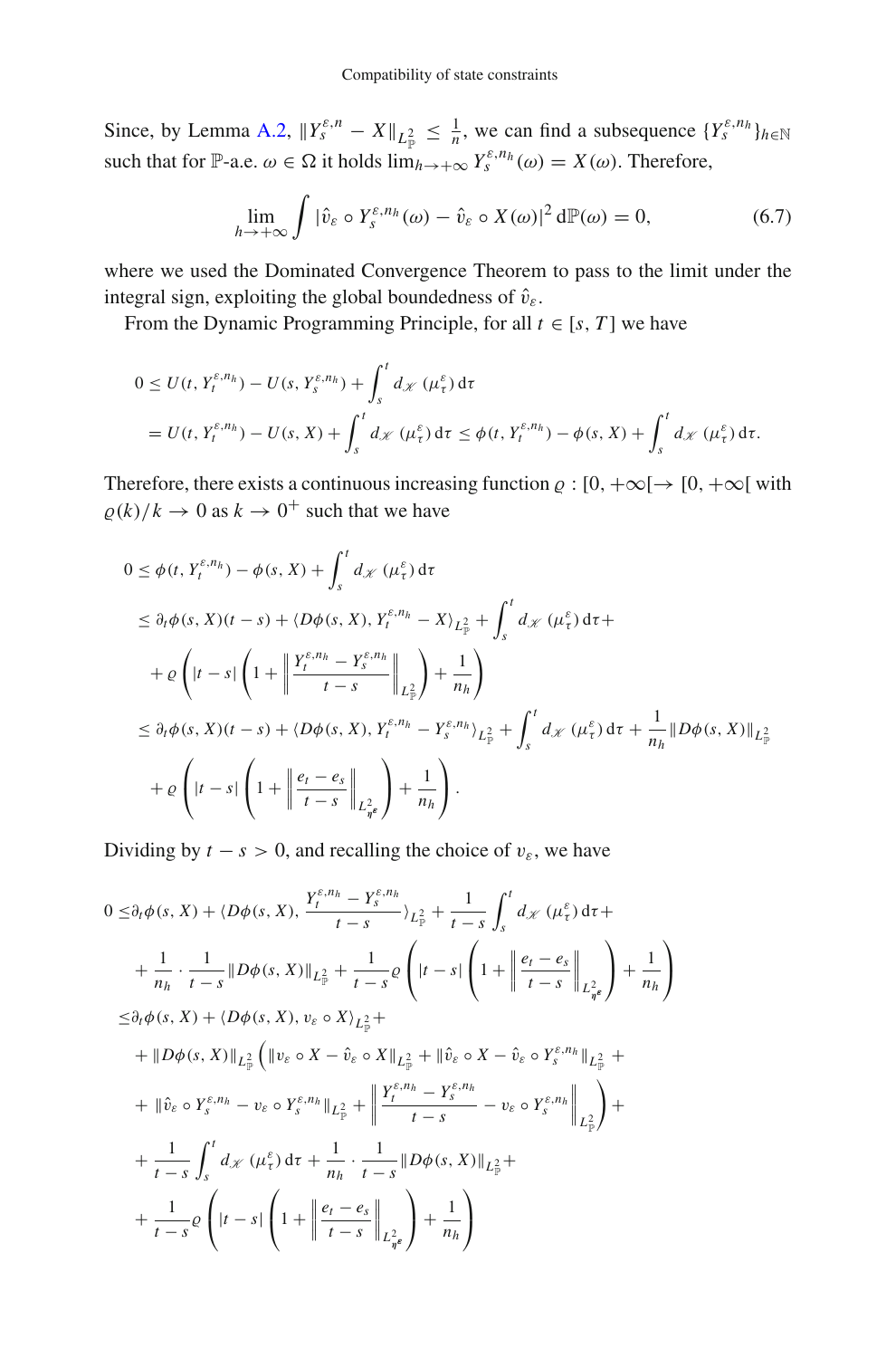Since, by Lemma A.2, $\|Y_s^{\varepsilon,n} - X\|_{L^2_{\mathbb{P}}} \leq \frac{1}{n}$, we can find a subsequence $\{Y_s^{\varepsilon,n_h}\}_{h\in\mathbb{N}}$ such that for $\mathbb{P}$-a.e. $\omega \in \Omega$ it holds $\lim_{h\to+\infty} Y_s^{\varepsilon,n_h}(\omega) = X(\omega)$. Therefore,

$$\lim_{h\to+\infty} \int |\hat{v}_\varepsilon \circ Y_s^{\varepsilon,n_h}(\omega) - \hat{v}_\varepsilon \circ X(\omega)|^2 \, \mathrm{d}\mathbb{P}(\omega) = 0, \tag{6.7}$$

where we used the Dominated Convergence Theorem to pass to the limit under the integral sign, exploiting the global boundedness of $\hat{v}_\varepsilon$.

From the Dynamic Programming Principle, for all $t \in [s, T]$ we have

$$\begin{aligned}
0 &\leq U(t, Y_t^{\varepsilon,n_h}) - U(s, Y_s^{\varepsilon,n_h}) + \int_s^t d_{\mathscr{K}}(\mu_\tau^\varepsilon)\,\mathrm{d}\tau \\
&= U(t, Y_t^{\varepsilon,n_h}) - U(s, X) + \int_s^t d_{\mathscr{K}}(\mu_\tau^\varepsilon)\,\mathrm{d}\tau \leq \phi(t, Y_t^{\varepsilon,n_h}) - \phi(s, X) + \int_s^t d_{\mathscr{K}}(\mu_\tau^\varepsilon)\,\mathrm{d}\tau.
\end{aligned}$$

Therefore, there exists a continuous increasing function $\varrho : [0, +\infty[ \to [0, +\infty[$ with $\varrho(k)/k \to 0$ as $k \to 0^+$ such that we have

$$\begin{aligned}
0 &\leq \phi(t, Y_t^{\varepsilon,n_h}) - \phi(s, X) + \int_s^t d_{\mathscr{K}}(\mu_\tau^\varepsilon)\,\mathrm{d}\tau \\
&\leq \partial_t\phi(s, X)(t-s) + \langle D\phi(s, X), Y_t^{\varepsilon,n_h} - X\rangle_{L^2_{\mathbb{P}}} + \int_s^t d_{\mathscr{K}}(\mu_\tau^\varepsilon)\,\mathrm{d}\tau + \\
&\quad + \varrho\left(|t-s|\left(1 + \left\|\frac{Y_t^{\varepsilon,n_h} - Y_s^{\varepsilon,n_h}}{t-s}\right\|_{L^2_{\mathbb{P}}}\right) + \frac{1}{n_h}\right) \\
&\leq \partial_t\phi(s, X)(t-s) + \langle D\phi(s, X), Y_t^{\varepsilon,n_h} - Y_s^{\varepsilon,n_h}\rangle_{L^2_{\mathbb{P}}} + \int_s^t d_{\mathscr{K}}(\mu_\tau^\varepsilon)\,\mathrm{d}\tau + \frac{1}{n_h}\|D\phi(s, X)\|_{L^2_{\mathbb{P}}} \\
&\quad + \varrho\left(|t-s|\left(1 + \left\|\frac{e_t - e_s}{t-s}\right\|_{L^2_{\eta^\varepsilon}}\right) + \frac{1}{n_h}\right).
\end{aligned}$$

Dividing by $t - s > 0$, and recalling the choice of $v_\varepsilon$, we have

$$\begin{aligned}
0 \leq&\, \partial_t\phi(s, X) + \langle D\phi(s, X), \frac{Y_t^{\varepsilon,n_h} - Y_s^{\varepsilon,n_h}}{t-s}\rangle_{L^2_{\mathbb{P}}} + \frac{1}{t-s}\int_s^t d_{\mathscr{K}}(\mu_\tau^\varepsilon)\,\mathrm{d}\tau + \\
&+ \frac{1}{n_h}\cdot\frac{1}{t-s}\|D\phi(s, X)\|_{L^2_{\mathbb{P}}} + \frac{1}{t-s}\varrho\left(|t-s|\left(1 + \left\|\frac{e_t - e_s}{t-s}\right\|_{L^2_{\eta^\varepsilon}}\right) + \frac{1}{n_h}\right) \\
\leq&\, \partial_t\phi(s, X) + \langle D\phi(s, X), v_\varepsilon \circ X\rangle_{L^2_{\mathbb{P}}} + \\
&+ \|D\phi(s, X)\|_{L^2_{\mathbb{P}}}\Big(\|v_\varepsilon \circ X - \hat{v}_\varepsilon \circ X\|_{L^2_{\mathbb{P}}} + \|\hat{v}_\varepsilon \circ X - \hat{v}_\varepsilon \circ Y_s^{\varepsilon,n_h}\|_{L^2_{\mathbb{P}}} + \\
&+ \|\hat{v}_\varepsilon \circ Y_s^{\varepsilon,n_h} - v_\varepsilon \circ Y_s^{\varepsilon,n_h}\|_{L^2_{\mathbb{P}}} + \left\|\frac{Y_t^{\varepsilon,n_h} - Y_s^{\varepsilon,n_h}}{t-s} - v_\varepsilon \circ Y_s^{\varepsilon,n_h}\right\|_{L^2_{\mathbb{P}}}\Big) + \\
&+ \frac{1}{t-s}\int_s^t d_{\mathscr{K}}(\mu_\tau^\varepsilon)\,\mathrm{d}\tau + \frac{1}{n_h}\cdot\frac{1}{t-s}\|D\phi(s, X)\|_{L^2_{\mathbb{P}}} + \\
&+ \frac{1}{t-s}\varrho\left(|t-s|\left(1 + \left\|\frac{e_t - e_s}{t-s}\right\|_{L^2_{\eta^\varepsilon}}\right) + \frac{1}{n_h}\right)
\end{aligned}$$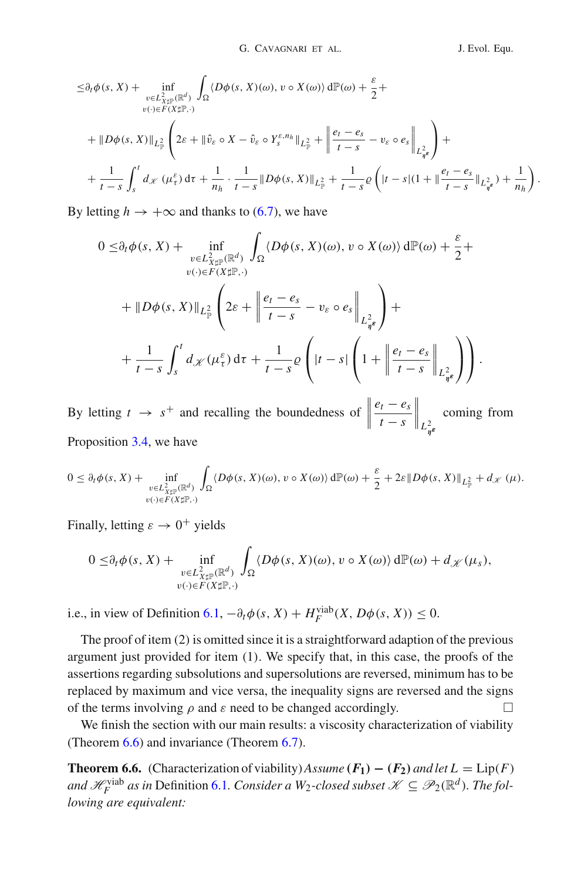$$
\begin{aligned}
\leq & \partial_t \phi(s, X)+\inf_{\substack{v \in L^2_{X\sharp\mathbb{P}}(\mathbb{R}^d)\\ v(\cdot)\in F(X\sharp\mathbb{P},\cdot)}} \int_\Omega \langle D\phi(s,X)(\omega), v\circ X(\omega)\rangle \,\mathrm{d}\mathbb{P}(\omega)+\frac{\varepsilon}{2}+\\
&+\|D\phi(s,X)\|_{L^2_{\mathbb{P}}}\left(2\varepsilon+\|\hat{v}_\varepsilon\circ X-\hat{v}_\varepsilon\circ Y_s^{\varepsilon,n_h}\|_{L^2_{\mathbb{P}}}+\left\|\frac{e_t-e_s}{t-s}-v_\varepsilon\circ e_s\right\|_{L^2_{\eta^\varepsilon}}\right)+\\
&+\frac{1}{t-s}\int_s^t d_{\mathscr{K}}(\mu_\tau^\varepsilon)\,\mathrm{d}\tau+\frac{1}{n_h}\cdot\frac{1}{t-s}\|D\phi(s,X)\|_{L^2_{\mathbb{P}}}+\frac{1}{t-s}\varrho\left(|t-s|(1+\|\frac{e_t-e_s}{t-s}\|_{L^2_{\eta^\varepsilon}})+\frac{1}{n_h}\right).
\end{aligned}
$$

By letting $h \to +\infty$ and thanks to (6.7), we have

$$
\begin{aligned}
0 \leq & \partial_t \phi(s, X)+\inf_{\substack{v \in L^2_{X\sharp\mathbb{P}}(\mathbb{R}^d)\\ v(\cdot)\in F(X\sharp\mathbb{P},\cdot)}} \int_\Omega \langle D\phi(s,X)(\omega), v\circ X(\omega)\rangle \,\mathrm{d}\mathbb{P}(\omega)+\frac{\varepsilon}{2}+\\
&+\|D\phi(s,X)\|_{L^2_{\mathbb{P}}}\left(2\varepsilon+\left\|\frac{e_t-e_s}{t-s}-v_\varepsilon\circ e_s\right\|_{L^2_{\eta^\varepsilon}}\right)+\\
&+\frac{1}{t-s}\int_s^t d_{\mathscr{K}}(\mu_\tau^\varepsilon)\,\mathrm{d}\tau+\frac{1}{t-s}\varrho\left(|t-s|\left(1+\left\|\frac{e_t-e_s}{t-s}\right\|_{L^2_{\eta^\varepsilon}}\right)\right).
\end{aligned}
$$

By letting $t \to s^+$ and recalling the boundedness of $\left\|\dfrac{e_t-e_s}{t-s}\right\|_{L^2_{\eta^\varepsilon}}$ coming from Proposition 3.4, we have

$$
0 \leq \partial_t \phi(s, X)+\inf_{\substack{v \in L^2_{X\sharp\mathbb{P}}(\mathbb{R}^d)\\ v(\cdot)\in F(X\sharp\mathbb{P},\cdot)}} \int_\Omega \langle D\phi(s,X)(\omega), v\circ X(\omega)\rangle \,\mathrm{d}\mathbb{P}(\omega)+\frac{\varepsilon}{2}+2\varepsilon\|D\phi(s,X)\|_{L^2_{\mathbb{P}}}+d_{\mathscr{K}}(\mu).
$$

Finally, letting $\varepsilon \to 0^+$ yields

$$
0 \leq \partial_t \phi(s, X)+\inf_{\substack{v \in L^2_{X\sharp\mathbb{P}}(\mathbb{R}^d)\\ v(\cdot)\in F(X\sharp\mathbb{P},\cdot)}} \int_\Omega \langle D\phi(s,X)(\omega), v\circ X(\omega)\rangle \,\mathrm{d}\mathbb{P}(\omega)+d_{\mathscr{K}}(\mu_s),
$$

i.e., in view of Definition 6.1, $-\partial_t\phi(s,X)+H_F^{\mathrm{viab}}(X, D\phi(s,X)) \leq 0$.

The proof of item (2) is omitted since it is a straightforward adaption of the previous argument just provided for item (1). We specify that, in this case, the proofs of the assertions regarding subsolutions and supersolutions are reversed, minimum has to be replaced by maximum and vice versa, the inequality signs are reversed and the signs of the terms involving $\rho$ and $\varepsilon$ need to be changed accordingly. □

We finish the section with our main results: a viscosity characterization of viability (Theorem 6.6) and invariance (Theorem 6.7).

**Theorem 6.6.** (Characterization of viability) *Assume* $(\mathbf{F_1}) - (\mathbf{F_2})$ *and let* $L = \mathrm{Lip}(F)$ *and* $\mathscr{H}_F^{\mathrm{viab}}$ *as in* Definition 6.1. *Consider a* $W_2$*-closed subset* $\mathscr{K} \subseteq \mathscr{P}_2(\mathbb{R}^d)$. *The following are equivalent:*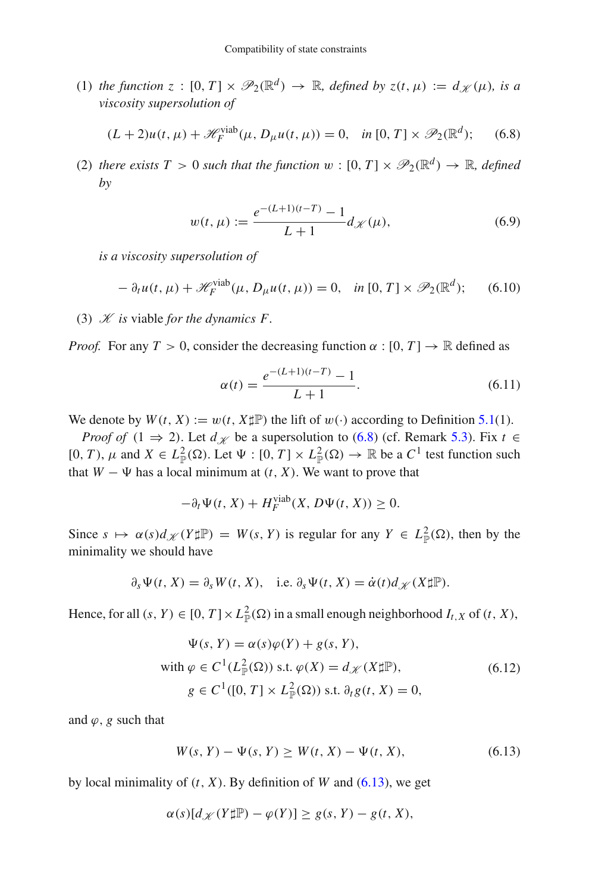(1) *the function* $z : [0, T] \times \mathscr{P}_2(\mathbb{R}^d) \to \mathbb{R}$*, defined by* $z(t, \mu) := d_{\mathscr{K}}(\mu)$*, is a viscosity supersolution of*

$$(L + 2)u(t, \mu) + \mathscr{H}_F^{\text{viab}}(\mu, D_\mu u(t, \mu)) = 0, \quad \text{in } [0, T] \times \mathscr{P}_2(\mathbb{R}^d); \tag{6.8}$$

(2) *there exists* $T > 0$ *such that the function* $w : [0, T] \times \mathscr{P}_2(\mathbb{R}^d) \to \mathbb{R}$*, defined by*

$$w(t, \mu) := \frac{e^{-(L+1)(t-T)} - 1}{L + 1} d_{\mathscr{K}}(\mu), \tag{6.9}$$

*is a viscosity supersolution of*

$$-\partial_t u(t, \mu) + \mathscr{H}_F^{\text{viab}}(\mu, D_\mu u(t, \mu)) = 0, \quad \text{in } [0, T] \times \mathscr{P}_2(\mathbb{R}^d); \tag{6.10}$$

(3) $\mathscr{K}$ *is* viable *for the dynamics* $F$.

*Proof.* For any $T > 0$, consider the decreasing function $\alpha : [0, T] \to \mathbb{R}$ defined as

$$\alpha(t) = \frac{e^{-(L+1)(t-T)} - 1}{L + 1}. \tag{6.11}$$

We denote by $W(t, X) := w(t, X\sharp\mathbb{P})$ the lift of $w(\cdot)$ according to Definition 5.1(1).

*Proof of* (1 $\Rightarrow$ 2). Let $d_{\mathscr{K}}$ be a supersolution to (6.8) (cf. Remark 5.3). Fix $t \in [0, T)$, $\mu$ and $X \in L^2_{\mathbb{P}}(\Omega)$. Let $\Psi : [0, T] \times L^2_{\mathbb{P}}(\Omega) \to \mathbb{R}$ be a $C^1$ test function such that $W - \Psi$ has a local minimum at $(t, X)$. We want to prove that

$$-\partial_t \Psi(t, X) + H_F^{\text{viab}}(X, D\Psi(t, X)) \geq 0.$$

Since $s \mapsto \alpha(s) d_{\mathscr{K}}(Y\sharp\mathbb{P}) = W(s, Y)$ is regular for any $Y \in L^2_{\mathbb{P}}(\Omega)$, then by the minimality we should have

$$\partial_s \Psi(t, X) = \partial_s W(t, X), \quad \text{i.e. } \partial_s \Psi(t, X) = \dot{\alpha}(t) d_{\mathscr{K}}(X\sharp\mathbb{P}).$$

Hence, for all $(s, Y) \in [0, T] \times L^2_{\mathbb{P}}(\Omega)$ in a small enough neighborhood $I_{t,X}$ of $(t, X)$,

$$\begin{aligned} &\Psi(s, Y) = \alpha(s)\varphi(Y) + g(s, Y), \\ \text{with } &\varphi \in C^1(L^2_{\mathbb{P}}(\Omega)) \text{ s.t. } \varphi(X) = d_{\mathscr{K}}(X\sharp\mathbb{P}), \\ &g \in C^1([0, T] \times L^2_{\mathbb{P}}(\Omega)) \text{ s.t. } \partial_t g(t, X) = 0, \end{aligned} \tag{6.12}$$

and $\varphi, g$ such that

$$W(s, Y) - \Psi(s, Y) \geq W(t, X) - \Psi(t, X), \tag{6.13}$$

by local minimality of $(t, X)$. By definition of $W$ and (6.13), we get

$$\alpha(s)[d_{\mathscr{K}}(Y\sharp\mathbb{P}) - \varphi(Y)] \geq g(s, Y) - g(t, X),$$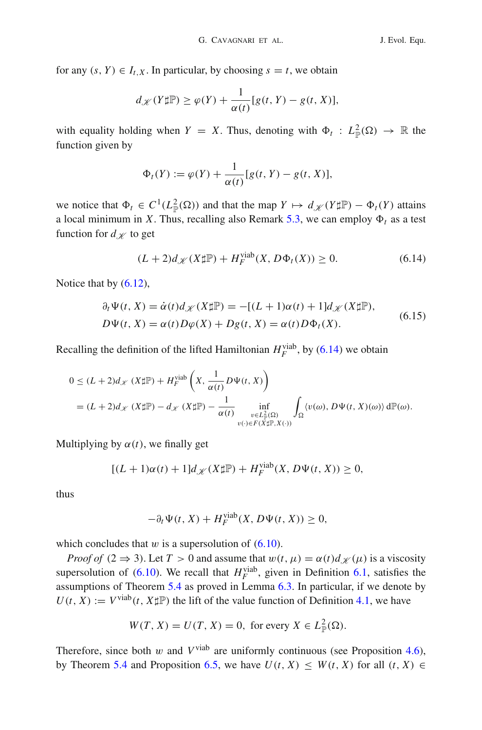for any $(s, Y) \in I_{t,X}$. In particular, by choosing $s = t$, we obtain

$$d_{\mathscr{K}}(Y\sharp\mathbb{P}) \geq \varphi(Y) + \frac{1}{\alpha(t)}[g(t,Y) - g(t,X)],$$

with equality holding when $Y = X$. Thus, denoting with $\Phi_t : L^2_{\mathbb{P}}(\Omega) \to \mathbb{R}$ the function given by

$$\Phi_t(Y) := \varphi(Y) + \frac{1}{\alpha(t)}[g(t,Y) - g(t,X)],$$

we notice that $\Phi_t \in C^1(L^2_{\mathbb{P}}(\Omega))$ and that the map $Y \mapsto d_{\mathscr{K}}(Y\sharp\mathbb{P}) - \Phi_t(Y)$ attains a local minimum in $X$. Thus, recalling also Remark 5.3, we can employ $\Phi_t$ as a test function for $d_{\mathscr{K}}$ to get

$$(L+2)d_{\mathscr{K}}(X\sharp\mathbb{P}) + H^{\mathrm{viab}}_F(X, D\Phi_t(X)) \geq 0. \tag{6.14}$$

Notice that by (6.12),

$$\begin{aligned}
\partial_t \Psi(t,X) &= \dot{\alpha}(t) d_{\mathscr{K}}(X\sharp\mathbb{P}) = -[(L+1)\alpha(t) + 1] d_{\mathscr{K}}(X\sharp\mathbb{P}),\\
D\Psi(t,X) &= \alpha(t) D\varphi(X) + Dg(t,X) = \alpha(t) D\Phi_t(X).
\end{aligned} \tag{6.15}$$

Recalling the definition of the lifted Hamiltonian $H^{\mathrm{viab}}_F$, by (6.14) we obtain

$$\begin{aligned}
0 &\leq (L+2)d_{\mathscr{K}}(X\sharp\mathbb{P}) + H^{\mathrm{viab}}_F\left(X, \frac{1}{\alpha(t)} D\Psi(t,X)\right)\\
&= (L+2)d_{\mathscr{K}}(X\sharp\mathbb{P}) - d_{\mathscr{K}}(X\sharp\mathbb{P}) - \frac{1}{\alpha(t)} \inf_{\substack{v \in L^2_{\mathbb{P}}(\Omega)\\ v(\cdot) \in F(X\sharp\mathbb{P}, X(\cdot))}} \int_\Omega \langle v(\omega), D\Psi(t,X)(\omega)\rangle \, \mathrm{d}\mathbb{P}(\omega).
\end{aligned}$$

Multiplying by $\alpha(t)$, we finally get

$$[(L+1)\alpha(t) + 1] d_{\mathscr{K}}(X\sharp\mathbb{P}) + H^{\mathrm{viab}}_F(X, D\Psi(t,X)) \geq 0,$$

thus

$$-\partial_t \Psi(t,X) + H^{\mathrm{viab}}_F(X, D\Psi(t,X)) \geq 0,$$

which concludes that $w$ is a supersolution of (6.10).

*Proof of* $(2 \Rightarrow 3)$. Let $T > 0$ and assume that $w(t,\mu) = \alpha(t) d_{\mathscr{K}}(\mu)$ is a viscosity supersolution of (6.10). We recall that $H^{\mathrm{viab}}_F$, given in Definition 6.1, satisfies the assumptions of Theorem 5.4 as proved in Lemma 6.3. In particular, if we denote by $U(t,X) := V^{\mathrm{viab}}(t, X\sharp\mathbb{P})$ the lift of the value function of Definition 4.1, we have

$$W(T,X) = U(T,X) = 0, \text{ for every } X \in L^2_{\mathbb{P}}(\Omega).$$

Therefore, since both $w$ and $V^{\mathrm{viab}}$ are uniformly continuous (see Proposition 4.6), by Theorem 5.4 and Proposition 6.5, we have $U(t,X) \leq W(t,X)$ for all $(t,X) \in$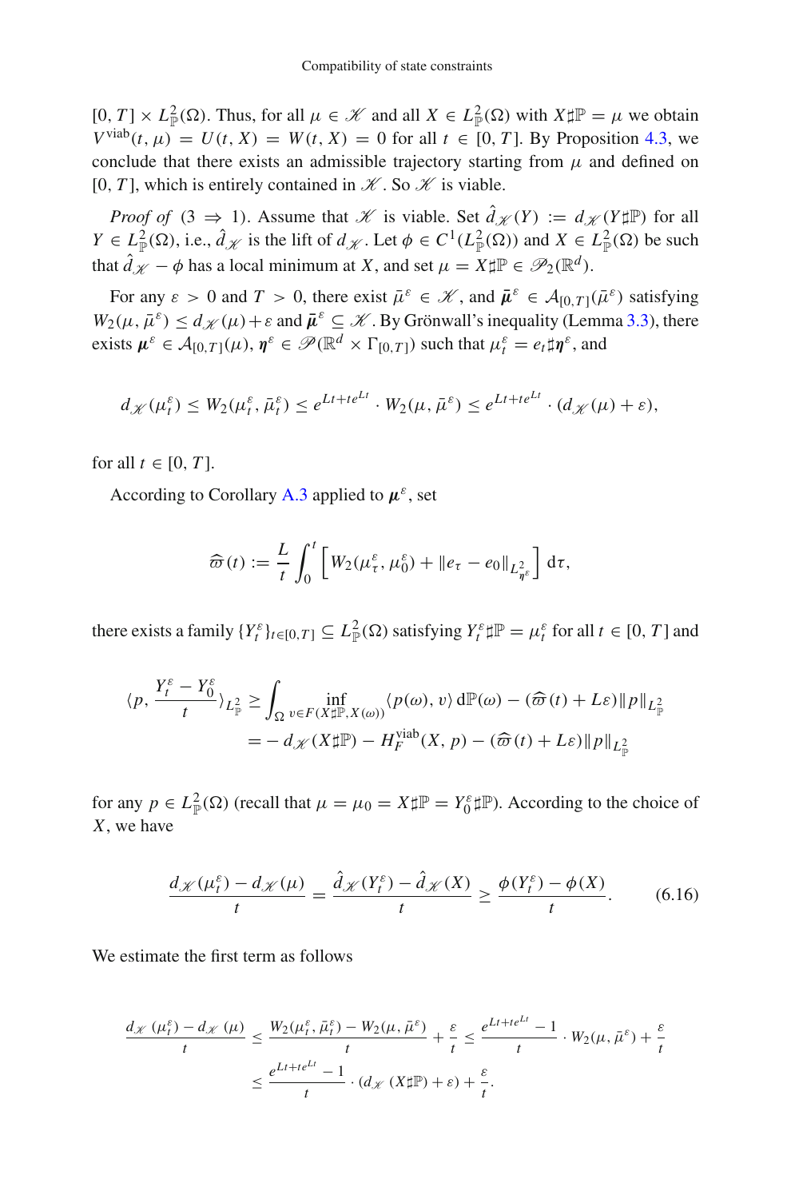$[0, T] \times L^2_{\mathbb{P}}(\Omega)$. Thus, for all $\mu \in \mathscr{K}$ and all $X \in L^2_{\mathbb{P}}(\Omega)$ with $X\sharp\mathbb{P} = \mu$ we obtain $V^{\text{viab}}(t, \mu) = U(t, X) = W(t, X) = 0$ for all $t \in [0, T]$. By Proposition 4.3, we conclude that there exists an admissible trajectory starting from $\mu$ and defined on $[0, T]$, which is entirely contained in $\mathscr{K}$. So $\mathscr{K}$ is viable.

*Proof of* $(3 \Rightarrow 1)$. Assume that $\mathscr{K}$ is viable. Set $\hat{d}_{\mathscr{K}}(Y) := d_{\mathscr{K}}(Y\sharp\mathbb{P})$ for all $Y \in L^2_{\mathbb{P}}(\Omega)$, i.e., $\hat{d}_{\mathscr{K}}$ is the lift of $d_{\mathscr{K}}$. Let $\phi \in C^1(L^2_{\mathbb{P}}(\Omega))$ and $X \in L^2_{\mathbb{P}}(\Omega)$ be such that $\hat{d}_{\mathscr{K}} - \phi$ has a local minimum at $X$, and set $\mu = X\sharp\mathbb{P} \in \mathscr{P}_2(\mathbb{R}^d)$.

For any $\varepsilon > 0$ and $T > 0$, there exist $\bar{\mu}^\varepsilon \in \mathscr{K}$, and $\bar{\boldsymbol{\mu}}^\varepsilon \in \mathcal{A}_{[0,T]}(\bar{\mu}^\varepsilon)$ satisfying $W_2(\mu, \bar{\mu}^\varepsilon) \leq d_{\mathscr{K}}(\mu) + \varepsilon$ and $\bar{\boldsymbol{\mu}}^\varepsilon \subseteq \mathscr{K}$. By Grönwall's inequality (Lemma 3.3), there exists $\boldsymbol{\mu}^\varepsilon \in \mathcal{A}_{[0,T]}(\mu)$, $\boldsymbol{\eta}^\varepsilon \in \mathscr{P}(\mathbb{R}^d \times \Gamma_{[0,T]})$ such that $\mu^\varepsilon_t = e_t\sharp\boldsymbol{\eta}^\varepsilon$, and

$$d_{\mathscr{K}}(\mu^\varepsilon_t) \leq W_2(\mu^\varepsilon_t, \bar{\mu}^\varepsilon_t) \leq e^{Lt+te^{Lt}} \cdot W_2(\mu, \bar{\mu}^\varepsilon) \leq e^{Lt+te^{Lt}} \cdot (d_{\mathscr{K}}(\mu) + \varepsilon),$$

for all $t \in [0, T]$.

According to Corollary A.3 applied to $\boldsymbol{\mu}^\varepsilon$, set

$$\widehat{\varpi}(t) := \frac{L}{t} \int_0^t \left[ W_2(\mu^\varepsilon_\tau, \mu^\varepsilon_0) + \|e_\tau - e_0\|_{L^2_{\boldsymbol{\eta}^\varepsilon}} \right] \mathrm{d}\tau,$$

there exists a family $\{Y^\varepsilon_t\}_{t\in[0,T]} \subseteq L^2_{\mathbb{P}}(\Omega)$ satisfying $Y^\varepsilon_t\sharp\mathbb{P} = \mu^\varepsilon_t$ for all $t \in [0, T]$ and

$$\begin{aligned}
\langle p, \frac{Y^\varepsilon_t - Y^\varepsilon_0}{t} \rangle_{L^2_{\mathbb{P}}} &\geq \int_\Omega \inf_{v\in F(X\sharp\mathbb{P}, X(\omega))} \langle p(\omega), v\rangle \,\mathrm{d}\mathbb{P}(\omega) - (\widehat{\varpi}(t) + L\varepsilon)\|p\|_{L^2_{\mathbb{P}}} \\
&= -\, d_{\mathscr{K}}(X\sharp\mathbb{P}) - H^{\text{viab}}_F(X, p) - (\widehat{\varpi}(t) + L\varepsilon)\|p\|_{L^2_{\mathbb{P}}}
\end{aligned}$$

for any $p \in L^2_{\mathbb{P}}(\Omega)$ (recall that $\mu = \mu_0 = X\sharp\mathbb{P} = Y^\varepsilon_0\sharp\mathbb{P}$). According to the choice of $X$, we have

$$\frac{d_{\mathscr{K}}(\mu^\varepsilon_t) - d_{\mathscr{K}}(\mu)}{t} = \frac{\hat{d}_{\mathscr{K}}(Y^\varepsilon_t) - \hat{d}_{\mathscr{K}}(X)}{t} \geq \frac{\phi(Y^\varepsilon_t) - \phi(X)}{t}. \tag{6.16}$$

We estimate the first term as follows

$$\begin{aligned}
\frac{d_{\mathscr{K}}(\mu^\varepsilon_t) - d_{\mathscr{K}}(\mu)}{t} &\leq \frac{W_2(\mu^\varepsilon_t, \bar{\mu}^\varepsilon_t) - W_2(\mu, \bar{\mu}^\varepsilon)}{t} + \frac{\varepsilon}{t} \leq \frac{e^{Lt+te^{Lt}} - 1}{t} \cdot W_2(\mu, \bar{\mu}^\varepsilon) + \frac{\varepsilon}{t} \\
&\leq \frac{e^{Lt+te^{Lt}} - 1}{t} \cdot (d_{\mathscr{K}}(X\sharp\mathbb{P}) + \varepsilon) + \frac{\varepsilon}{t}.
\end{aligned}$$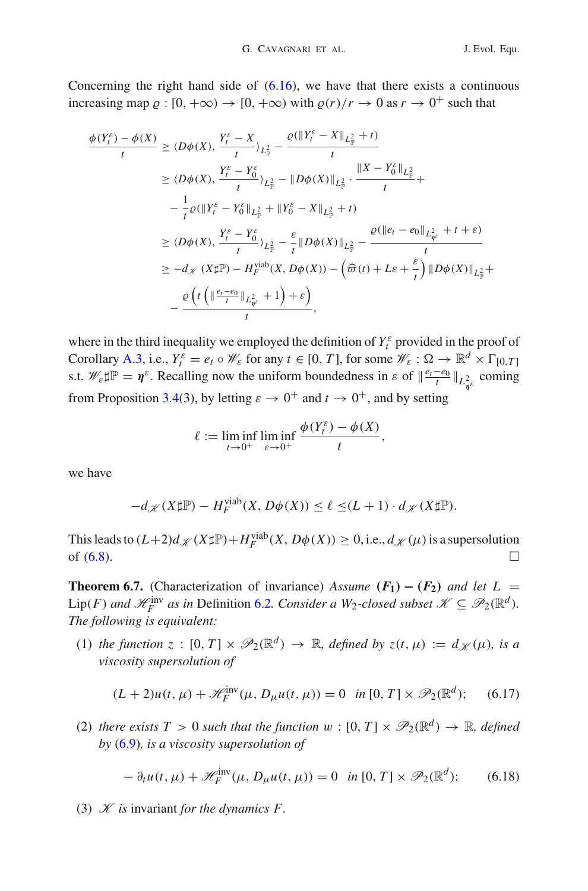Concerning the right hand side of (6.16), we have that there exists a continuous increasing map $\varrho : [0, +\infty) \to [0, +\infty)$ with $\varrho(r)/r \to 0$ as $r \to 0^+$ such that

$$
\begin{aligned}
\frac{\phi(Y_t^\varepsilon) - \phi(X)}{t} &\geq \langle D\phi(X), \frac{Y_t^\varepsilon - X}{t} \rangle_{L^2_{\mathbb{P}}} - \frac{\varrho(\|Y_t^\varepsilon - X\|_{L^2_{\mathbb{P}}} + t)}{t} \\
&\geq \langle D\phi(X), \frac{Y_t^\varepsilon - Y_0^\varepsilon}{t} \rangle_{L^2_{\mathbb{P}}} - \|D\phi(X)\|_{L^2_{\mathbb{P}}} \cdot \frac{\|X - Y_0^\varepsilon\|_{L^2_{\mathbb{P}}}}{t} + \\
&\quad - \frac{1}{t}\varrho(\|Y_t^\varepsilon - Y_0^\varepsilon\|_{L^2_{\mathbb{P}}} + \|Y_0^\varepsilon - X\|_{L^2_{\mathbb{P}}} + t) \\
&\geq \langle D\phi(X), \frac{Y_t^\varepsilon - Y_0^\varepsilon}{t} \rangle_{L^2_{\mathbb{P}}} - \frac{\varepsilon}{t}\|D\phi(X)\|_{L^2_{\mathbb{P}}} - \frac{\varrho(\|e_t - e_0\|_{L^2_{\eta^\varepsilon}} + t + \varepsilon)}{t} \\
&\geq -d_{\mathscr{K}}(X\sharp\mathbb{P}) - H_F^{\mathrm{viab}}(X, D\phi(X)) - \left(\widehat{\varpi}(t) + L\varepsilon + \frac{\varepsilon}{t}\right)\|D\phi(X)\|_{L^2_{\mathbb{P}}} + \\
&\quad - \frac{\varrho\left(t\left(\|\frac{e_t - e_0}{t}\|_{L^2_{\eta^\varepsilon}} + 1\right) + \varepsilon\right)}{t},
\end{aligned}
$$

where in the third inequality we employed the definition of $Y_t^\varepsilon$ provided in the proof of Corollary A.3, i.e., $Y_t^\varepsilon = e_t \circ \mathscr{W}_\varepsilon$ for any $t \in [0, T]$, for some $\mathscr{W}_\varepsilon : \Omega \to \mathbb{R}^d \times \Gamma_{[0,T]}$ s.t. $\mathscr{W}_\varepsilon\sharp\mathbb{P} = \eta^\varepsilon$. Recalling now the uniform boundedness in $\varepsilon$ of $\|\frac{e_t - e_0}{t}\|_{L^2_{\eta^\varepsilon}}$ coming from Proposition 3.4(3), by letting $\varepsilon \to 0^+$ and $t \to 0^+$, and by setting

$$
\ell := \liminf_{t\to 0^+} \liminf_{\varepsilon\to 0^+} \frac{\phi(Y_t^\varepsilon) - \phi(X)}{t},
$$

we have

$$
-d_{\mathscr{K}}(X\sharp\mathbb{P}) - H_F^{\mathrm{viab}}(X, D\phi(X)) \leq \ell \leq (L+1) \cdot d_{\mathscr{K}}(X\sharp\mathbb{P}).
$$

This leads to $(L+2)d_{\mathscr{K}}(X\sharp\mathbb{P}) + H_F^{\mathrm{viab}}(X, D\phi(X)) \geq 0$, i.e., $d_{\mathscr{K}}(\mu)$ is a supersolution of (6.8). $\square$

**Theorem 6.7.** (Characterization of invariance) *Assume* $(\mathbf{F_1}) - (\mathbf{F_2})$ *and let* $L = \mathrm{Lip}(F)$ *and* $\mathscr{H}_F^{\mathrm{inv}}$ *as in* Definition 6.2*. Consider a* $W_2$*-closed subset* $\mathscr{K} \subseteq \mathscr{P}_2(\mathbb{R}^d)$*. The following is equivalent:*

1. *the function* $z : [0, T] \times \mathscr{P}_2(\mathbb{R}^d) \to \mathbb{R}$*, defined by* $z(t, \mu) := d_{\mathscr{K}}(\mu)$*, is a viscosity supersolution of*

$$
(L+2)u(t, \mu) + \mathscr{H}_F^{\mathrm{inv}}(\mu, D_\mu u(t, \mu)) = 0 \quad \text{in } [0, T] \times \mathscr{P}_2(\mathbb{R}^d); \tag{6.17}
$$

2. *there exists* $T > 0$ *such that the function* $w : [0, T] \times \mathscr{P}_2(\mathbb{R}^d) \to \mathbb{R}$*, defined by* (6.9)*, is a viscosity supersolution of*

$$
-\partial_t u(t, \mu) + \mathscr{H}_F^{\mathrm{inv}}(\mu, D_\mu u(t, \mu)) = 0 \quad \text{in } [0, T] \times \mathscr{P}_2(\mathbb{R}^d); \tag{6.18}
$$

3. $\mathscr{K}$ *is* invariant *for the dynamics* $F$*.*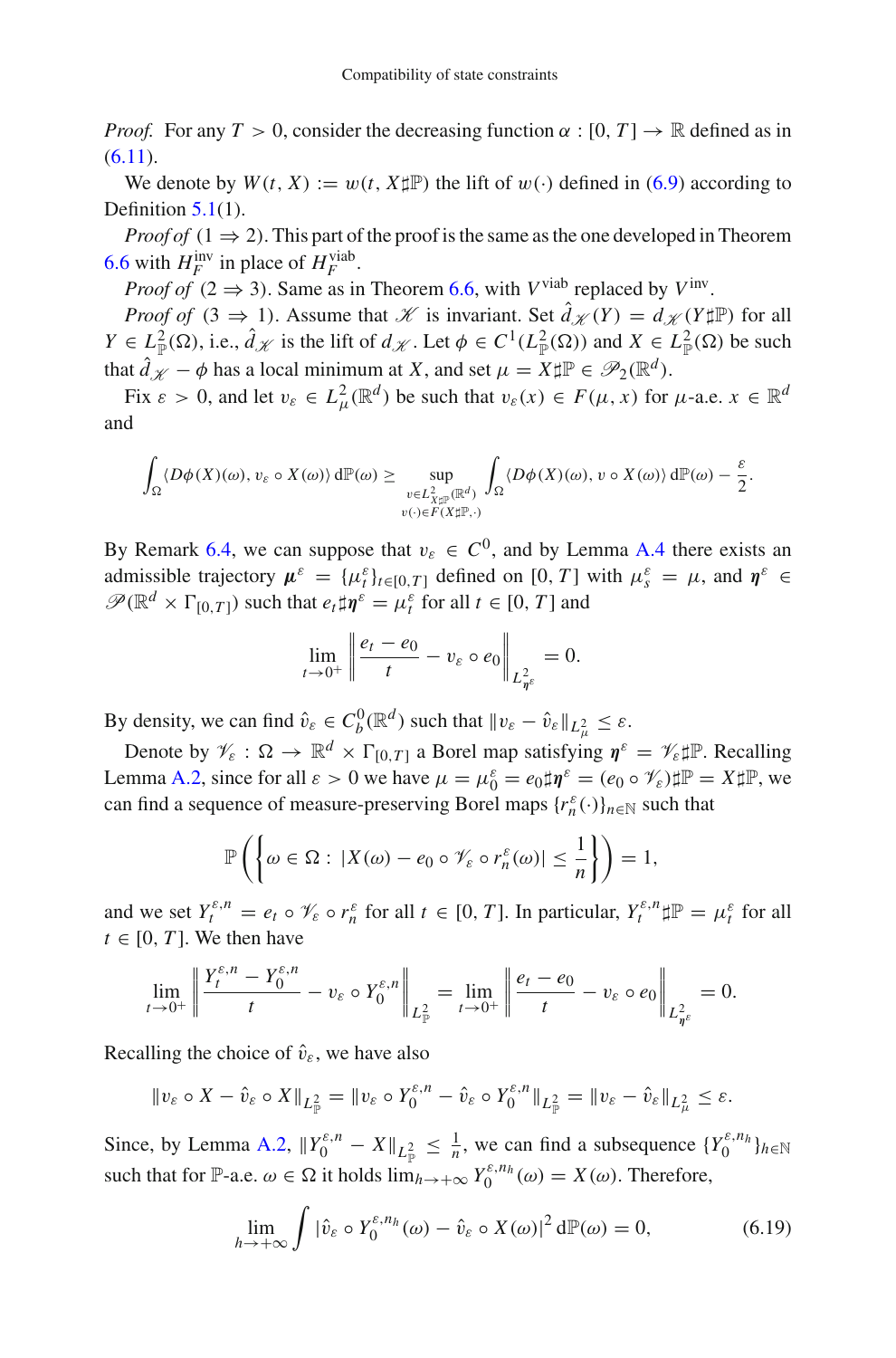*Proof.* For any $T > 0$, consider the decreasing function $\alpha : [0, T] \to \mathbb{R}$ defined as in (6.11).

We denote by $W(t, X) := w(t, X\sharp\mathbb{P})$ the lift of $w(\cdot)$ defined in (6.9) according to Definition 5.1(1).

*Proof of* $(1 \Rightarrow 2)$. This part of the proof is the same as the one developed in Theorem 6.6 with $H_F^{\mathrm{inv}}$ in place of $H_F^{\mathrm{viab}}$.

*Proof of* $(2 \Rightarrow 3)$. Same as in Theorem 6.6, with $V^{\mathrm{viab}}$ replaced by $V^{\mathrm{inv}}$.

*Proof of* $(3 \Rightarrow 1)$. Assume that $\mathscr{K}$ is invariant. Set $\hat{d}_{\mathscr{K}}(Y) = d_{\mathscr{K}}(Y\sharp\mathbb{P})$ for all $Y \in L^2_{\mathbb{P}}(\Omega)$, i.e., $\hat{d}_{\mathscr{K}}$ is the lift of $d_{\mathscr{K}}$. Let $\phi \in C^1(L^2_{\mathbb{P}}(\Omega))$ and $X \in L^2_{\mathbb{P}}(\Omega)$ be such that $\hat{d}_{\mathscr{K}} - \phi$ has a local minimum at $X$, and set $\mu = X\sharp\mathbb{P} \in \mathscr{P}_2(\mathbb{R}^d)$.

Fix $\varepsilon > 0$, and let $v_\varepsilon \in L^2_\mu(\mathbb{R}^d)$ be such that $v_\varepsilon(x) \in F(\mu, x)$ for $\mu$-a.e. $x \in \mathbb{R}^d$ and

$$\int_\Omega \langle D\phi(X)(\omega), v_\varepsilon \circ X(\omega)\rangle \, \mathrm{d}\mathbb{P}(\omega) \geq \sup_{\substack{v \in L^2_{X\sharp\mathbb{P}}(\mathbb{R}^d) \\ v(\cdot) \in F(X\sharp\mathbb{P}, \cdot)}} \int_\Omega \langle D\phi(X)(\omega), v \circ X(\omega)\rangle \, \mathrm{d}\mathbb{P}(\omega) - \frac{\varepsilon}{2}.$$

By Remark 6.4, we can suppose that $v_\varepsilon \in C^0$, and by Lemma A.4 there exists an admissible trajectory $\boldsymbol{\mu}^\varepsilon = \{\mu_t^\varepsilon\}_{t \in [0,T]}$ defined on $[0, T]$ with $\mu_s^\varepsilon = \mu$, and $\boldsymbol{\eta}^\varepsilon \in \mathscr{P}(\mathbb{R}^d \times \Gamma_{[0,T]})$ such that $e_t\sharp\boldsymbol{\eta}^\varepsilon = \mu_t^\varepsilon$ for all $t \in [0, T]$ and

$$\lim_{t \to 0^+} \left\| \frac{e_t - e_0}{t} - v_\varepsilon \circ e_0 \right\|_{L^2_{\boldsymbol{\eta}^\varepsilon}} = 0.$$

By density, we can find $\hat{v}_\varepsilon \in C^0_b(\mathbb{R}^d)$ such that $\|v_\varepsilon - \hat{v}_\varepsilon\|_{L^2_\mu} \leq \varepsilon$.

Denote by $\mathscr{V}_\varepsilon : \Omega \to \mathbb{R}^d \times \Gamma_{[0,T]}$ a Borel map satisfying $\boldsymbol{\eta}^\varepsilon = \mathscr{V}_\varepsilon\sharp\mathbb{P}$. Recalling Lemma A.2, since for all $\varepsilon > 0$ we have $\mu = \mu_0^\varepsilon = e_0\sharp\boldsymbol{\eta}^\varepsilon = (e_0 \circ \mathscr{V}_\varepsilon)\sharp\mathbb{P} = X\sharp\mathbb{P}$, we can find a sequence of measure-preserving Borel maps $\{r_n^\varepsilon(\cdot)\}_{n \in \mathbb{N}}$ such that

$$\mathbb{P}\left(\left\{\omega \in \Omega : \, |X(\omega) - e_0 \circ \mathscr{V}_\varepsilon \circ r_n^\varepsilon(\omega)| \leq \frac{1}{n}\right\}\right) = 1,$$

and we set $Y_t^{\varepsilon,n} = e_t \circ \mathscr{V}_\varepsilon \circ r_n^\varepsilon$ for all $t \in [0, T]$. In particular, $Y_t^{\varepsilon,n}\sharp\mathbb{P} = \mu_t^\varepsilon$ for all $t \in [0, T]$. We then have

$$\lim_{t \to 0^+} \left\| \frac{Y_t^{\varepsilon,n} - Y_0^{\varepsilon,n}}{t} - v_\varepsilon \circ Y_0^{\varepsilon,n} \right\|_{L^2_{\mathbb{P}}} = \lim_{t \to 0^+} \left\| \frac{e_t - e_0}{t} - v_\varepsilon \circ e_0 \right\|_{L^2_{\boldsymbol{\eta}^\varepsilon}} = 0.$$

Recalling the choice of $\hat{v}_\varepsilon$, we have also

$$\|v_\varepsilon \circ X - \hat{v}_\varepsilon \circ X\|_{L^2_{\mathbb{P}}} = \|v_\varepsilon \circ Y_0^{\varepsilon,n} - \hat{v}_\varepsilon \circ Y_0^{\varepsilon,n}\|_{L^2_{\mathbb{P}}} = \|v_\varepsilon - \hat{v}_\varepsilon\|_{L^2_\mu} \leq \varepsilon.$$

Since, by Lemma A.2, $\|Y_0^{\varepsilon,n} - X\|_{L^2_{\mathbb{P}}} \leq \frac{1}{n}$, we can find a subsequence $\{Y_0^{\varepsilon,n_h}\}_{h \in \mathbb{N}}$ such that for $\mathbb{P}$-a.e. $\omega \in \Omega$ it holds $\lim_{h \to +\infty} Y_0^{\varepsilon,n_h}(\omega) = X(\omega)$. Therefore,

$$\lim_{h \to +\infty} \int |\hat{v}_\varepsilon \circ Y_0^{\varepsilon,n_h}(\omega) - \hat{v}_\varepsilon \circ X(\omega)|^2 \, \mathrm{d}\mathbb{P}(\omega) = 0, \tag{6.19}$$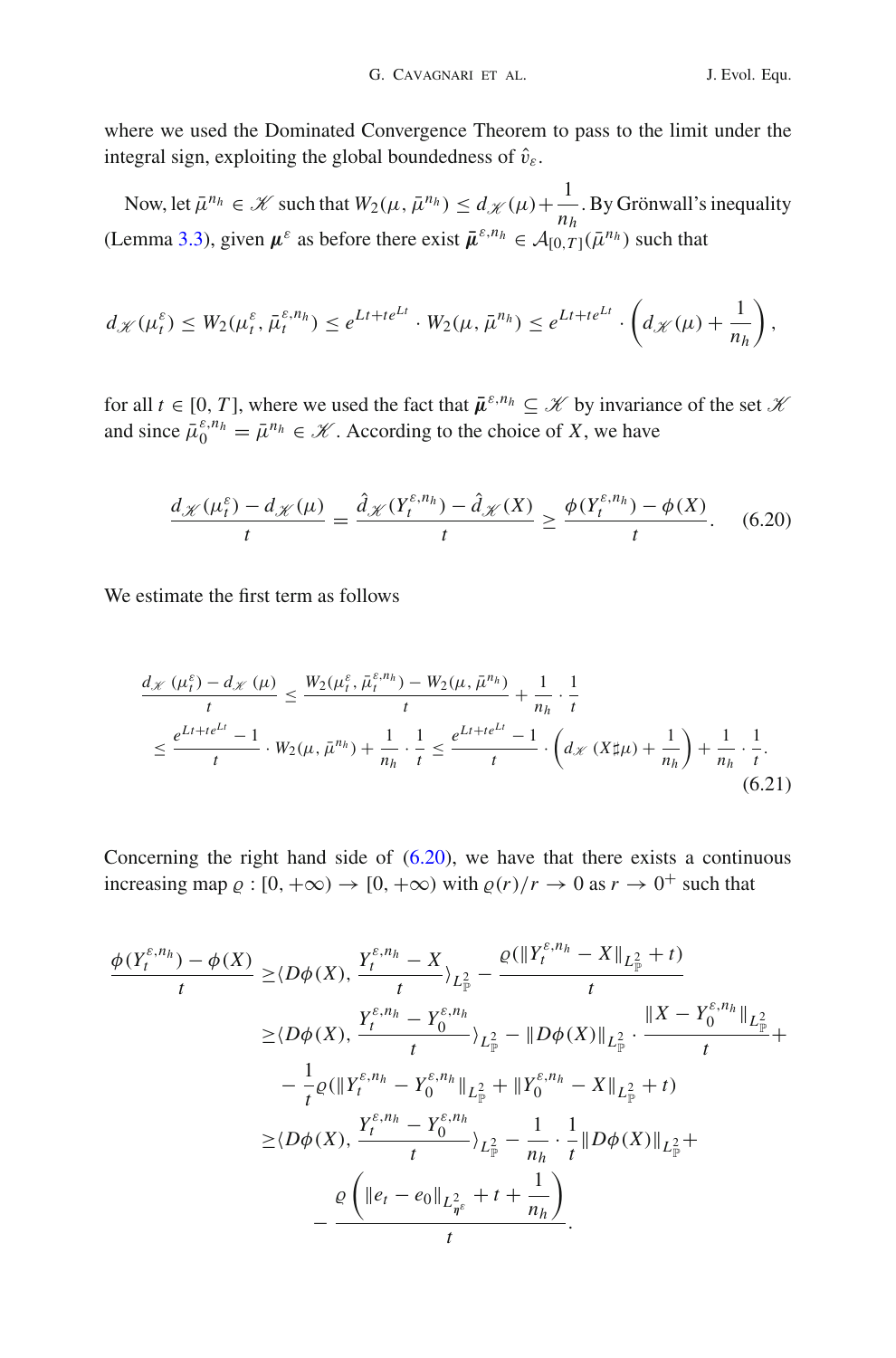where we used the Dominated Convergence Theorem to pass to the limit under the integral sign, exploiting the global boundedness of $\hat{v}_\varepsilon$.

Now, let $\bar{\mu}^{n_h} \in \mathscr{K}$ such that $W_2(\mu, \bar{\mu}^{n_h}) \le d_{\mathscr{K}}(\mu) + \dfrac{1}{n_h}$. By Grönwall's inequality (Lemma 3.3), given $\boldsymbol{\mu}^\varepsilon$ as before there exist $\bar{\boldsymbol{\mu}}^{\varepsilon, n_h} \in \mathcal{A}_{[0,T]}(\bar{\mu}^{n_h})$ such that

$$
d_{\mathscr{K}}(\mu_t^\varepsilon) \le W_2(\mu_t^\varepsilon, \bar{\mu}_t^{\varepsilon, n_h}) \le e^{Lt + te^{Lt}} \cdot W_2(\mu, \bar{\mu}^{n_h}) \le e^{Lt + te^{Lt}} \cdot \left( d_{\mathscr{K}}(\mu) + \frac{1}{n_h} \right),
$$

for all $t \in [0, T]$, where we used the fact that $\bar{\boldsymbol{\mu}}^{\varepsilon, n_h} \subseteq \mathscr{K}$ by invariance of the set $\mathscr{K}$ and since $\bar{\mu}_0^{\varepsilon, n_h} = \bar{\mu}^{n_h} \in \mathscr{K}$. According to the choice of $X$, we have

$$
\frac{d_{\mathscr{K}}(\mu_t^\varepsilon) - d_{\mathscr{K}}(\mu)}{t} = \frac{\hat{d}_{\mathscr{K}}(Y_t^{\varepsilon, n_h}) - \hat{d}_{\mathscr{K}}(X)}{t} \ge \frac{\phi(Y_t^{\varepsilon, n_h}) - \phi(X)}{t}. \tag{6.20}
$$

We estimate the first term as follows

$$
\begin{aligned}
\frac{d_{\mathscr{K}}(\mu_t^\varepsilon) - d_{\mathscr{K}}(\mu)}{t} &\le \frac{W_2(\mu_t^\varepsilon, \bar{\mu}_t^{\varepsilon, n_h}) - W_2(\mu, \bar{\mu}^{n_h})}{t} + \frac{1}{n_h} \cdot \frac{1}{t} \\
&\le \frac{e^{Lt + te^{Lt}} - 1}{t} \cdot W_2(\mu, \bar{\mu}^{n_h}) + \frac{1}{n_h} \cdot \frac{1}{t} \le \frac{e^{Lt + te^{Lt}} - 1}{t} \cdot \left( d_{\mathscr{K}}(X \sharp \mu) + \frac{1}{n_h} \right) + \frac{1}{n_h} \cdot \frac{1}{t}.
\end{aligned} \tag{6.21}
$$

Concerning the right hand side of (6.20), we have that there exists a continuous increasing map $\varrho : [0, +\infty) \to [0, +\infty)$ with $\varrho(r)/r \to 0$ as $r \to 0^+$ such that

$$
\begin{aligned}
\frac{\phi(Y_t^{\varepsilon, n_h}) - \phi(X)}{t} \ge& \langle D\phi(X), \frac{Y_t^{\varepsilon, n_h} - X}{t} \rangle_{L^2_{\mathbb{P}}} - \frac{\varrho(\|Y_t^{\varepsilon, n_h} - X\|_{L^2_{\mathbb{P}}} + t)}{t} \\
\ge& \langle D\phi(X), \frac{Y_t^{\varepsilon, n_h} - Y_0^{\varepsilon, n_h}}{t} \rangle_{L^2_{\mathbb{P}}} - \|D\phi(X)\|_{L^2_{\mathbb{P}}} \cdot \frac{\|X - Y_0^{\varepsilon, n_h}\|_{L^2_{\mathbb{P}}}}{t} + \\
& - \frac{1}{t} \varrho(\|Y_t^{\varepsilon, n_h} - Y_0^{\varepsilon, n_h}\|_{L^2_{\mathbb{P}}} + \|Y_0^{\varepsilon, n_h} - X\|_{L^2_{\mathbb{P}}} + t) \\
\ge& \langle D\phi(X), \frac{Y_t^{\varepsilon, n_h} - Y_0^{\varepsilon, n_h}}{t} \rangle_{L^2_{\mathbb{P}}} - \frac{1}{n_h} \cdot \frac{1}{t} \|D\phi(X)\|_{L^2_{\mathbb{P}}} + \\
& - \frac{\varrho\left( \|e_t - e_0\|_{L^2_{\boldsymbol{\eta}^\varepsilon}} + t + \frac{1}{n_h} \right)}{t}.
\end{aligned}
$$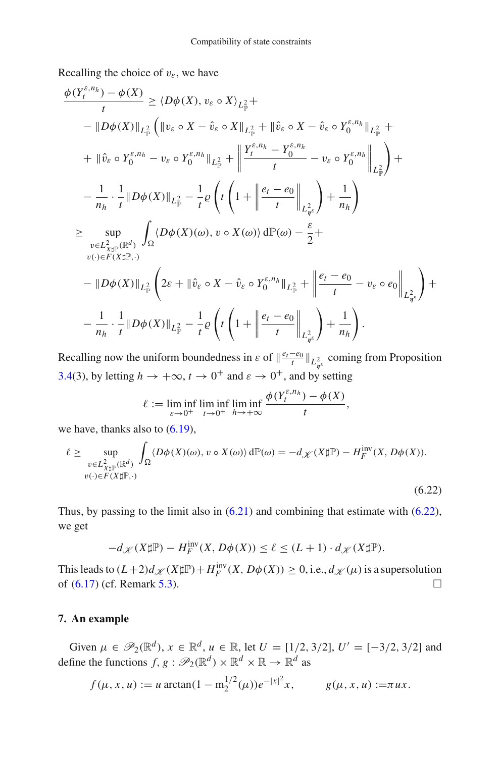Recalling the choice of $v_\varepsilon$, we have

$$
\begin{aligned}
\frac{\phi(Y_t^{\varepsilon,n_h})-\phi(X)}{t} &\geq \langle D\phi(X), v_\varepsilon\circ X\rangle_{L^2_{\mathbb{P}}}+\\
&-\|D\phi(X)\|_{L^2_{\mathbb{P}}}\left(\|v_\varepsilon\circ X-\hat{v}_\varepsilon\circ X\|_{L^2_{\mathbb{P}}}+\|\hat{v}_\varepsilon\circ X-\hat{v}_\varepsilon\circ Y_0^{\varepsilon,n_h}\|_{L^2_{\mathbb{P}}}+\right.\\
&\left.+\|\hat{v}_\varepsilon\circ Y_0^{\varepsilon,n_h}-v_\varepsilon\circ Y_0^{\varepsilon,n_h}\|_{L^2_{\mathbb{P}}}+\left\|\frac{Y_t^{\varepsilon,n_h}-Y_0^{\varepsilon,n_h}}{t}-v_\varepsilon\circ Y_0^{\varepsilon,n_h}\right\|_{L^2_{\mathbb{P}}}\right)+\\
&-\frac{1}{n_h}\cdot\frac{1}{t}\|D\phi(X)\|_{L^2_{\mathbb{P}}}-\frac{1}{t}\varrho\left(t\left(1+\left\|\frac{e_t-e_0}{t}\right\|_{L^2_{\eta^\varepsilon}}\right)+\frac{1}{n_h}\right)\\
&\geq \sup_{\substack{v\in L^2_{X\sharp\mathbb{P}}(\mathbb{R}^d)\\ v(\cdot)\in F(X\sharp\mathbb{P},\cdot)}}\int_\Omega\langle D\phi(X)(\omega), v\circ X(\omega)\rangle\,\mathrm{d}\mathbb{P}(\omega)-\frac{\varepsilon}{2}+\\
&-\|D\phi(X)\|_{L^2_{\mathbb{P}}}\left(2\varepsilon+\|\hat{v}_\varepsilon\circ X-\hat{v}_\varepsilon\circ Y_0^{\varepsilon,n_h}\|_{L^2_{\mathbb{P}}}+\left\|\frac{e_t-e_0}{t}-v_\varepsilon\circ e_0\right\|_{L^2_{\eta^\varepsilon}}\right)+\\
&-\frac{1}{n_h}\cdot\frac{1}{t}\|D\phi(X)\|_{L^2_{\mathbb{P}}}-\frac{1}{t}\varrho\left(t\left(1+\left\|\frac{e_t-e_0}{t}\right\|_{L^2_{\eta^\varepsilon}}\right)+\frac{1}{n_h}\right).
\end{aligned}
$$

Recalling now the uniform boundedness in $\varepsilon$ of $\|\frac{e_t-e_0}{t}\|_{L^2_{\eta^\varepsilon}}$ coming from Proposition 3.4(3), by letting $h\to+\infty$, $t\to 0^+$ and $\varepsilon\to 0^+$, and by setting

$$
\ell:=\liminf_{\varepsilon\to 0^+}\liminf_{t\to 0^+}\liminf_{h\to+\infty}\frac{\phi(Y_t^{\varepsilon,n_h})-\phi(X)}{t},
$$

we have, thanks also to (6.19),

$$
\ell\geq \sup_{\substack{v\in L^2_{X\sharp\mathbb{P}}(\mathbb{R}^d)\\ v(\cdot)\in F(X\sharp\mathbb{P},\cdot)}}\int_\Omega\langle D\phi(X)(\omega), v\circ X(\omega)\rangle\,\mathrm{d}\mathbb{P}(\omega)=-d_{\mathscr{K}}(X\sharp\mathbb{P})-H_F^{\mathrm{inv}}(X,D\phi(X)). \tag{6.22}
$$

Thus, by passing to the limit also in (6.21) and combining that estimate with (6.22), we get

$$
-d_{\mathscr{K}}(X\sharp\mathbb{P})-H_F^{\mathrm{inv}}(X,D\phi(X))\leq\ell\leq(L+1)\cdot d_{\mathscr{K}}(X\sharp\mathbb{P}).
$$

This leads to $(L+2)d_{\mathscr{K}}(X\sharp\mathbb{P})+H_F^{\mathrm{inv}}(X,D\phi(X))\geq 0$, i.e., $d_{\mathscr{K}}(\mu)$ is a supersolution of (6.17) (cf. Remark 5.3). □

## 7. An example

Given $\mu\in\mathscr{P}_2(\mathbb{R}^d)$, $x\in\mathbb{R}^d$, $u\in\mathbb{R}$, let $U=[1/2,3/2]$, $U'=[-3/2,3/2]$ and define the functions $f,g:\mathscr{P}_2(\mathbb{R}^d)\times\mathbb{R}^d\times\mathbb{R}\to\mathbb{R}^d$ as

$$
f(\mu,x,u):=u\arctan(1-\mathrm{m}_2^{1/2}(\mu))e^{-|x|^2}x,\qquad g(\mu,x,u):=\pi ux.
$$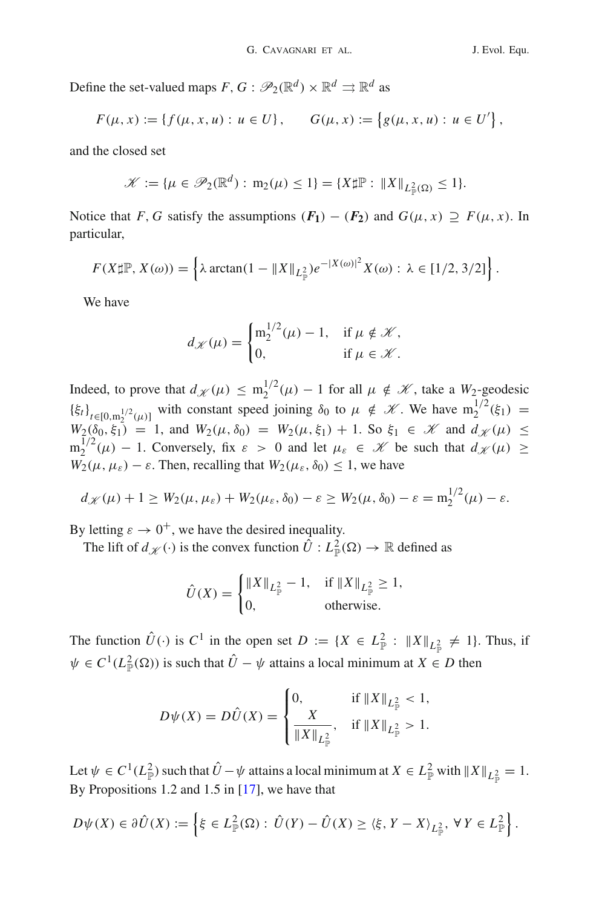Define the set-valued maps $F, G : \mathscr{P}_2(\mathbb{R}^d) \times \mathbb{R}^d \rightrightarrows \mathbb{R}^d$ as

$$F(\mu, x) := \{f(\mu, x, u) : u \in U\}, \qquad G(\mu, x) := \left\{g(\mu, x, u) : u \in U'\right\},$$

and the closed set

$$\mathscr{K} := \{\mu \in \mathscr{P}_2(\mathbb{R}^d) : \mathrm{m}_2(\mu) \le 1\} = \{X\sharp\mathbb{P} : \|X\|_{L^2_{\mathbb{P}}(\Omega)} \le 1\}.$$

Notice that $F, G$ satisfy the assumptions $(\boldsymbol{F_1}) - (\boldsymbol{F_2})$ and $G(\mu, x) \supseteq F(\mu, x)$. In particular,

$$F(X\sharp\mathbb{P}, X(\omega)) = \left\{\lambda \arctan(1 - \|X\|_{L^2_{\mathbb{P}}})e^{-|X(\omega)|^2} X(\omega) : \lambda \in [1/2, 3/2]\right\}.$$

We have

$$d_{\mathscr{K}}(\mu) = \begin{cases} \mathrm{m}_2^{1/2}(\mu) - 1, & \text{if } \mu \notin \mathscr{K}, \\ 0, & \text{if } \mu \in \mathscr{K}. \end{cases}$$

Indeed, to prove that $d_{\mathscr{K}}(\mu) \le \mathrm{m}_2^{1/2}(\mu) - 1$ for all $\mu \notin \mathscr{K}$, take a $W_2$-geodesic $\{\xi_t\}_{t \in [0, \mathrm{m}_2^{1/2}(\mu)]}$ with constant speed joining $\delta_0$ to $\mu \notin \mathscr{K}$. We have $\mathrm{m}_2^{1/2}(\xi_1) = W_2(\delta_0, \xi_1) = 1$, and $W_2(\mu, \delta_0) = W_2(\mu, \xi_1) + 1$. So $\xi_1 \in \mathscr{K}$ and $d_{\mathscr{K}}(\mu) \le \mathrm{m}_2^{1/2}(\mu) - 1$. Conversely, fix $\varepsilon > 0$ and let $\mu_\varepsilon \in \mathscr{K}$ be such that $d_{\mathscr{K}}(\mu) \ge W_2(\mu, \mu_\varepsilon) - \varepsilon$. Then, recalling that $W_2(\mu_\varepsilon, \delta_0) \le 1$, we have

$$d_{\mathscr{K}}(\mu) + 1 \ge W_2(\mu, \mu_\varepsilon) + W_2(\mu_\varepsilon, \delta_0) - \varepsilon \ge W_2(\mu, \delta_0) - \varepsilon = \mathrm{m}_2^{1/2}(\mu) - \varepsilon.$$

By letting $\varepsilon \to 0^+$, we have the desired inequality.

The lift of $d_{\mathscr{K}}(\cdot)$ is the convex function $\hat{U} : L^2_{\mathbb{P}}(\Omega) \to \mathbb{R}$ defined as

$$\hat{U}(X) = \begin{cases} \|X\|_{L^2_{\mathbb{P}}} - 1, & \text{if } \|X\|_{L^2_{\mathbb{P}}} \ge 1, \\ 0, & \text{otherwise.} \end{cases}$$

The function $\hat{U}(\cdot)$ is $C^1$ in the open set $D := \{X \in L^2_{\mathbb{P}} : \|X\|_{L^2_{\mathbb{P}}} \neq 1\}$. Thus, if $\psi \in C^1(L^2_{\mathbb{P}}(\Omega))$ is such that $\hat{U} - \psi$ attains a local minimum at $X \in D$ then

$$D\psi(X) = D\hat{U}(X) = \begin{cases} 0, & \text{if } \|X\|_{L^2_{\mathbb{P}}} < 1, \\ \dfrac{X}{\|X\|_{L^2_{\mathbb{P}}}}, & \text{if } \|X\|_{L^2_{\mathbb{P}}} > 1. \end{cases}$$

Let $\psi \in C^1(L^2_{\mathbb{P}})$ such that $\hat{U} - \psi$ attains a local minimum at $X \in L^2_{\mathbb{P}}$ with $\|X\|_{L^2_{\mathbb{P}}} = 1$. By Propositions 1.2 and 1.5 in [17], we have that

$$D\psi(X) \in \partial\hat{U}(X) := \left\{\xi \in L^2_{\mathbb{P}}(\Omega) : \hat{U}(Y) - \hat{U}(X) \ge \langle \xi, Y - X \rangle_{L^2_{\mathbb{P}}}, \ \forall\, Y \in L^2_{\mathbb{P}}\right\}.$$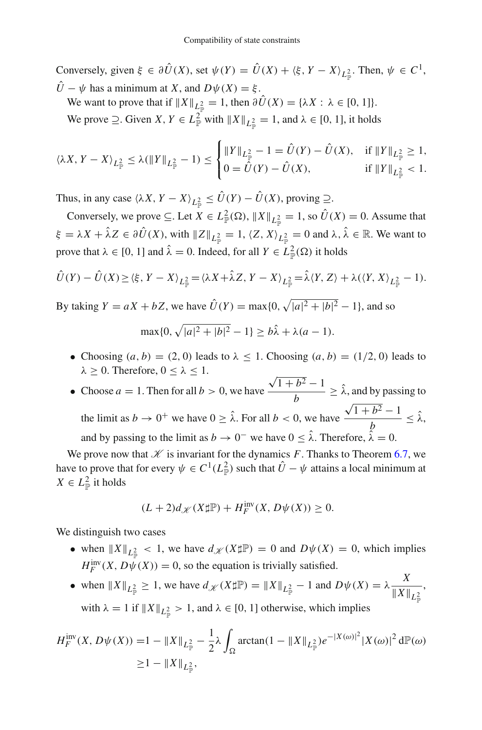Conversely, given $\xi \in \partial \hat{U}(X)$, set $\psi(Y) = \hat{U}(X) + \langle \xi, Y - X\rangle_{L^2_{\mathbb{P}}}$. Then, $\psi \in C^1$, $\hat{U} - \psi$ has a minimum at $X$, and $D\psi(X) = \xi$.

We want to prove that if $\|X\|_{L^2_{\mathbb{P}}} = 1$, then $\partial \hat{U}(X) = \{\lambda X : \lambda \in [0, 1]\}$.

We prove $\supseteq$. Given $X, Y \in L^2_{\mathbb{P}}$ with $\|X\|_{L^2_{\mathbb{P}}} = 1$, and $\lambda \in [0, 1]$, it holds

$$\langle \lambda X, Y - X\rangle_{L^2_{\mathbb{P}}} \leq \lambda(\|Y\|_{L^2_{\mathbb{P}}} - 1) \leq \begin{cases} \|Y\|_{L^2_{\mathbb{P}}} - 1 = \hat{U}(Y) - \hat{U}(X), & \text{if } \|Y\|_{L^2_{\mathbb{P}}} \geq 1, \\ 0 = \hat{U}(Y) - \hat{U}(X), & \text{if } \|Y\|_{L^2_{\mathbb{P}}} < 1. \end{cases}$$

Thus, in any case $\langle \lambda X, Y - X\rangle_{L^2_{\mathbb{P}}} \leq \hat{U}(Y) - \hat{U}(X)$, proving $\supseteq$.

Conversely, we prove $\subseteq$. Let $X \in L^2_{\mathbb{P}}(\Omega)$, $\|X\|_{L^2_{\mathbb{P}}} = 1$, so $\hat{U}(X) = 0$. Assume that $\xi = \lambda X + \hat{\lambda} Z \in \partial \hat{U}(X)$, with $\|Z\|_{L^2_{\mathbb{P}}} = 1$, $\langle Z, X\rangle_{L^2_{\mathbb{P}}} = 0$ and $\lambda, \hat{\lambda} \in \mathbb{R}$. We want to prove that $\lambda \in [0, 1]$ and $\hat{\lambda} = 0$. Indeed, for all $Y \in L^2_{\mathbb{P}}(\Omega)$ it holds

$$\hat{U}(Y) - \hat{U}(X) \geq \langle \xi, Y - X\rangle_{L^2_{\mathbb{P}}} = \langle \lambda X + \hat{\lambda} Z, Y - X\rangle_{L^2_{\mathbb{P}}} = \hat{\lambda}\langle Y, Z\rangle + \lambda(\langle Y, X\rangle_{L^2_{\mathbb{P}}} - 1).$$

By taking $Y = aX + bZ$, we have $\hat{U}(Y) = \max\{0, \sqrt{|a|^2 + |b|^2} - 1\}$, and so

$$\max\{0, \sqrt{|a|^2 + |b|^2} - 1\} \geq b\hat{\lambda} + \lambda(a - 1).$$

- Choosing $(a, b) = (2, 0)$ leads to $\lambda \leq 1$. Choosing $(a, b) = (1/2, 0)$ leads to $\lambda \geq 0$. Therefore, $0 \leq \lambda \leq 1$.
- Choose $a = 1$. Then for all $b > 0$, we have $\dfrac{\sqrt{1 + b^2} - 1}{b} \geq \hat{\lambda}$, and by passing to the limit as $b \to 0^+$ we have $0 \geq \hat{\lambda}$. For all $b < 0$, we have $\dfrac{\sqrt{1 + b^2} - 1}{b} \leq \hat{\lambda}$, and by passing to the limit as $b \to 0^-$ we have $0 \leq \hat{\lambda}$. Therefore, $\hat{\lambda} = 0$.

We prove now that $\mathscr{K}$ is invariant for the dynamics $F$. Thanks to Theorem 6.7, we have to prove that for every $\psi \in C^1(L^2_{\mathbb{P}})$ such that $\hat{U} - \psi$ attains a local minimum at $X \in L^2_{\mathbb{P}}$ it holds

$$(L + 2)d_{\mathscr{K}}(X\sharp\mathbb{P}) + H^{\text{inv}}_F(X, D\psi(X)) \geq 0.$$

We distinguish two cases

- when $\|X\|_{L^2_{\mathbb{P}}} < 1$, we have $d_{\mathscr{K}}(X\sharp\mathbb{P}) = 0$ and $D\psi(X) = 0$, which implies $H^{\text{inv}}_F(X, D\psi(X)) = 0$, so the equation is trivially satisfied.
- when $\|X\|_{L^2_{\mathbb{P}}} \geq 1$, we have $d_{\mathscr{K}}(X\sharp\mathbb{P}) = \|X\|_{L^2_{\mathbb{P}}} - 1$ and $D\psi(X) = \lambda \dfrac{X}{\|X\|_{L^2_{\mathbb{P}}}}$, with $\lambda = 1$ if $\|X\|_{L^2_{\mathbb{P}}} > 1$, and $\lambda \in [0, 1]$ otherwise, which implies

$$\begin{aligned} H^{\text{inv}}_F(X, D\psi(X)) =& 1 - \|X\|_{L^2_{\mathbb{P}}} - \frac{1}{2}\lambda \int_\Omega \arctan(1 - \|X\|_{L^2_{\mathbb{P}}}) e^{-|X(\omega)|^2} |X(\omega)|^2 \, d\mathbb{P}(\omega) \\ \geq& 1 - \|X\|_{L^2_{\mathbb{P}}}, \end{aligned}$$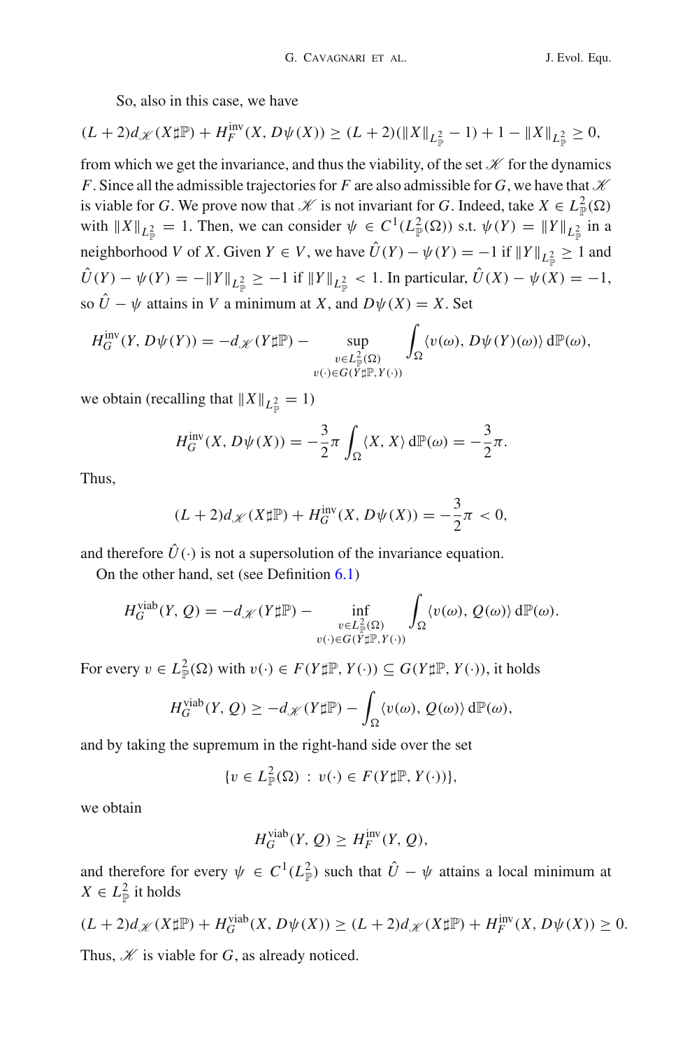So, also in this case, we have

$$(L+2)d_{\mathscr{K}}(X\sharp\mathbb{P}) + H_F^{\text{inv}}(X, D\psi(X)) \geq (L+2)(\|X\|_{L^2_{\mathbb{P}}} - 1) + 1 - \|X\|_{L^2_{\mathbb{P}}} \geq 0,$$

from which we get the invariance, and thus the viability, of the set $\mathscr{K}$ for the dynamics $F$. Since all the admissible trajectories for $F$ are also admissible for $G$, we have that $\mathscr{K}$ is viable for $G$. We prove now that $\mathscr{K}$ is not invariant for $G$. Indeed, take $X \in L^2_{\mathbb{P}}(\Omega)$ with $\|X\|_{L^2_{\mathbb{P}}} = 1$. Then, we can consider $\psi \in C^1(L^2_{\mathbb{P}}(\Omega))$ s.t. $\psi(Y) = \|Y\|_{L^2_{\mathbb{P}}}$ in a neighborhood $V$ of $X$. Given $Y \in V$, we have $\hat{U}(Y) - \psi(Y) = -1$ if $\|Y\|_{L^2_{\mathbb{P}}} \geq 1$ and $\hat{U}(Y) - \psi(Y) = -\|Y\|_{L^2_{\mathbb{P}}} \geq -1$ if $\|Y\|_{L^2_{\mathbb{P}}} < 1$. In particular, $\hat{U}(X) - \psi(X) = -1$, so $\hat{U} - \psi$ attains in $V$ a minimum at $X$, and $D\psi(X) = X$. Set

$$H_G^{\text{inv}}(Y, D\psi(Y)) = -d_{\mathscr{K}}(Y\sharp\mathbb{P}) - \sup_{\substack{v \in L^2_{\mathbb{P}}(\Omega) \\ v(\cdot) \in G(Y\sharp\mathbb{P}, Y(\cdot))}} \int_\Omega \langle v(\omega), D\psi(Y)(\omega)\rangle \, d\mathbb{P}(\omega),$$

we obtain (recalling that $\|X\|_{L^2_{\mathbb{P}}} = 1$)

$$H_G^{\text{inv}}(X, D\psi(X)) = -\frac{3}{2}\pi \int_\Omega \langle X, X\rangle \, d\mathbb{P}(\omega) = -\frac{3}{2}\pi.$$

Thus,

$$(L+2)d_{\mathscr{K}}(X\sharp\mathbb{P}) + H_G^{\text{inv}}(X, D\psi(X)) = -\frac{3}{2}\pi < 0,$$

and therefore $\hat{U}(\cdot)$ is not a supersolution of the invariance equation.

On the other hand, set (see Definition 6.1)

$$H_G^{\text{viab}}(Y, Q) = -d_{\mathscr{K}}(Y\sharp\mathbb{P}) - \inf_{\substack{v \in L^2_{\mathbb{P}}(\Omega) \\ v(\cdot) \in G(Y\sharp\mathbb{P}, Y(\cdot))}} \int_\Omega \langle v(\omega), Q(\omega)\rangle \, d\mathbb{P}(\omega).$$

For every $v \in L^2_{\mathbb{P}}(\Omega)$ with $v(\cdot) \in F(Y\sharp\mathbb{P}, Y(\cdot)) \subseteq G(Y\sharp\mathbb{P}, Y(\cdot))$, it holds

$$H_G^{\text{viab}}(Y, Q) \geq -d_{\mathscr{K}}(Y\sharp\mathbb{P}) - \int_\Omega \langle v(\omega), Q(\omega)\rangle \, d\mathbb{P}(\omega),$$

and by taking the supremum in the right-hand side over the set

$$\{v \in L^2_{\mathbb{P}}(\Omega) \, : \, v(\cdot) \in F(Y\sharp\mathbb{P}, Y(\cdot))\},$$

we obtain

$$H_G^{\text{viab}}(Y, Q) \geq H_F^{\text{inv}}(Y, Q),$$

and therefore for every $\psi \in C^1(L^2_{\mathbb{P}})$ such that $\hat{U} - \psi$ attains a local minimum at $X \in L^2_{\mathbb{P}}$ it holds

$$(L+2)d_{\mathscr{K}}(X\sharp\mathbb{P}) + H_G^{\text{viab}}(X, D\psi(X)) \geq (L+2)d_{\mathscr{K}}(X\sharp\mathbb{P}) + H_F^{\text{inv}}(X, D\psi(X)) \geq 0.$$

Thus, $\mathscr{K}$ is viable for $G$, as already noticed.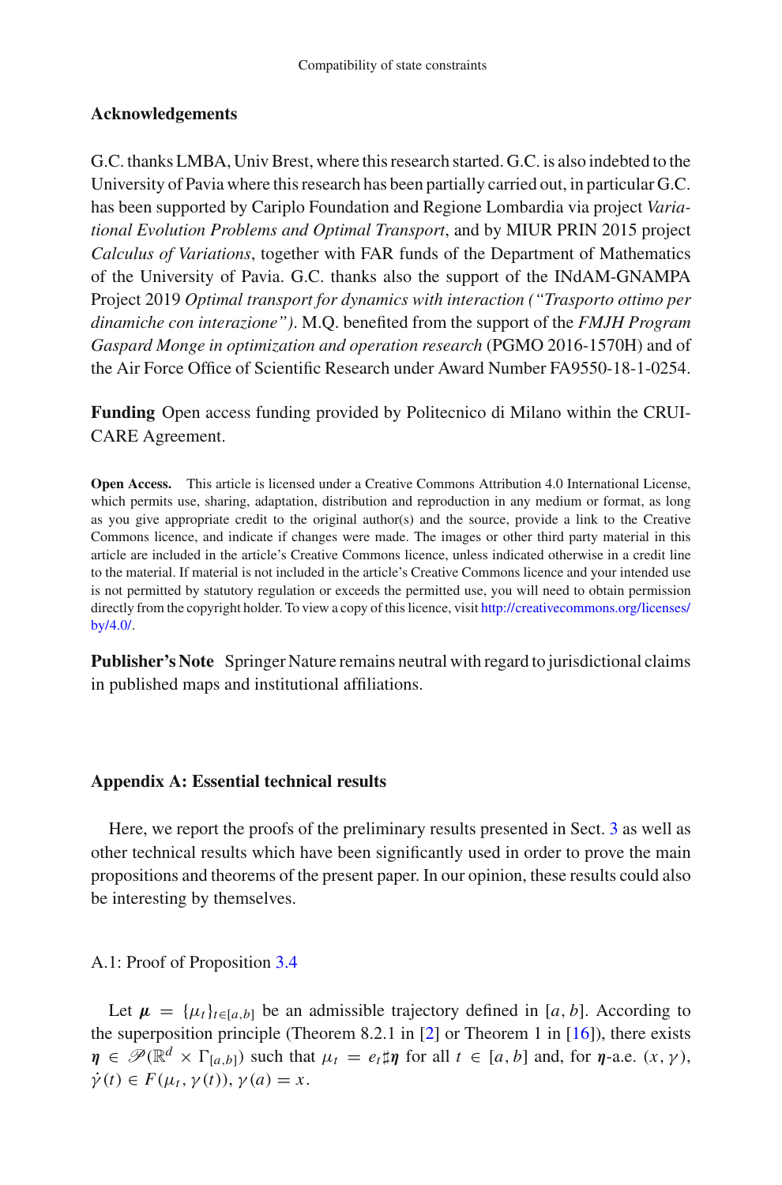## Acknowledgements

G.C. thanks LMBA, Univ Brest, where this research started. G.C. is also indebted to the University of Pavia where this research has been partially carried out, in particular G.C. has been supported by Cariplo Foundation and Regione Lombardia via project *Variational Evolution Problems and Optimal Transport*, and by MIUR PRIN 2015 project *Calculus of Variations*, together with FAR funds of the Department of Mathematics of the University of Pavia. G.C. thanks also the support of the INdAM-GNAMPA Project 2019 *Optimal transport for dynamics with interaction ("Trasporto ottimo per dinamiche con interazione")*. M.Q. benefited from the support of the *FMJH Program Gaspard Monge in optimization and operation research* (PGMO 2016-1570H) and of the Air Force Office of Scientific Research under Award Number FA9550-18-1-0254.

**Funding** Open access funding provided by Politecnico di Milano within the CRUI-CARE Agreement.

**Open Access.** This article is licensed under a Creative Commons Attribution 4.0 International License, which permits use, sharing, adaptation, distribution and reproduction in any medium or format, as long as you give appropriate credit to the original author(s) and the source, provide a link to the Creative Commons licence, and indicate if changes were made. The images or other third party material in this article are included in the article's Creative Commons licence, unless indicated otherwise in a credit line to the material. If material is not included in the article's Creative Commons licence and your intended use is not permitted by statutory regulation or exceeds the permitted use, you will need to obtain permission directly from the copyright holder. To view a copy of this licence, visit http://creativecommons.org/licenses/by/4.0/.

**Publisher's Note** Springer Nature remains neutral with regard to jurisdictional claims in published maps and institutional affiliations.

## Appendix A: Essential technical results

Here, we report the proofs of the preliminary results presented in Sect. 3 as well as other technical results which have been significantly used in order to prove the main propositions and theorems of the present paper. In our opinion, these results could also be interesting by themselves.

### A.1: Proof of Proposition 3.4

Let $\boldsymbol{\mu} = \{\mu_t\}_{t\in[a,b]}$ be an admissible trajectory defined in $[a,b]$. According to the superposition principle (Theorem 8.2.1 in [2] or Theorem 1 in [16]), there exists $\boldsymbol{\eta} \in \mathscr{P}(\mathbb{R}^d \times \Gamma_{[a,b]})$ such that $\mu_t = e_t \sharp \boldsymbol{\eta}$ for all $t \in [a,b]$ and, for $\boldsymbol{\eta}$-a.e. $(x,\gamma)$, $\dot{\gamma}(t) \in F(\mu_t, \gamma(t))$, $\gamma(a) = x$.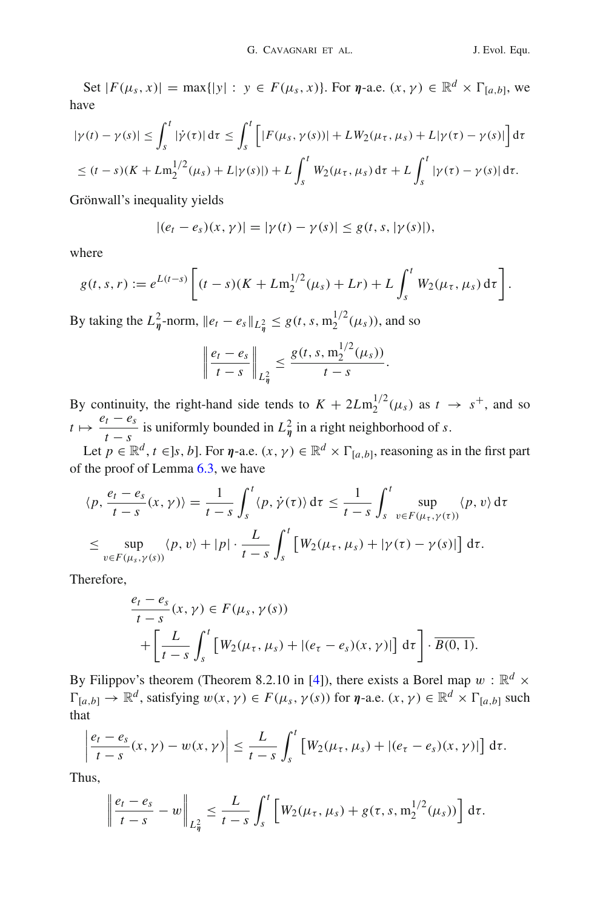Set $|F(\mu_s, x)| = \max\{|y| : y \in F(\mu_s, x)\}$. For $\boldsymbol{\eta}$-a.e. $(x, \gamma) \in \mathbb{R}^d \times \Gamma_{[a,b]}$, we have

$$
\begin{aligned}
|\gamma(t) - \gamma(s)| &\leq \int_s^t |\dot{\gamma}(\tau)|\,\mathrm{d}\tau \leq \int_s^t \Big[|F(\mu_s, \gamma(s))| + LW_2(\mu_\tau, \mu_s) + L|\gamma(\tau) - \gamma(s)|\Big]\mathrm{d}\tau \\
&\leq (t-s)(K + L\mathrm{m}_2^{1/2}(\mu_s) + L|\gamma(s)|) + L\int_s^t W_2(\mu_\tau, \mu_s)\,\mathrm{d}\tau + L\int_s^t |\gamma(\tau) - \gamma(s)|\,\mathrm{d}\tau.
\end{aligned}
$$

Grönwall's inequality yields

$$
|(e_t - e_s)(x, \gamma)| = |\gamma(t) - \gamma(s)| \leq g(t, s, |\gamma(s)|),
$$

where

$$
g(t, s, r) := e^{L(t-s)}\left[(t-s)(K + L\mathrm{m}_2^{1/2}(\mu_s) + Lr) + L\int_s^t W_2(\mu_\tau, \mu_s)\,\mathrm{d}\tau\right].
$$

By taking the $L^2_{\boldsymbol{\eta}}$-norm, $\|e_t - e_s\|_{L^2_{\boldsymbol{\eta}}} \leq g(t, s, \mathrm{m}_2^{1/2}(\mu_s))$, and so

$$
\left\|\frac{e_t - e_s}{t-s}\right\|_{L^2_{\boldsymbol{\eta}}} \leq \frac{g(t, s, \mathrm{m}_2^{1/2}(\mu_s))}{t-s}.
$$

By continuity, the right-hand side tends to $K + 2L\mathrm{m}_2^{1/2}(\mu_s)$ as $t \to s^+$, and so $t \mapsto \dfrac{e_t - e_s}{t-s}$ is uniformly bounded in $L^2_{\boldsymbol{\eta}}$ in a right neighborhood of $s$.

Let $p \in \mathbb{R}^d$, $t \in ]s, b]$. For $\boldsymbol{\eta}$-a.e. $(x, \gamma) \in \mathbb{R}^d \times \Gamma_{[a,b]}$, reasoning as in the first part of the proof of Lemma 6.3, we have

$$
\begin{aligned}
\left\langle p, \frac{e_t - e_s}{t-s}(x, \gamma)\right\rangle &= \frac{1}{t-s}\int_s^t \langle p, \dot{\gamma}(\tau)\rangle\,\mathrm{d}\tau \leq \frac{1}{t-s}\int_s^t \sup_{v \in F(\mu_\tau, \gamma(\tau))} \langle p, v\rangle\,\mathrm{d}\tau \\
&\leq \sup_{v \in F(\mu_s, \gamma(s))} \langle p, v\rangle + |p| \cdot \frac{L}{t-s}\int_s^t \big[W_2(\mu_\tau, \mu_s) + |\gamma(\tau) - \gamma(s)|\big]\,\mathrm{d}\tau.
\end{aligned}
$$

Therefore,

$$
\begin{aligned}
\frac{e_t - e_s}{t-s}(x, \gamma) &\in F(\mu_s, \gamma(s)) \\
&\quad + \left[\frac{L}{t-s}\int_s^t \big[W_2(\mu_\tau, \mu_s) + |(e_\tau - e_s)(x, \gamma)|\big]\,\mathrm{d}\tau\right] \cdot \overline{B(0, 1)}.
\end{aligned}
$$

By Filippov's theorem (Theorem 8.2.10 in [4]), there exists a Borel map $w : \mathbb{R}^d \times \Gamma_{[a,b]} \to \mathbb{R}^d$, satisfying $w(x, \gamma) \in F(\mu_s, \gamma(s))$ for $\boldsymbol{\eta}$-a.e. $(x, \gamma) \in \mathbb{R}^d \times \Gamma_{[a,b]}$ such that

$$
\left|\frac{e_t - e_s}{t-s}(x, \gamma) - w(x, \gamma)\right| \leq \frac{L}{t-s}\int_s^t \big[W_2(\mu_\tau, \mu_s) + |(e_\tau - e_s)(x, \gamma)|\big]\,\mathrm{d}\tau.
$$

Thus,

$$
\left\|\frac{e_t - e_s}{t-s} - w\right\|_{L^2_{\boldsymbol{\eta}}} \leq \frac{L}{t-s}\int_s^t \Big[W_2(\mu_\tau, \mu_s) + g(\tau, s, \mathrm{m}_2^{1/2}(\mu_s))\Big]\,\mathrm{d}\tau.
$$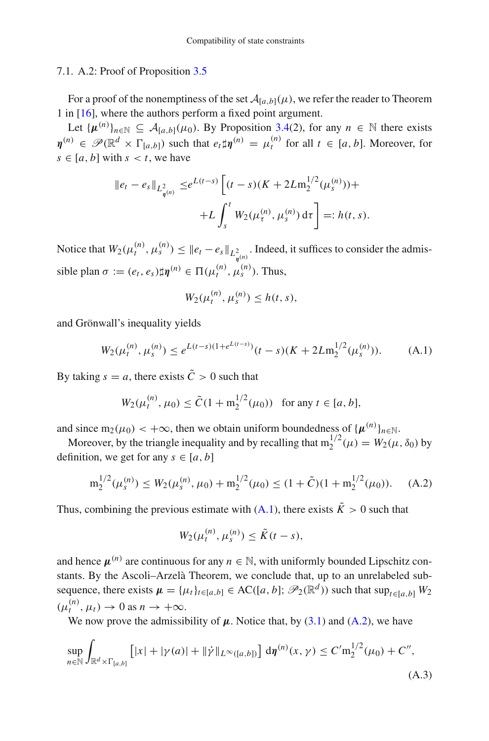### 7.1. A.2: Proof of Proposition 3.5

For a proof of the nonemptiness of the set $\mathcal{A}_{[a,b]}(\mu)$, we refer the reader to Theorem 1 in [16], where the authors perform a fixed point argument.

Let $\{\boldsymbol{\mu}^{(n)}\}_{n\in\mathbb{N}} \subseteq \mathcal{A}_{[a,b]}(\mu_0)$. By Proposition 3.4(2), for any $n \in \mathbb{N}$ there exists $\boldsymbol{\eta}^{(n)} \in \mathscr{P}(\mathbb{R}^d \times \Gamma_{[a,b]})$ such that $e_t \sharp \boldsymbol{\eta}^{(n)} = \mu_t^{(n)}$ for all $t \in [a,b]$. Moreover, for $s \in [a,b]$ with $s < t$, we have

$$\|e_t - e_s\|_{L^2_{\boldsymbol{\eta}^{(n)}}} \leq e^{L(t-s)} \Big[ (t-s)(K + 2L\mathrm{m}_2^{1/2}(\mu_s^{(n)})) + \\ + L \int_s^t W_2(\mu_\tau^{(n)}, \mu_s^{(n)})\, \mathrm{d}\tau \Big] =: h(t,s).$$

Notice that $W_2(\mu_t^{(n)}, \mu_s^{(n)}) \leq \|e_t - e_s\|_{L^2_{\boldsymbol{\eta}^{(n)}}}$. Indeed, it suffices to consider the admissible plan $\sigma := (e_t, e_s)\sharp\boldsymbol{\eta}^{(n)} \in \Pi(\mu_t^{(n)}, \mu_s^{(n)})$. Thus,

$$W_2(\mu_t^{(n)}, \mu_s^{(n)}) \leq h(t,s),$$

and Grönwall's inequality yields

$$W_2(\mu_t^{(n)}, \mu_s^{(n)}) \leq e^{L(t-s)(1+e^{L(t-s)})}(t-s)(K + 2L\mathrm{m}_2^{1/2}(\mu_s^{(n)})). \tag{A.1}$$

By taking $s = a$, there exists $\tilde{C} > 0$ such that

$$W_2(\mu_t^{(n)}, \mu_0) \leq \tilde{C}(1 + \mathrm{m}_2^{1/2}(\mu_0)) \quad \text{for any } t \in [a,b],$$

and since $\mathrm{m}_2(\mu_0) < +\infty$, then we obtain uniform boundedness of $\{\boldsymbol{\mu}^{(n)}\}_{n\in\mathbb{N}}$.

Moreover, by the triangle inequality and by recalling that $\mathrm{m}_2^{1/2}(\mu) = W_2(\mu, \delta_0)$ by definition, we get for any $s \in [a,b]$

$$\mathrm{m}_2^{1/2}(\mu_s^{(n)}) \leq W_2(\mu_s^{(n)}, \mu_0) + \mathrm{m}_2^{1/2}(\mu_0) \leq (1+\tilde{C})(1 + \mathrm{m}_2^{1/2}(\mu_0)). \tag{A.2}$$

Thus, combining the previous estimate with (A.1), there exists $\tilde{K} > 0$ such that

$$W_2(\mu_t^{(n)}, \mu_s^{(n)}) \leq \tilde{K}(t-s),$$

and hence $\boldsymbol{\mu}^{(n)}$ are continuous for any $n \in \mathbb{N}$, with uniformly bounded Lipschitz constants. By the Ascoli–Arzelà Theorem, we conclude that, up to an unrelabeled subsequence, there exists $\boldsymbol{\mu} = \{\mu_t\}_{t\in[a,b]} \in \mathrm{AC}([a,b]; \mathscr{P}_2(\mathbb{R}^d))$ such that $\sup_{t\in[a,b]} W_2(\mu_t^{(n)}, \mu_t) \to 0$ as $n \to +\infty$.

We now prove the admissibility of $\boldsymbol{\mu}$. Notice that, by (3.1) and (A.2), we have

$$\sup_{n\in\mathbb{N}} \int_{\mathbb{R}^d \times \Gamma_{[a,b]}} \left[ |x| + |\gamma(a)| + \|\dot{\gamma}\|_{L^\infty([a,b])} \right] \mathrm{d}\boldsymbol{\eta}^{(n)}(x,\gamma) \leq C'\mathrm{m}_2^{1/2}(\mu_0) + C'', \tag{A.3}$$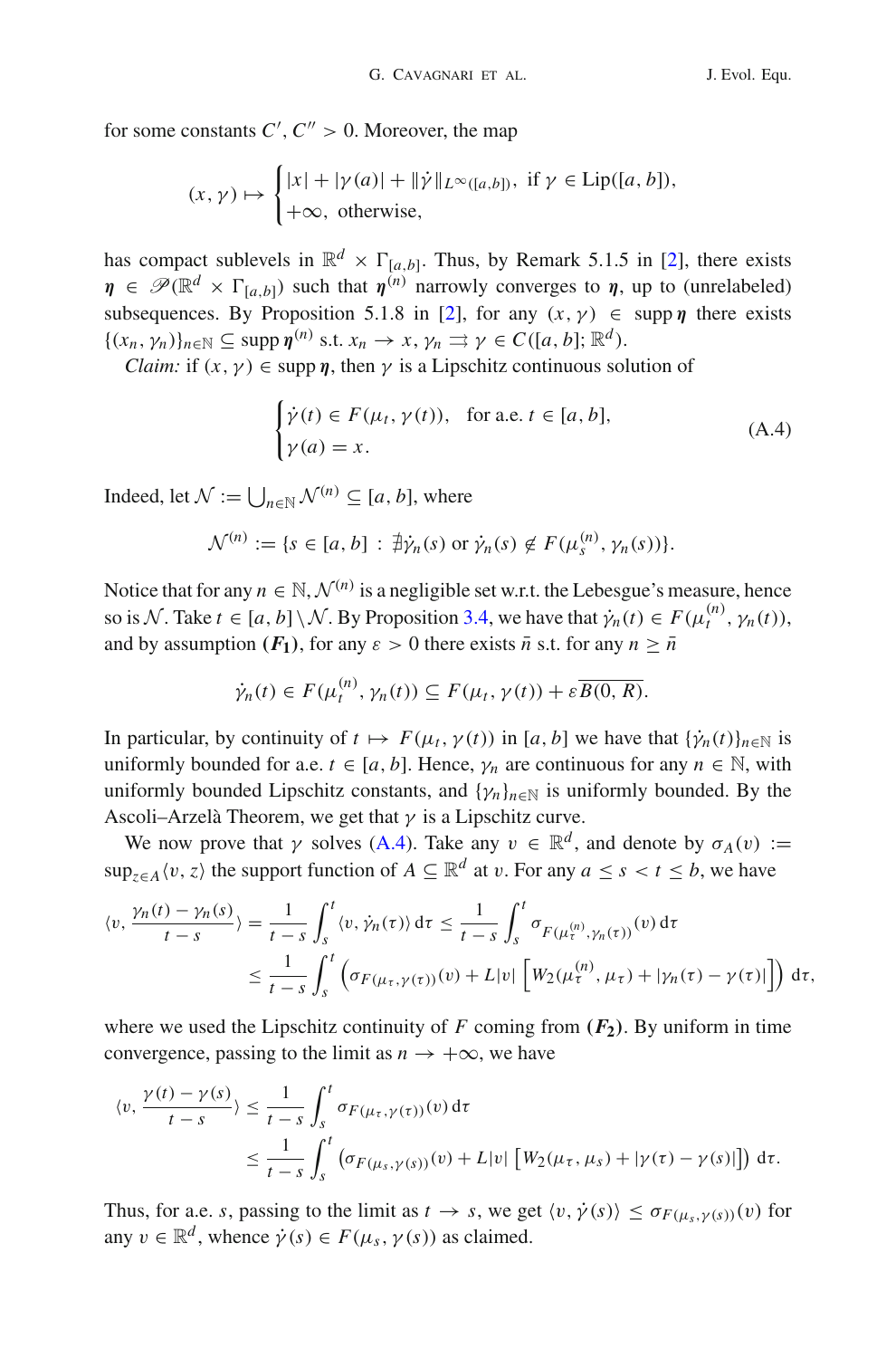for some constants $C', C'' > 0$. Moreover, the map

$$(x, \gamma) \mapsto \begin{cases} |x| + |\gamma(a)| + \|\dot{\gamma}\|_{L^\infty([a,b])}, & \text{if } \gamma \in \mathrm{Lip}([a, b]), \\ +\infty, & \text{otherwise,} \end{cases}$$

has compact sublevels in $\mathbb{R}^d \times \Gamma_{[a,b]}$. Thus, by Remark 5.1.5 in [2], there exists $\boldsymbol{\eta} \in \mathscr{P}(\mathbb{R}^d \times \Gamma_{[a,b]})$ such that $\boldsymbol{\eta}^{(n)}$ narrowly converges to $\boldsymbol{\eta}$, up to (unrelabeled) subsequences. By Proposition 5.1.8 in [2], for any $(x, \gamma) \in \operatorname{supp} \boldsymbol{\eta}$ there exists $\{(x_n, \gamma_n)\}_{n\in\mathbb{N}} \subseteq \operatorname{supp} \boldsymbol{\eta}^{(n)}$ s.t. $x_n \to x$, $\gamma_n \rightrightarrows \gamma \in C([a, b]; \mathbb{R}^d)$.

*Claim:* if $(x, \gamma) \in \operatorname{supp} \boldsymbol{\eta}$, then $\gamma$ is a Lipschitz continuous solution of

$$\begin{cases} \dot{\gamma}(t) \in F(\mu_t, \gamma(t)), & \text{for a.e. } t \in [a, b], \\ \gamma(a) = x. \end{cases} \tag{A.4}$$

Indeed, let $\mathscr{N} := \bigcup_{n\in\mathbb{N}} \mathscr{N}^{(n)} \subseteq [a, b]$, where

$$\mathscr{N}^{(n)} := \{s \in [a, b] \,:\, \nexists \dot{\gamma}_n(s) \text{ or } \dot{\gamma}_n(s) \notin F(\mu_s^{(n)}, \gamma_n(s))\}.$$

Notice that for any $n \in \mathbb{N}$, $\mathscr{N}^{(n)}$ is a negligible set w.r.t. the Lebesgue's measure, hence so is $\mathscr{N}$. Take $t \in [a, b] \setminus \mathscr{N}$. By Proposition 3.4, we have that $\dot{\gamma}_n(t) \in F(\mu_t^{(n)}, \gamma_n(t))$, and by assumption $\boldsymbol{(F_1)}$, for any $\varepsilon > 0$ there exists $\bar{n}$ s.t. for any $n \geq \bar{n}$

$$\dot{\gamma}_n(t) \in F(\mu_t^{(n)}, \gamma_n(t)) \subseteq F(\mu_t, \gamma(t)) + \varepsilon \overline{B(0, R)}.$$

In particular, by continuity of $t \mapsto F(\mu_t, \gamma(t))$ in $[a, b]$ we have that $\{\dot{\gamma}_n(t)\}_{n\in\mathbb{N}}$ is uniformly bounded for a.e. $t \in [a, b]$. Hence, $\gamma_n$ are continuous for any $n \in \mathbb{N}$, with uniformly bounded Lipschitz constants, and $\{\gamma_n\}_{n\in\mathbb{N}}$ is uniformly bounded. By the Ascoli–Arzelà Theorem, we get that $\gamma$ is a Lipschitz curve.

We now prove that $\gamma$ solves (A.4). Take any $v \in \mathbb{R}^d$, and denote by $\sigma_A(v) := \sup_{z\in A} \langle v, z\rangle$ the support function of $A \subseteq \mathbb{R}^d$ at $v$. For any $a \leq s < t \leq b$, we have

$$\begin{aligned} \langle v, \frac{\gamma_n(t) - \gamma_n(s)}{t - s}\rangle &= \frac{1}{t - s} \int_s^t \langle v, \dot{\gamma}_n(\tau)\rangle \, \mathrm{d}\tau \leq \frac{1}{t - s} \int_s^t \sigma_{F(\mu_\tau^{(n)}, \gamma_n(\tau))}(v) \, \mathrm{d}\tau \\ &\leq \frac{1}{t - s} \int_s^t \left( \sigma_{F(\mu_\tau, \gamma(\tau))}(v) + L|v| \left[ W_2(\mu_\tau^{(n)}, \mu_\tau) + |\gamma_n(\tau) - \gamma(\tau)| \right] \right) \mathrm{d}\tau, \end{aligned}$$

where we used the Lipschitz continuity of $F$ coming from $\boldsymbol{(F_2)}$. By uniform in time convergence, passing to the limit as $n \to +\infty$, we have

$$\begin{aligned} \langle v, \frac{\gamma(t) - \gamma(s)}{t - s}\rangle &\leq \frac{1}{t - s} \int_s^t \sigma_{F(\mu_\tau, \gamma(\tau))}(v) \, \mathrm{d}\tau \\ &\leq \frac{1}{t - s} \int_s^t \left( \sigma_{F(\mu_s, \gamma(s))}(v) + L|v| \left[ W_2(\mu_\tau, \mu_s) + |\gamma(\tau) - \gamma(s)| \right] \right) \mathrm{d}\tau. \end{aligned}$$

Thus, for a.e. $s$, passing to the limit as $t \to s$, we get $\langle v, \dot{\gamma}(s)\rangle \leq \sigma_{F(\mu_s, \gamma(s))}(v)$ for any $v \in \mathbb{R}^d$, whence $\dot{\gamma}(s) \in F(\mu_s, \gamma(s))$ as claimed.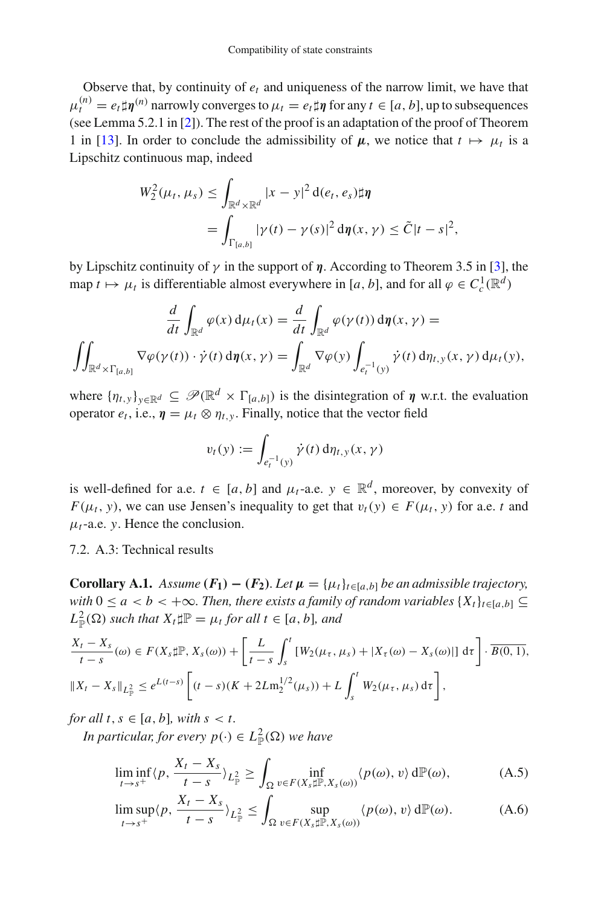Observe that, by continuity of $e_t$ and uniqueness of the narrow limit, we have that $\mu_t^{(n)} = e_t \sharp \boldsymbol{\eta}^{(n)}$ narrowly converges to $\mu_t = e_t \sharp \boldsymbol{\eta}$ for any $t \in [a, b]$, up to subsequences (see Lemma 5.2.1 in [2]). The rest of the proof is an adaptation of the proof of Theorem 1 in [13]. In order to conclude the admissibility of $\boldsymbol{\mu}$, we notice that $t \mapsto \mu_t$ is a Lipschitz continuous map, indeed

$$
\begin{aligned}
W_2^2(\mu_t, \mu_s) &\leq \int_{\mathbb{R}^d \times \mathbb{R}^d} |x - y|^2 \, \mathrm{d}(e_t, e_s) \sharp \boldsymbol{\eta} \\
&= \int_{\Gamma_{[a,b]}} |\gamma(t) - \gamma(s)|^2 \, \mathrm{d}\boldsymbol{\eta}(x, \gamma) \leq \tilde{C} |t - s|^2,
\end{aligned}
$$

by Lipschitz continuity of $\gamma$ in the support of $\boldsymbol{\eta}$. According to Theorem 3.5 in [3], the map $t \mapsto \mu_t$ is differentiable almost everywhere in $[a, b]$, and for all $\varphi \in C_c^1(\mathbb{R}^d)$

$$
\frac{d}{dt} \int_{\mathbb{R}^d} \varphi(x) \, \mathrm{d}\mu_t(x) = \frac{d}{dt} \int_{\mathbb{R}^d} \varphi(\gamma(t)) \, \mathrm{d}\boldsymbol{\eta}(x, \gamma) =
$$

$$
\iint_{\mathbb{R}^d \times \Gamma_{[a,b]}} \nabla \varphi(\gamma(t)) \cdot \dot{\gamma}(t) \, \mathrm{d}\boldsymbol{\eta}(x, \gamma) = \int_{\mathbb{R}^d} \nabla \varphi(y) \int_{e_t^{-1}(y)} \dot{\gamma}(t) \, \mathrm{d}\eta_{t,y}(x, \gamma) \, \mathrm{d}\mu_t(y),
$$

where $\{\eta_{t,y}\}_{y \in \mathbb{R}^d} \subseteq \mathscr{P}(\mathbb{R}^d \times \Gamma_{[a,b]})$ is the disintegration of $\boldsymbol{\eta}$ w.r.t. the evaluation operator $e_t$, i.e., $\boldsymbol{\eta} = \mu_t \otimes \eta_{t,y}$. Finally, notice that the vector field

$$
v_t(y) := \int_{e_t^{-1}(y)} \dot{\gamma}(t) \, \mathrm{d}\eta_{t,y}(x, \gamma)
$$

is well-defined for a.e. $t \in [a, b]$ and $\mu_t$-a.e. $y \in \mathbb{R}^d$, moreover, by convexity of $F(\mu_t, y)$, we can use Jensen's inequality to get that $v_t(y) \in F(\mu_t, y)$ for a.e. $t$ and $\mu_t$-a.e. $y$. Hence the conclusion.

## 7.2. A.3: Technical results

**Corollary A.1.** *Assume* $(\boldsymbol{F_1}) - (\boldsymbol{F_2})$. *Let* $\boldsymbol{\mu} = \{\mu_t\}_{t \in [a,b]}$ *be an admissible trajectory, with* $0 \leq a < b < +\infty$. *Then, there exists a family of random variables* $\{X_t\}_{t \in [a,b]} \subseteq L^2_{\mathbb{P}}(\Omega)$ *such that* $X_t \sharp \mathbb{P} = \mu_t$ *for all* $t \in [a, b]$, *and*

$$
\frac{X_t - X_s}{t - s}(\omega) \in F(X_s \sharp \mathbb{P}, X_s(\omega)) + \left[ \frac{L}{t - s} \int_s^t \left[ W_2(\mu_\tau, \mu_s) + |X_\tau(\omega) - X_s(\omega)| \right] \mathrm{d}\tau \right] \cdot \overline{B(0,1)},
$$

$$
\|X_t - X_s\|_{L^2_{\mathbb{P}}} \leq e^{L(t-s)} \left[ (t - s)(K + 2L \mathrm{m}_2^{1/2}(\mu_s)) + L \int_s^t W_2(\mu_\tau, \mu_s) \, \mathrm{d}\tau \right],
$$

*for all* $t, s \in [a, b]$, *with* $s < t$.

*In particular, for every* $p(\cdot) \in L^2_{\mathbb{P}}(\Omega)$ *we have*

$$
\liminf_{t \to s^+} \langle p, \frac{X_t - X_s}{t - s} \rangle_{L^2_{\mathbb{P}}} \geq \int_\Omega \inf_{v \in F(X_s \sharp \mathbb{P}, X_s(\omega))} \langle p(\omega), v \rangle \, \mathrm{d}\mathbb{P}(\omega), \tag{A.5}
$$

$$
\limsup_{t \to s^+} \langle p, \frac{X_t - X_s}{t - s} \rangle_{L^2_{\mathbb{P}}} \leq \int_\Omega \sup_{v \in F(X_s \sharp \mathbb{P}, X_s(\omega))} \langle p(\omega), v \rangle \, \mathrm{d}\mathbb{P}(\omega). \tag{A.6}
$$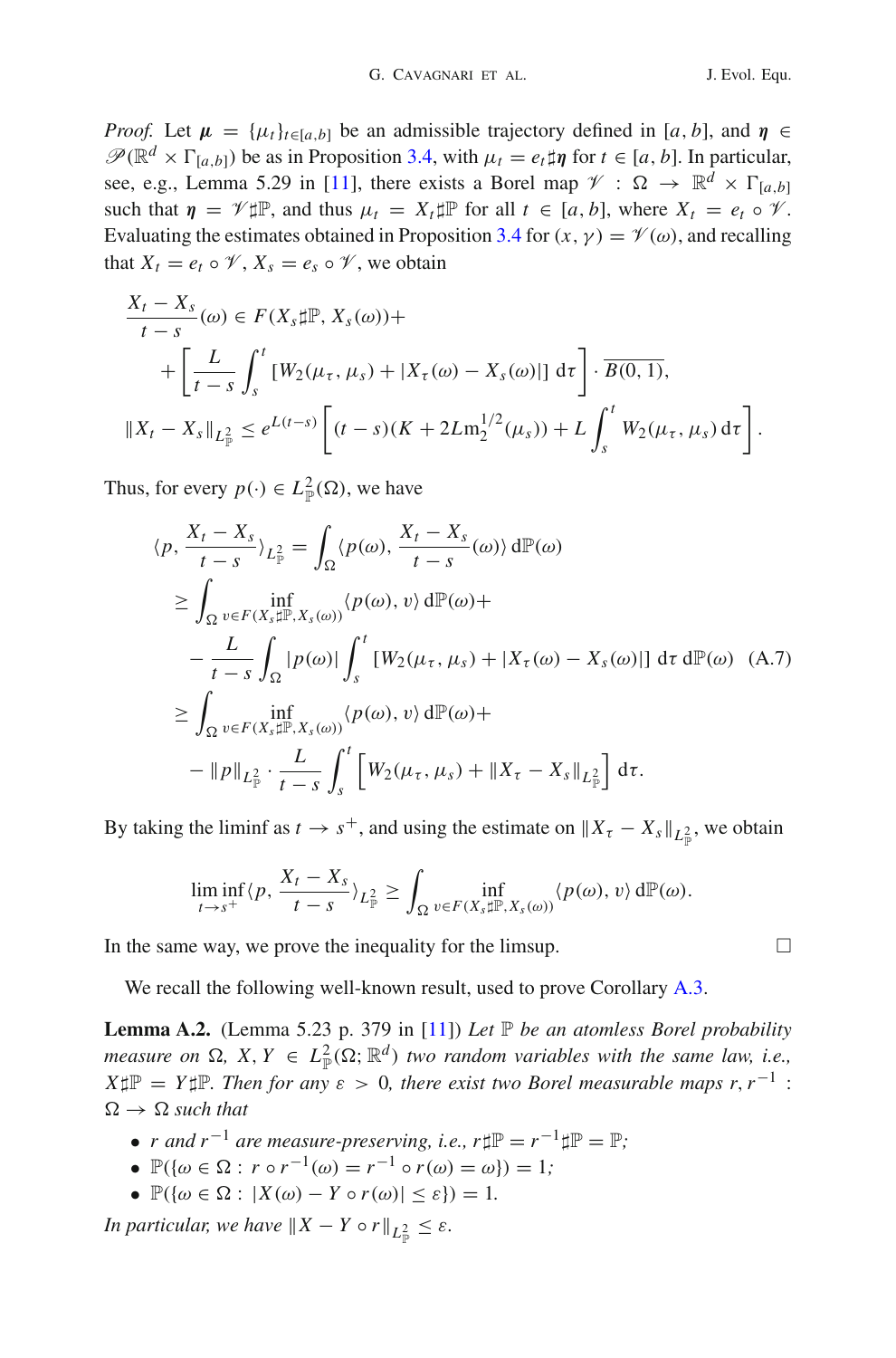*Proof.* Let $\boldsymbol{\mu} = \{\mu_t\}_{t\in[a,b]}$ be an admissible trajectory defined in $[a,b]$, and $\boldsymbol{\eta} \in \mathscr{P}(\mathbb{R}^d \times \Gamma_{[a,b]})$ be as in Proposition 3.4, with $\mu_t = e_t\sharp\boldsymbol{\eta}$ for $t \in [a,b]$. In particular, see, e.g., Lemma 5.29 in [11], there exists a Borel map $\mathscr{V} : \Omega \to \mathbb{R}^d \times \Gamma_{[a,b]}$ such that $\boldsymbol{\eta} = \mathscr{V}\sharp\mathbb{P}$, and thus $\mu_t = X_t\sharp\mathbb{P}$ for all $t \in [a,b]$, where $X_t = e_t \circ \mathscr{V}$. Evaluating the estimates obtained in Proposition 3.4 for $(x,\gamma) = \mathscr{V}(\omega)$, and recalling that $X_t = e_t \circ \mathscr{V}$, $X_s = e_s \circ \mathscr{V}$, we obtain

$$
\begin{aligned}
\frac{X_t - X_s}{t-s}(\omega) \in\, & F(X_s\sharp\mathbb{P}, X_s(\omega)) + \\
& + \left[\frac{L}{t-s}\int_s^t [W_2(\mu_\tau,\mu_s) + |X_\tau(\omega) - X_s(\omega)|]\,\mathrm{d}\tau\right]\cdot \overline{B(0,1)},\\
\|X_t - X_s\|_{L^2_{\mathbb{P}}} \le\, & e^{L(t-s)}\left[(t-s)(K + 2L\mathrm{m}_2^{1/2}(\mu_s)) + L\int_s^t W_2(\mu_\tau,\mu_s)\,\mathrm{d}\tau\right].
\end{aligned}
$$

Thus, for every $p(\cdot) \in L^2_{\mathbb{P}}(\Omega)$, we have

$$
\begin{aligned}
\langle p, \frac{X_t - X_s}{t-s}\rangle_{L^2_{\mathbb{P}}} &= \int_\Omega \langle p(\omega), \frac{X_t - X_s}{t-s}(\omega)\rangle\,\mathrm{d}\mathbb{P}(\omega)\\
&\ge \int_\Omega \inf_{v\in F(X_s\sharp\mathbb{P}, X_s(\omega))} \langle p(\omega), v\rangle\,\mathrm{d}\mathbb{P}(\omega) + \\
&\quad - \frac{L}{t-s}\int_\Omega |p(\omega)| \int_s^t [W_2(\mu_\tau,\mu_s) + |X_\tau(\omega) - X_s(\omega)|]\,\mathrm{d}\tau\,\mathrm{d}\mathbb{P}(\omega) \qquad (A.7)\\
&\ge \int_\Omega \inf_{v\in F(X_s\sharp\mathbb{P}, X_s(\omega))} \langle p(\omega), v\rangle\,\mathrm{d}\mathbb{P}(\omega) + \\
&\quad - \|p\|_{L^2_{\mathbb{P}}}\cdot \frac{L}{t-s}\int_s^t \left[W_2(\mu_\tau,\mu_s) + \|X_\tau - X_s\|_{L^2_{\mathbb{P}}}\right]\mathrm{d}\tau.
\end{aligned}
$$

By taking the liminf as $t \to s^+$, and using the estimate on $\|X_\tau - X_s\|_{L^2_{\mathbb{P}}}$, we obtain

$$
\liminf_{t\to s^+} \langle p, \frac{X_t - X_s}{t-s}\rangle_{L^2_{\mathbb{P}}} \ge \int_\Omega \inf_{v\in F(X_s\sharp\mathbb{P}, X_s(\omega))} \langle p(\omega), v\rangle\,\mathrm{d}\mathbb{P}(\omega).
$$

In the same way, we prove the inequality for the limsup. $\square$

We recall the following well-known result, used to prove Corollary A.3.

**Lemma A.2.** (Lemma 5.23 p. 379 in [11]) *Let $\mathbb{P}$ be an atomless Borel probability measure on $\Omega$, $X, Y \in L^2_{\mathbb{P}}(\Omega;\mathbb{R}^d)$ two random variables with the same law, i.e., $X\sharp\mathbb{P} = Y\sharp\mathbb{P}$. Then for any $\varepsilon > 0$, there exist two Borel measurable maps $r, r^{-1} : \Omega \to \Omega$ such that*

- *$r$ and $r^{-1}$ are measure-preserving, i.e., $r\sharp\mathbb{P} = r^{-1}\sharp\mathbb{P} = \mathbb{P}$;*
- *$\mathbb{P}(\{\omega \in \Omega : r \circ r^{-1}(\omega) = r^{-1} \circ r(\omega) = \omega\}) = 1$;*
- *$\mathbb{P}(\{\omega \in \Omega : |X(\omega) - Y \circ r(\omega)| \le \varepsilon\}) = 1$.*

*In particular, we have $\|X - Y \circ r\|_{L^2_{\mathbb{P}}} \le \varepsilon$.*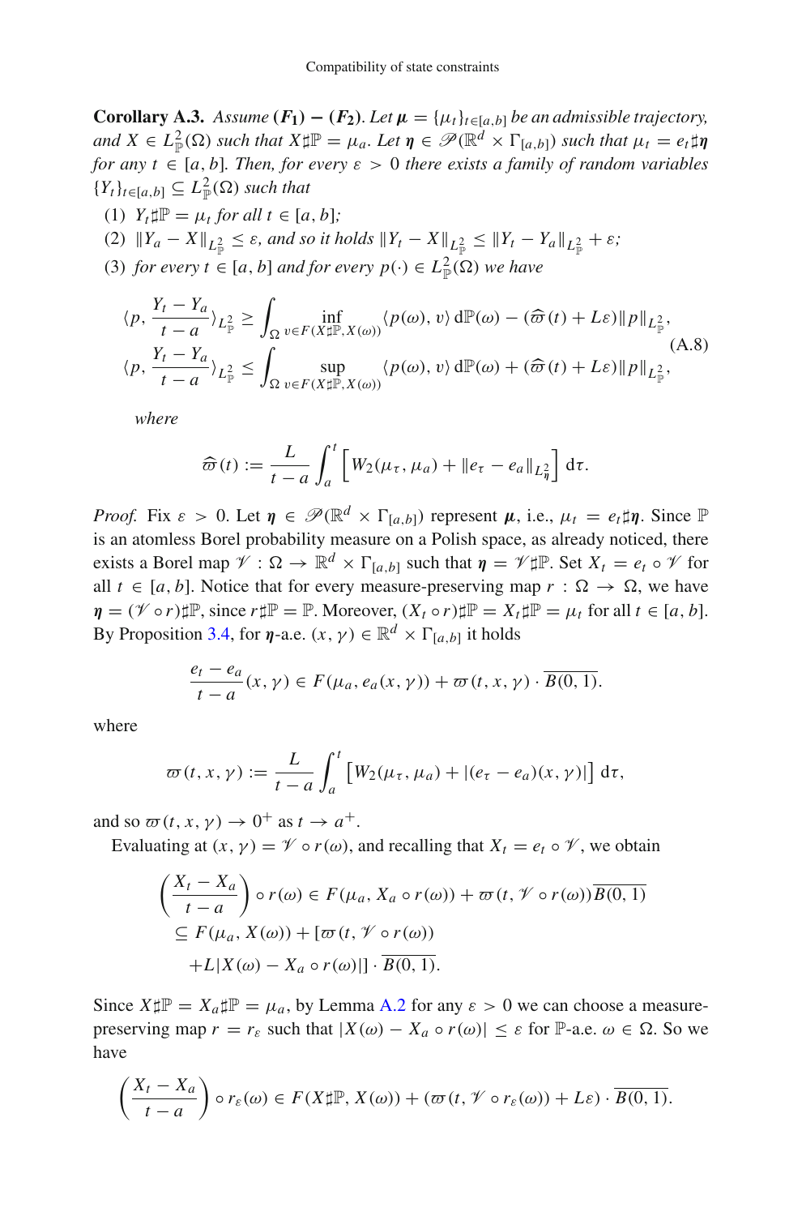**Corollary A.3.** *Assume* $(\boldsymbol{F_1})-(\boldsymbol{F_2})$. *Let* $\boldsymbol{\mu}=\{\mu_t\}_{t\in[a,b]}$ *be an admissible trajectory, and* $X\in L^2_{\mathbb{P}}(\Omega)$ *such that* $X\sharp\mathbb{P}=\mu_a$. *Let* $\boldsymbol{\eta}\in\mathscr{P}(\mathbb{R}^d\times\Gamma_{[a,b]})$ *such that* $\mu_t=e_t\sharp\boldsymbol{\eta}$ *for any* $t\in[a,b]$. *Then, for every* $\varepsilon>0$ *there exists a family of random variables* $\{Y_t\}_{t\in[a,b]}\subseteq L^2_{\mathbb{P}}(\Omega)$ *such that*

1. $Y_t\sharp\mathbb{P}=\mu_t$ *for all* $t\in[a,b]$*;*
2. $\|Y_a-X\|_{L^2_{\mathbb{P}}}\le\varepsilon$, *and so it holds* $\|Y_t-X\|_{L^2_{\mathbb{P}}}\le\|Y_t-Y_a\|_{L^2_{\mathbb{P}}}+\varepsilon$*;*
3. *for every* $t\in[a,b]$ *and for every* $p(\cdot)\in L^2_{\mathbb{P}}(\Omega)$ *we have*

$$
\begin{aligned}
\langle p,\frac{Y_t-Y_a}{t-a}\rangle_{L^2_{\mathbb{P}}}&\ge\int_\Omega\inf_{v\in F(X\sharp\mathbb{P},X(\omega))}\langle p(\omega),v\rangle\,\mathrm{d}\mathbb{P}(\omega)-(\widehat{\varpi}(t)+L\varepsilon)\|p\|_{L^2_{\mathbb{P}}},\\
\langle p,\frac{Y_t-Y_a}{t-a}\rangle_{L^2_{\mathbb{P}}}&\le\int_\Omega\sup_{v\in F(X\sharp\mathbb{P},X(\omega))}\langle p(\omega),v\rangle\,\mathrm{d}\mathbb{P}(\omega)+(\widehat{\varpi}(t)+L\varepsilon)\|p\|_{L^2_{\mathbb{P}}},
\end{aligned}
\tag{A.8}
$$

*where*

$$
\widehat{\varpi}(t):=\frac{L}{t-a}\int_a^t\Big[W_2(\mu_\tau,\mu_a)+\|e_\tau-e_a\|_{L^2_{\boldsymbol{\eta}}}\Big]\,\mathrm{d}\tau.
$$

*Proof.* Fix $\varepsilon>0$. Let $\boldsymbol{\eta}\in\mathscr{P}(\mathbb{R}^d\times\Gamma_{[a,b]})$ represent $\boldsymbol{\mu}$, i.e., $\mu_t=e_t\sharp\boldsymbol{\eta}$. Since $\mathbb{P}$ is an atomless Borel probability measure on a Polish space, as already noticed, there exists a Borel map $\mathscr{V}:\Omega\to\mathbb{R}^d\times\Gamma_{[a,b]}$ such that $\boldsymbol{\eta}=\mathscr{V}\sharp\mathbb{P}$. Set $X_t=e_t\circ\mathscr{V}$ for all $t\in[a,b]$. Notice that for every measure-preserving map $r:\Omega\to\Omega$, we have $\boldsymbol{\eta}=(\mathscr{V}\circ r)\sharp\mathbb{P}$, since $r\sharp\mathbb{P}=\mathbb{P}$. Moreover, $(X_t\circ r)\sharp\mathbb{P}=X_t\sharp\mathbb{P}=\mu_t$ for all $t\in[a,b]$. By Proposition 3.4, for $\boldsymbol{\eta}$-a.e. $(x,\gamma)\in\mathbb{R}^d\times\Gamma_{[a,b]}$ it holds

$$
\frac{e_t-e_a}{t-a}(x,\gamma)\in F(\mu_a,e_a(x,\gamma))+\varpi(t,x,\gamma)\cdot\overline{B(0,1)}.
$$

where

$$
\varpi(t,x,\gamma):=\frac{L}{t-a}\int_a^t\big[W_2(\mu_\tau,\mu_a)+|(e_\tau-e_a)(x,\gamma)|\big]\,\mathrm{d}\tau,
$$

and so $\varpi(t,x,\gamma)\to0^+$ as $t\to a^+$.

Evaluating at $(x,\gamma)=\mathscr{V}\circ r(\omega)$, and recalling that $X_t=e_t\circ\mathscr{V}$, we obtain

$$
\begin{aligned}
\left(\frac{X_t-X_a}{t-a}\right)\circ r(\omega)&\in F(\mu_a,X_a\circ r(\omega))+\varpi(t,\mathscr{V}\circ r(\omega))\overline{B(0,1)}\\
&\subseteq F(\mu_a,X(\omega))+[\varpi(t,\mathscr{V}\circ r(\omega))\\
&\quad+L|X(\omega)-X_a\circ r(\omega)|]\cdot\overline{B(0,1)}.
\end{aligned}
$$

Since $X\sharp\mathbb{P}=X_a\sharp\mathbb{P}=\mu_a$, by Lemma A.2 for any $\varepsilon>0$ we can choose a measure-preserving map $r=r_\varepsilon$ such that $|X(\omega)-X_a\circ r(\omega)|\le\varepsilon$ for $\mathbb{P}$-a.e. $\omega\in\Omega$. So we have

$$
\left(\frac{X_t-X_a}{t-a}\right)\circ r_\varepsilon(\omega)\in F(X\sharp\mathbb{P},X(\omega))+(\varpi(t,\mathscr{V}\circ r_\varepsilon(\omega))+L\varepsilon)\cdot\overline{B(0,1)}.
$$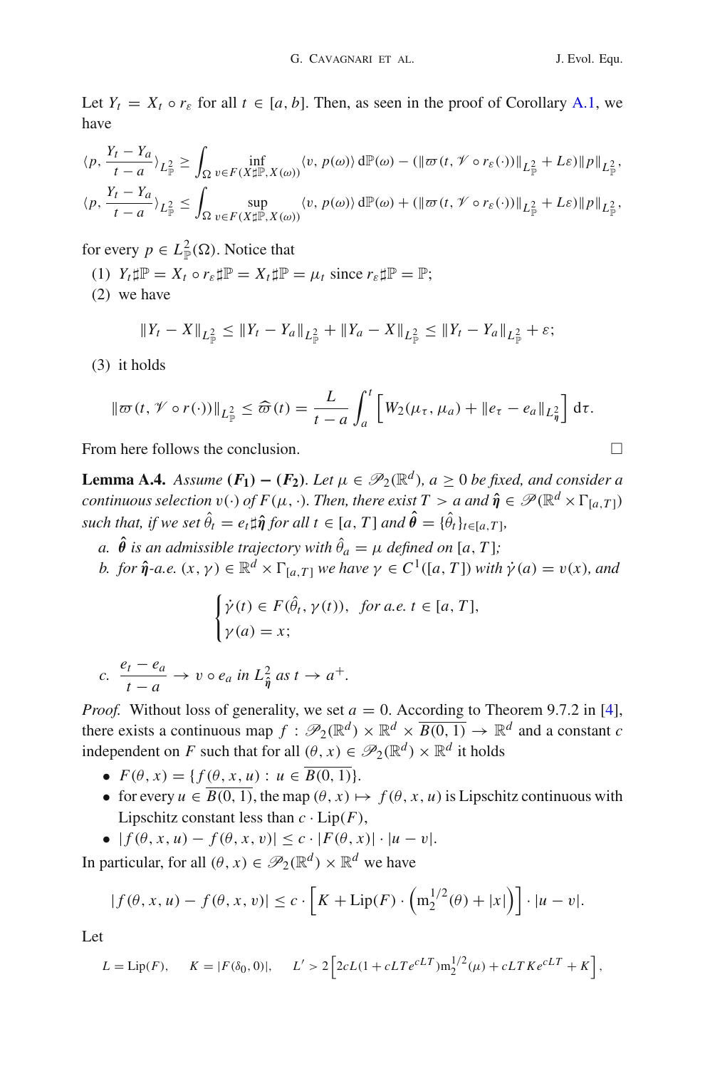Let $Y_t = X_t \circ r_\varepsilon$ for all $t \in [a, b]$. Then, as seen in the proof of Corollary A.1, we have

$$\langle p, \frac{Y_t - Y_a}{t-a} \rangle_{L^2_{\mathbb{P}}} \geq \int_\Omega \inf_{v \in F(X \sharp \mathbb{P}, X(\omega))} \langle v, p(\omega) \rangle \, \mathrm{d}\mathbb{P}(\omega) - (\|\varpi(t, \mathscr{V} \circ r_\varepsilon(\cdot))\|_{L^2_{\mathbb{P}}} + L\varepsilon)\|p\|_{L^2_{\mathbb{P}}},$$

$$\langle p, \frac{Y_t - Y_a}{t-a} \rangle_{L^2_{\mathbb{P}}} \leq \int_\Omega \sup_{v \in F(X \sharp \mathbb{P}, X(\omega))} \langle v, p(\omega) \rangle \, \mathrm{d}\mathbb{P}(\omega) + (\|\varpi(t, \mathscr{V} \circ r_\varepsilon(\cdot))\|_{L^2_{\mathbb{P}}} + L\varepsilon)\|p\|_{L^2_{\mathbb{P}}},$$

for every $p \in L^2_{\mathbb{P}}(\Omega)$. Notice that

(1) $Y_t \sharp \mathbb{P} = X_t \circ r_\varepsilon \sharp \mathbb{P} = X_t \sharp \mathbb{P} = \mu_t$ since $r_\varepsilon \sharp \mathbb{P} = \mathbb{P}$;

(2) we have

$$\|Y_t - X\|_{L^2_{\mathbb{P}}} \leq \|Y_t - Y_a\|_{L^2_{\mathbb{P}}} + \|Y_a - X\|_{L^2_{\mathbb{P}}} \leq \|Y_t - Y_a\|_{L^2_{\mathbb{P}}} + \varepsilon;$$

(3) it holds

$$\|\varpi(t, \mathscr{V} \circ r(\cdot))\|_{L^2_{\mathbb{P}}} \leq \widehat{\varpi}(t) = \frac{L}{t-a} \int_a^t \Big[ W_2(\mu_\tau, \mu_a) + \|e_\tau - e_a\|_{L^2_{\boldsymbol{\eta}}} \Big] \, \mathrm{d}\tau.$$

From here follows the conclusion. □

**Lemma A.4.** *Assume* $(\mathbf{F_1}) - (\mathbf{F_2})$. *Let* $\mu \in \mathscr{P}_2(\mathbb{R}^d)$, $a \geq 0$ *be fixed, and consider a continuous selection* $v(\cdot)$ *of* $F(\mu, \cdot)$. *Then, there exist* $T > a$ *and* $\hat{\boldsymbol{\eta}} \in \mathscr{P}(\mathbb{R}^d \times \Gamma_{[a,T]})$ *such that, if we set* $\hat{\theta}_t = e_t \sharp \hat{\boldsymbol{\eta}}$ *for all* $t \in [a, T]$ *and* $\hat{\boldsymbol{\theta}} = \{\hat{\theta}_t\}_{t \in [a,T]}$,

*a.* $\hat{\boldsymbol{\theta}}$ *is an admissible trajectory with* $\hat{\theta}_a = \mu$ *defined on* $[a, T]$;

*b. for* $\hat{\boldsymbol{\eta}}$*-a.e.* $(x, \gamma) \in \mathbb{R}^d \times \Gamma_{[a,T]}$ *we have* $\gamma \in C^1([a, T])$ *with* $\dot{\gamma}(a) = v(x)$, *and*

$$\begin{cases} \dot{\gamma}(t) \in F(\hat{\theta}_t, \gamma(t)), & \text{for a.e. } t \in [a, T], \\ \gamma(a) = x; \end{cases}$$

*c.* $\dfrac{e_t - e_a}{t - a} \to v \circ e_a$ *in* $L^2_{\hat{\boldsymbol{\eta}}}$ *as* $t \to a^+$.

*Proof.* Without loss of generality, we set $a = 0$. According to Theorem 9.7.2 in [4], there exists a continuous map $f : \mathscr{P}_2(\mathbb{R}^d) \times \mathbb{R}^d \times \overline{B(0,1)} \to \mathbb{R}^d$ and a constant $c$ independent on $F$ such that for all $(\theta, x) \in \mathscr{P}_2(\mathbb{R}^d) \times \mathbb{R}^d$ it holds

- $F(\theta, x) = \{f(\theta, x, u) : u \in \overline{B(0,1)}\}$.
- for every $u \in \overline{B(0,1)}$, the map $(\theta, x) \mapsto f(\theta, x, u)$ is Lipschitz continuous with Lipschitz constant less than $c \cdot \mathrm{Lip}(F)$,
- $|f(\theta, x, u) - f(\theta, x, v)| \leq c \cdot |F(\theta, x)| \cdot |u - v|$.

In particular, for all $(\theta, x) \in \mathscr{P}_2(\mathbb{R}^d) \times \mathbb{R}^d$ we have

$$|f(\theta, x, u) - f(\theta, x, v)| \leq c \cdot \Big[ K + \mathrm{Lip}(F) \cdot \Big( \mathrm{m}_2^{1/2}(\theta) + |x| \Big) \Big] \cdot |u - v|.$$

Let

$$L = \mathrm{Lip}(F), \qquad K = |F(\delta_0, 0)|, \qquad L' > 2\Big[ 2cL(1 + cLTe^{cLT})\mathrm{m}_2^{1/2}(\mu) + cLTKe^{cLT} + K \Big],$$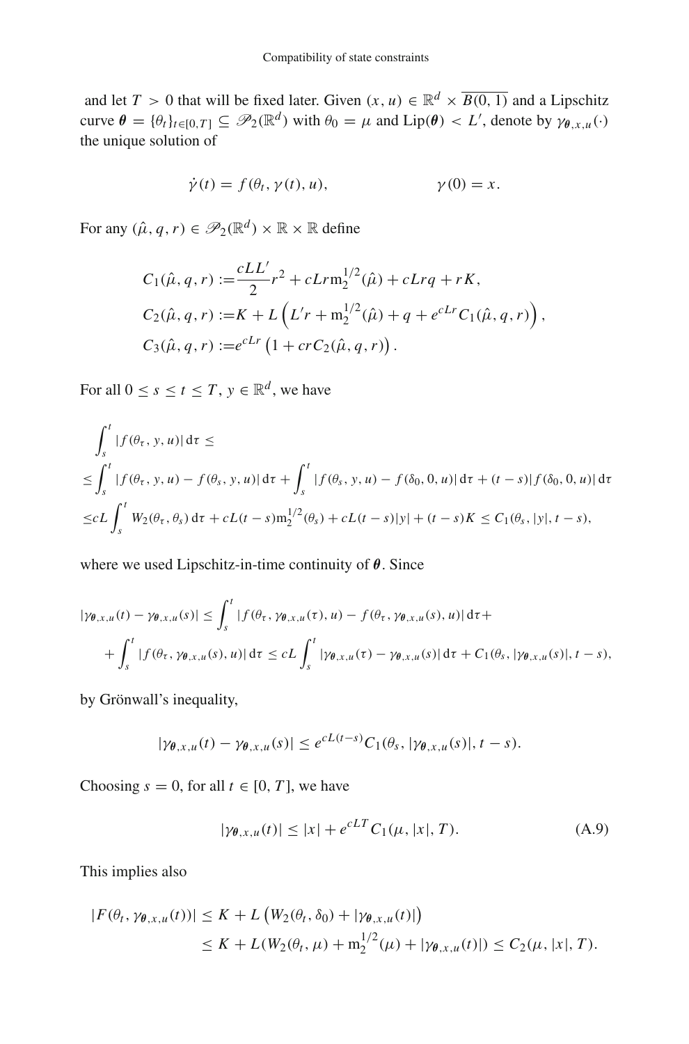and let $T > 0$ that will be fixed later. Given $(x, u) \in \mathbb{R}^d \times \overline{B(0,1)}$ and a Lipschitz curve $\boldsymbol{\theta} = \{\theta_t\}_{t\in[0,T]} \subseteq \mathscr{P}_2(\mathbb{R}^d)$ with $\theta_0 = \mu$ and $\mathrm{Lip}(\boldsymbol{\theta}) < L'$, denote by $\gamma_{\boldsymbol{\theta},x,u}(\cdot)$ the unique solution of

$$\dot{\gamma}(t) = f(\theta_t, \gamma(t), u), \qquad\qquad \gamma(0) = x.$$

For any $(\hat{\mu}, q, r) \in \mathscr{P}_2(\mathbb{R}^d) \times \mathbb{R} \times \mathbb{R}$ define

$$\begin{aligned}
C_1(\hat{\mu}, q, r) :=& \frac{cLL'}{2} r^2 + cLr\mathrm{m}_2^{1/2}(\hat{\mu}) + cLrq + rK,\\
C_2(\hat{\mu}, q, r) :=& K + L\left(L'r + \mathrm{m}_2^{1/2}(\hat{\mu}) + q + e^{cLr} C_1(\hat{\mu}, q, r)\right),\\
C_3(\hat{\mu}, q, r) :=& e^{cLr}\left(1 + crC_2(\hat{\mu}, q, r)\right).
\end{aligned}$$

For all $0 \le s \le t \le T$, $y \in \mathbb{R}^d$, we have

$$\begin{aligned}
&\int_s^t |f(\theta_\tau, y, u)|\,\mathrm{d}\tau \le\\
\le& \int_s^t |f(\theta_\tau, y, u) - f(\theta_s, y, u)|\,\mathrm{d}\tau + \int_s^t |f(\theta_s, y, u) - f(\delta_0, 0, u)|\,\mathrm{d}\tau + (t-s)|f(\delta_0, 0, u)|\,\mathrm{d}\tau\\
\le& cL\int_s^t W_2(\theta_\tau, \theta_s)\,\mathrm{d}\tau + cL(t-s)\mathrm{m}_2^{1/2}(\theta_s) + cL(t-s)|y| + (t-s)K \le C_1(\theta_s, |y|, t-s),
\end{aligned}$$

where we used Lipschitz-in-time continuity of $\boldsymbol{\theta}$. Since

$$\begin{aligned}
|\gamma_{\boldsymbol{\theta},x,u}(t) - \gamma_{\boldsymbol{\theta},x,u}(s)| \le& \int_s^t |f(\theta_\tau, \gamma_{\boldsymbol{\theta},x,u}(\tau), u) - f(\theta_\tau, \gamma_{\boldsymbol{\theta},x,u}(s), u)|\,\mathrm{d}\tau +\\
&+ \int_s^t |f(\theta_\tau, \gamma_{\boldsymbol{\theta},x,u}(s), u)|\,\mathrm{d}\tau \le cL\int_s^t |\gamma_{\boldsymbol{\theta},x,u}(\tau) - \gamma_{\boldsymbol{\theta},x,u}(s)|\,\mathrm{d}\tau + C_1(\theta_s, |\gamma_{\boldsymbol{\theta},x,u}(s)|, t-s),
\end{aligned}$$

by Grönwall's inequality,

$$|\gamma_{\boldsymbol{\theta},x,u}(t) - \gamma_{\boldsymbol{\theta},x,u}(s)| \le e^{cL(t-s)} C_1(\theta_s, |\gamma_{\boldsymbol{\theta},x,u}(s)|, t-s).$$

Choosing $s = 0$, for all $t \in [0, T]$, we have

$$|\gamma_{\boldsymbol{\theta},x,u}(t)| \le |x| + e^{cLT} C_1(\mu, |x|, T). \tag{A.9}$$

This implies also

$$\begin{aligned}
|F(\theta_t, \gamma_{\boldsymbol{\theta},x,u}(t))| \le& K + L\left(W_2(\theta_t, \delta_0) + |\gamma_{\boldsymbol{\theta},x,u}(t)|\right)\\
\le& K + L(W_2(\theta_t, \mu) + \mathrm{m}_2^{1/2}(\mu) + |\gamma_{\boldsymbol{\theta},x,u}(t)|) \le C_2(\mu, |x|, T).
\end{aligned}$$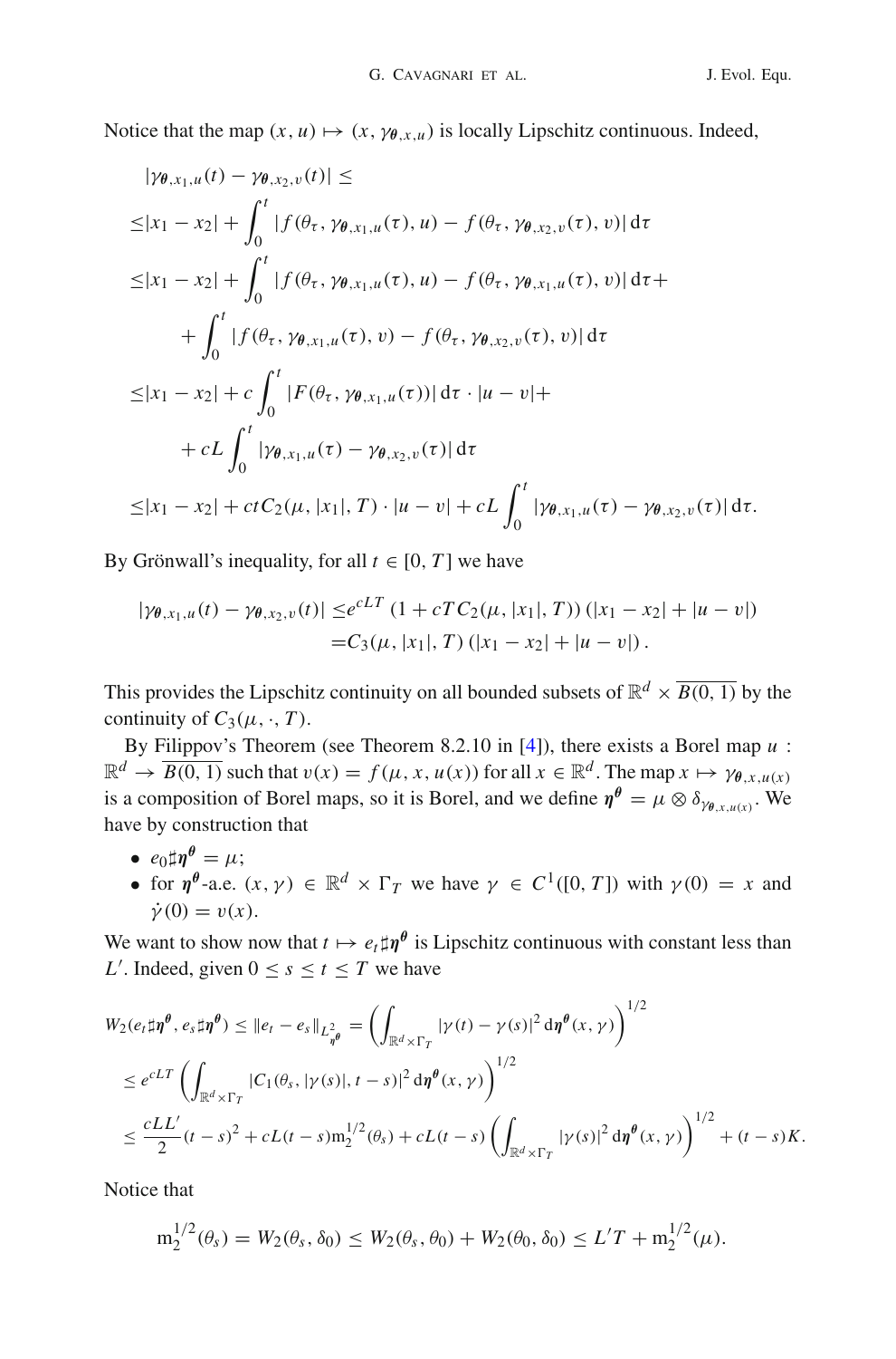Notice that the map $(x, u) \mapsto (x, \gamma_{\boldsymbol{\theta},x,u})$ is locally Lipschitz continuous. Indeed,

$$
\begin{aligned}
&|\gamma_{\boldsymbol{\theta},x_1,u}(t) - \gamma_{\boldsymbol{\theta},x_2,v}(t)| \leq \\
\leq&|x_1 - x_2| + \int_0^t |f(\theta_\tau, \gamma_{\boldsymbol{\theta},x_1,u}(\tau), u) - f(\theta_\tau, \gamma_{\boldsymbol{\theta},x_2,v}(\tau), v)| \,\mathrm{d}\tau \\
\leq&|x_1 - x_2| + \int_0^t |f(\theta_\tau, \gamma_{\boldsymbol{\theta},x_1,u}(\tau), u) - f(\theta_\tau, \gamma_{\boldsymbol{\theta},x_1,u}(\tau), v)| \,\mathrm{d}\tau + \\
&+ \int_0^t |f(\theta_\tau, \gamma_{\boldsymbol{\theta},x_1,u}(\tau), v) - f(\theta_\tau, \gamma_{\boldsymbol{\theta},x_2,v}(\tau), v)| \,\mathrm{d}\tau \\
\leq&|x_1 - x_2| + c\int_0^t |F(\theta_\tau, \gamma_{\boldsymbol{\theta},x_1,u}(\tau))| \,\mathrm{d}\tau \cdot |u - v| + \\
&+ cL\int_0^t |\gamma_{\boldsymbol{\theta},x_1,u}(\tau) - \gamma_{\boldsymbol{\theta},x_2,v}(\tau)| \,\mathrm{d}\tau \\
\leq&|x_1 - x_2| + ctC_2(\mu, |x_1|, T) \cdot |u - v| + cL\int_0^t |\gamma_{\boldsymbol{\theta},x_1,u}(\tau) - \gamma_{\boldsymbol{\theta},x_2,v}(\tau)| \,\mathrm{d}\tau.
\end{aligned}
$$

By Grönwall's inequality, for all $t \in [0, T]$ we have

$$
\begin{aligned}
|\gamma_{\boldsymbol{\theta},x_1,u}(t) - \gamma_{\boldsymbol{\theta},x_2,v}(t)| \leq& e^{cLT}\,(1 + cTC_2(\mu, |x_1|, T))\,(|x_1 - x_2| + |u - v|) \\
=& C_3(\mu, |x_1|, T)\,(|x_1 - x_2| + |u - v|)\,.
\end{aligned}
$$

This provides the Lipschitz continuity on all bounded subsets of $\mathbb{R}^d \times \overline{B(0,1)}$ by the continuity of $C_3(\mu, \cdot, T)$.

By Filippov's Theorem (see Theorem 8.2.10 in [4]), there exists a Borel map $u : \mathbb{R}^d \to \overline{B(0,1)}$ such that $v(x) = f(\mu, x, u(x))$ for all $x \in \mathbb{R}^d$. The map $x \mapsto \gamma_{\boldsymbol{\theta},x,u(x)}$ is a composition of Borel maps, so it is Borel, and we define $\boldsymbol{\eta}^{\boldsymbol{\theta}} = \mu \otimes \delta_{\gamma_{\boldsymbol{\theta},x,u(x)}}$. We have by construction that

- $e_0\sharp\boldsymbol{\eta}^{\boldsymbol{\theta}} = \mu$;
- for $\boldsymbol{\eta}^{\boldsymbol{\theta}}$-a.e. $(x, \gamma) \in \mathbb{R}^d \times \Gamma_T$ we have $\gamma \in C^1([0, T])$ with $\gamma(0) = x$ and $\dot{\gamma}(0) = v(x)$.

We want to show now that $t \mapsto e_t\sharp\boldsymbol{\eta}^{\boldsymbol{\theta}}$ is Lipschitz continuous with constant less than $L'$. Indeed, given $0 \leq s \leq t \leq T$ we have

$$
\begin{aligned}
W_2(e_t\sharp\boldsymbol{\eta}^{\boldsymbol{\theta}}, e_s\sharp\boldsymbol{\eta}^{\boldsymbol{\theta}}) &\leq \|e_t - e_s\|_{L^2_{\boldsymbol{\eta}^{\boldsymbol{\theta}}}} = \left(\int_{\mathbb{R}^d \times \Gamma_T} |\gamma(t) - \gamma(s)|^2 \,\mathrm{d}\boldsymbol{\eta}^{\boldsymbol{\theta}}(x, \gamma)\right)^{1/2} \\
&\leq e^{cLT}\left(\int_{\mathbb{R}^d \times \Gamma_T} |C_1(\theta_s, |\gamma(s)|, t - s)|^2 \,\mathrm{d}\boldsymbol{\eta}^{\boldsymbol{\theta}}(x, \gamma)\right)^{1/2} \\
&\leq \frac{cLL'}{2}(t - s)^2 + cL(t - s)\mathrm{m}_2^{1/2}(\theta_s) + cL(t - s)\left(\int_{\mathbb{R}^d \times \Gamma_T} |\gamma(s)|^2 \,\mathrm{d}\boldsymbol{\eta}^{\boldsymbol{\theta}}(x, \gamma)\right)^{1/2} + (t - s)K.
\end{aligned}
$$

Notice that

$$
\mathrm{m}_2^{1/2}(\theta_s) = W_2(\theta_s, \delta_0) \leq W_2(\theta_s, \theta_0) + W_2(\theta_0, \delta_0) \leq L'T + \mathrm{m}_2^{1/2}(\mu).
$$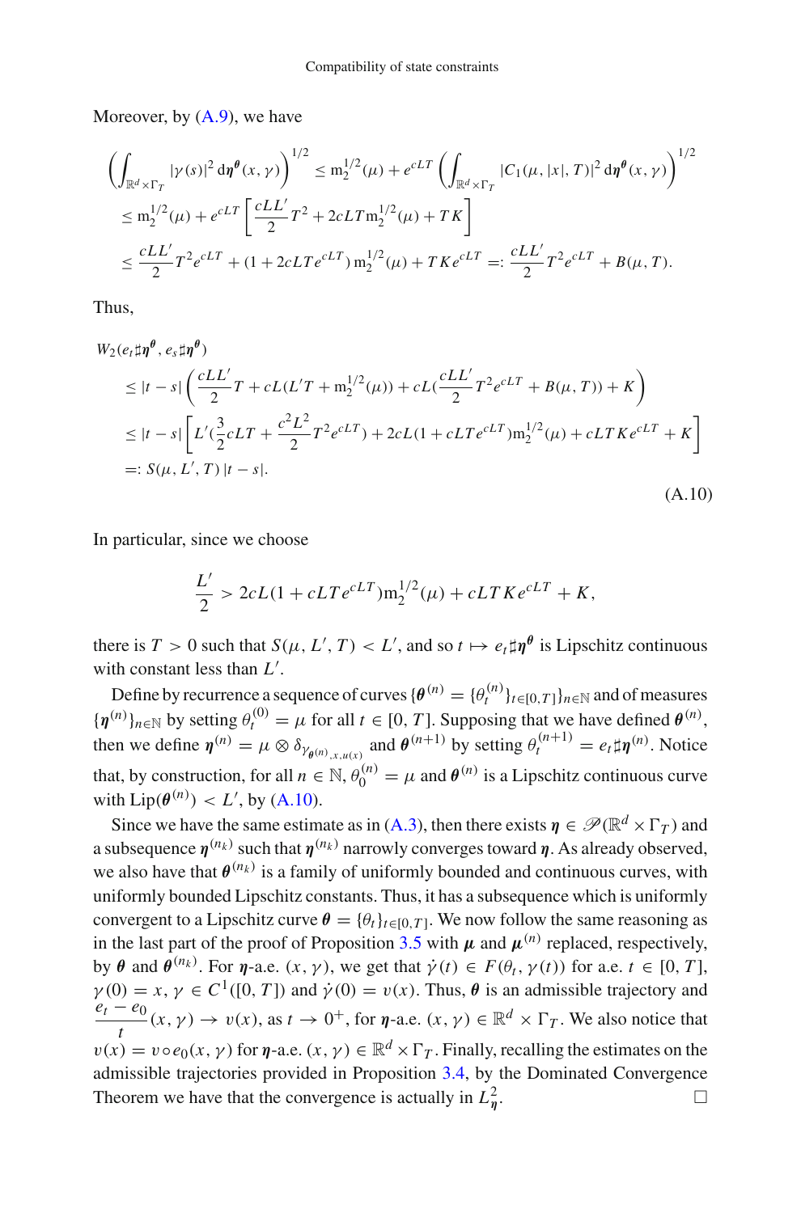Moreover, by (A.9), we have

$$\left(\int_{\mathbb{R}^d\times\Gamma_T} |\gamma(s)|^2 \,\mathrm{d}\boldsymbol{\eta}^{\boldsymbol{\theta}}(x,\gamma)\right)^{1/2} \leq \mathrm{m}_2^{1/2}(\mu) + e^{cLT}\left(\int_{\mathbb{R}^d\times\Gamma_T} |C_1(\mu,|x|,T)|^2 \,\mathrm{d}\boldsymbol{\eta}^{\boldsymbol{\theta}}(x,\gamma)\right)^{1/2}$$
$$\leq \mathrm{m}_2^{1/2}(\mu) + e^{cLT}\left[\frac{cLL'}{2}T^2 + 2cLT\mathrm{m}_2^{1/2}(\mu) + TK\right]$$
$$\leq \frac{cLL'}{2}T^2e^{cLT} + (1+2cLTe^{cLT})\,\mathrm{m}_2^{1/2}(\mu) + TKe^{cLT} =: \frac{cLL'}{2}T^2e^{cLT} + B(\mu,T).$$

Thus,

$$W_2(e_t\sharp\boldsymbol{\eta}^{\boldsymbol{\theta}}, e_s\sharp\boldsymbol{\eta}^{\boldsymbol{\theta}})$$
$$\leq |t-s|\left(\frac{cLL'}{2}T + cL(L'T + \mathrm{m}_2^{1/2}(\mu)) + cL(\frac{cLL'}{2}T^2e^{cLT} + B(\mu,T)) + K\right)$$
$$\leq |t-s|\left[L'(\frac{3}{2}cLT + \frac{c^2L^2}{2}T^2e^{cLT}) + 2cL(1+cLTe^{cLT})\mathrm{m}_2^{1/2}(\mu) + cLTKe^{cLT} + K\right]$$
$$=: S(\mu, L', T)\,|t-s|. \tag{A.10}$$

In particular, since we choose

$$\frac{L'}{2} > 2cL(1+cLTe^{cLT})\mathrm{m}_2^{1/2}(\mu) + cLTKe^{cLT} + K,$$

there is $T>0$ such that $S(\mu, L', T) < L'$, and so $t\mapsto e_t\sharp\boldsymbol{\eta}^{\boldsymbol{\theta}}$ is Lipschitz continuous with constant less than $L'$.

Define by recurrence a sequence of curves $\{\boldsymbol{\theta}^{(n)} = \{\theta_t^{(n)}\}_{t\in[0,T]}\}_{n\in\mathbb{N}}$ and of measures $\{\boldsymbol{\eta}^{(n)}\}_{n\in\mathbb{N}}$ by setting $\theta_t^{(0)} = \mu$ for all $t\in[0,T]$. Supposing that we have defined $\boldsymbol{\theta}^{(n)}$, then we define $\boldsymbol{\eta}^{(n)} = \mu\otimes\delta_{\gamma_{\boldsymbol{\theta}^{(n)},x,u(x)}}$ and $\boldsymbol{\theta}^{(n+1)}$ by setting $\theta_t^{(n+1)} = e_t\sharp\boldsymbol{\eta}^{(n)}$. Notice that, by construction, for all $n\in\mathbb{N}$, $\theta_0^{(n)} = \mu$ and $\boldsymbol{\theta}^{(n)}$ is a Lipschitz continuous curve with $\mathrm{Lip}(\boldsymbol{\theta}^{(n)}) < L'$, by (A.10).

Since we have the same estimate as in (A.3), then there exists $\boldsymbol{\eta}\in\mathscr{P}(\mathbb{R}^d\times\Gamma_T)$ and a subsequence $\boldsymbol{\eta}^{(n_k)}$ such that $\boldsymbol{\eta}^{(n_k)}$ narrowly converges toward $\boldsymbol{\eta}$. As already observed, we also have that $\boldsymbol{\theta}^{(n_k)}$ is a family of uniformly bounded and continuous curves, with uniformly bounded Lipschitz constants. Thus, it has a subsequence which is uniformly convergent to a Lipschitz curve $\boldsymbol{\theta} = \{\theta_t\}_{t\in[0,T]}$. We now follow the same reasoning as in the last part of the proof of Proposition 3.5 with $\boldsymbol{\mu}$ and $\boldsymbol{\mu}^{(n)}$ replaced, respectively, by $\boldsymbol{\theta}$ and $\boldsymbol{\theta}^{(n_k)}$. For $\boldsymbol{\eta}$-a.e. $(x,\gamma)$, we get that $\dot\gamma(t)\in F(\theta_t,\gamma(t))$ for a.e. $t\in[0,T]$, $\gamma(0) = x$, $\gamma\in C^1([0,T])$ and $\dot\gamma(0) = v(x)$. Thus, $\boldsymbol{\theta}$ is an admissible trajectory and $\dfrac{e_t - e_0}{t}(x,\gamma)\to v(x)$, as $t\to 0^+$, for $\boldsymbol{\eta}$-a.e. $(x,\gamma)\in\mathbb{R}^d\times\Gamma_T$. We also notice that $v(x) = v\circ e_0(x,\gamma)$ for $\boldsymbol{\eta}$-a.e. $(x,\gamma)\in\mathbb{R}^d\times\Gamma_T$. Finally, recalling the estimates on the admissible trajectories provided in Proposition 3.4, by the Dominated Convergence Theorem we have that the convergence is actually in $L^2_{\boldsymbol{\eta}}$. $\square$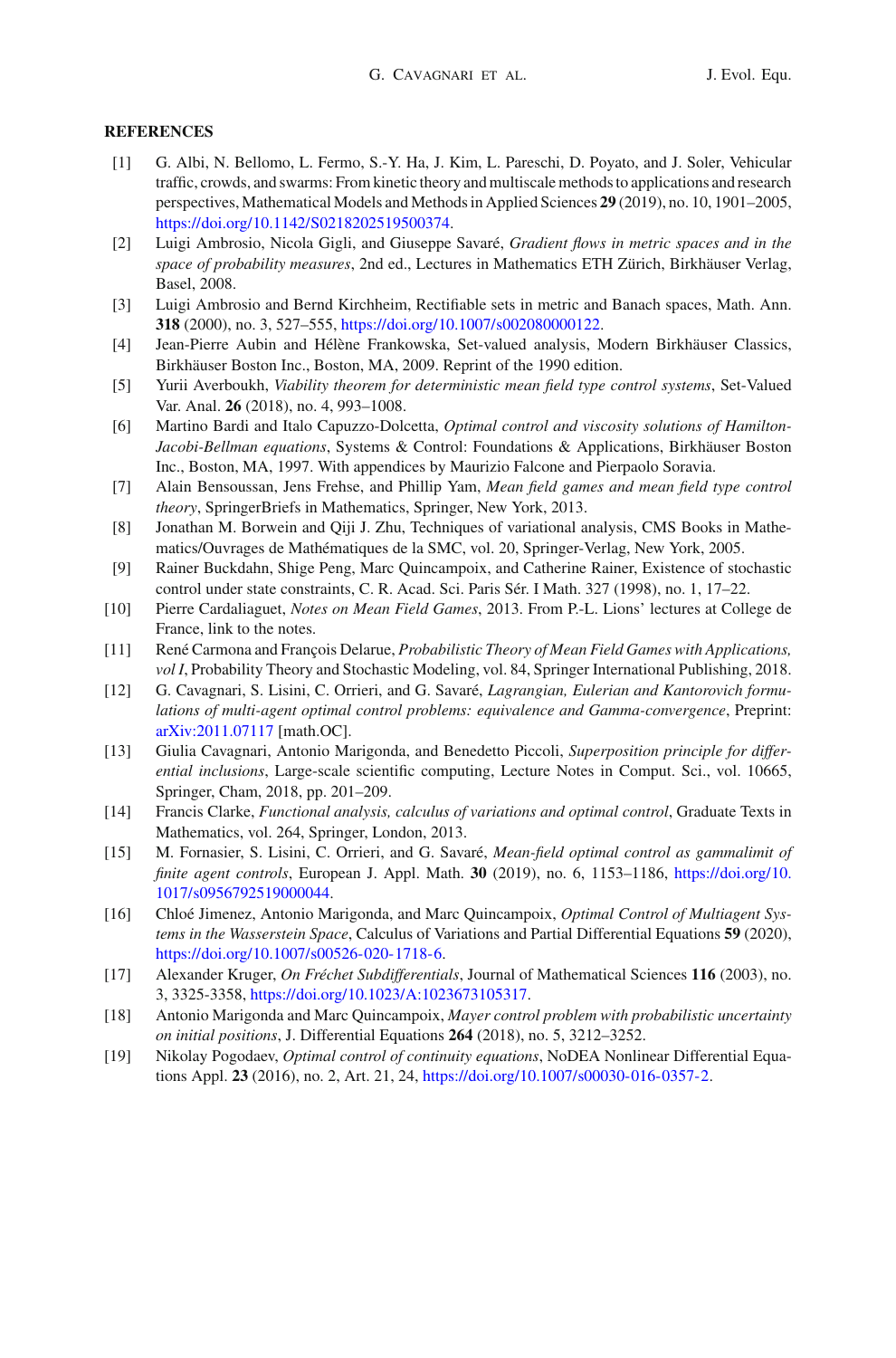## REFERENCES

[1] G. Albi, N. Bellomo, L. Fermo, S.-Y. Ha, J. Kim, L. Pareschi, D. Poyato, and J. Soler, Vehicular traffic, crowds, and swarms: From kinetic theory and multiscale methods to applications and research perspectives, Mathematical Models and Methods in Applied Sciences **29** (2019), no. 10, 1901–2005, https://doi.org/10.1142/S0218202519500374.

[2] Luigi Ambrosio, Nicola Gigli, and Giuseppe Savaré, *Gradient flows in metric spaces and in the space of probability measures*, 2nd ed., Lectures in Mathematics ETH Zürich, Birkhäuser Verlag, Basel, 2008.

[3] Luigi Ambrosio and Bernd Kirchheim, Rectifiable sets in metric and Banach spaces, Math. Ann. **318** (2000), no. 3, 527–555, https://doi.org/10.1007/s002080000122.

[4] Jean-Pierre Aubin and Hélène Frankowska, Set-valued analysis, Modern Birkhäuser Classics, Birkhäuser Boston Inc., Boston, MA, 2009. Reprint of the 1990 edition.

[5] Yurii Averboukh, *Viability theorem for deterministic mean field type control systems*, Set-Valued Var. Anal. **26** (2018), no. 4, 993–1008.

[6] Martino Bardi and Italo Capuzzo-Dolcetta, *Optimal control and viscosity solutions of Hamilton-Jacobi-Bellman equations*, Systems & Control: Foundations & Applications, Birkhäuser Boston Inc., Boston, MA, 1997. With appendices by Maurizio Falcone and Pierpaolo Soravia.

[7] Alain Bensoussan, Jens Frehse, and Phillip Yam, *Mean field games and mean field type control theory*, SpringerBriefs in Mathematics, Springer, New York, 2013.

[8] Jonathan M. Borwein and Qiji J. Zhu, Techniques of variational analysis, CMS Books in Mathematics/Ouvrages de Mathématiques de la SMC, vol. 20, Springer-Verlag, New York, 2005.

[9] Rainer Buckdahn, Shige Peng, Marc Quincampoix, and Catherine Rainer, Existence of stochastic control under state constraints, C. R. Acad. Sci. Paris Sér. I Math. 327 (1998), no. 1, 17–22.

[10] Pierre Cardaliaguet, *Notes on Mean Field Games*, 2013. From P.-L. Lions' lectures at College de France, link to the notes.

[11] René Carmona and François Delarue, *Probabilistic Theory of Mean Field Games with Applications, vol I*, Probability Theory and Stochastic Modeling, vol. 84, Springer International Publishing, 2018.

[12] G. Cavagnari, S. Lisini, C. Orrieri, and G. Savaré, *Lagrangian, Eulerian and Kantorovich formulations of multi-agent optimal control problems: equivalence and Gamma-convergence*, Preprint: arXiv:2011.07117 [math.OC].

[13] Giulia Cavagnari, Antonio Marigonda, and Benedetto Piccoli, *Superposition principle for differential inclusions*, Large-scale scientific computing, Lecture Notes in Comput. Sci., vol. 10665, Springer, Cham, 2018, pp. 201–209.

[14] Francis Clarke, *Functional analysis, calculus of variations and optimal control*, Graduate Texts in Mathematics, vol. 264, Springer, London, 2013.

[15] M. Fornasier, S. Lisini, C. Orrieri, and G. Savaré, *Mean-field optimal control as gammalimit of finite agent controls*, European J. Appl. Math. **30** (2019), no. 6, 1153–1186, https://doi.org/10.1017/s0956792519000044.

[16] Chloé Jimenez, Antonio Marigonda, and Marc Quincampoix, *Optimal Control of Multiagent Systems in the Wasserstein Space*, Calculus of Variations and Partial Differential Equations **59** (2020), https://doi.org/10.1007/s00526-020-1718-6.

[17] Alexander Kruger, *On Fréchet Subdifferentials*, Journal of Mathematical Sciences **116** (2003), no. 3, 3325-3358, https://doi.org/10.1023/A:1023673105317.

[18] Antonio Marigonda and Marc Quincampoix, *Mayer control problem with probabilistic uncertainty on initial positions*, J. Differential Equations **264** (2018), no. 5, 3212–3252.

[19] Nikolay Pogodaev, *Optimal control of continuity equations*, NoDEA Nonlinear Differential Equations Appl. **23** (2016), no. 2, Art. 21, 24, https://doi.org/10.1007/s00030-016-0357-2.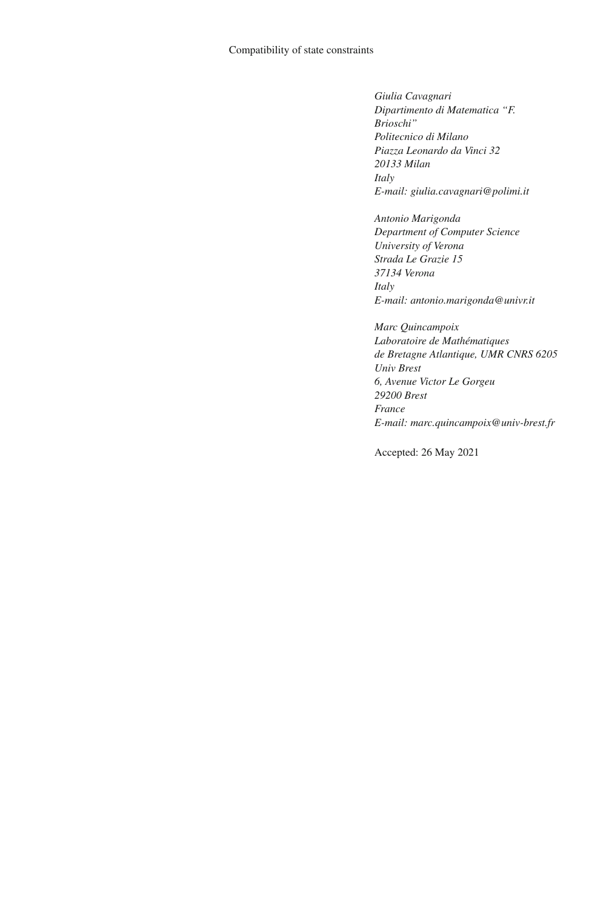*Giulia Cavagnari*
*Dipartimento di Matematica “F. Brioschi”*
*Politecnico di Milano*
*Piazza Leonardo da Vinci 32*
*20133 Milan*
*Italy*
*E-mail: giulia.cavagnari@polimi.it*

*Antonio Marigonda*
*Department of Computer Science*
*University of Verona*
*Strada Le Grazie 15*
*37134 Verona*
*Italy*
*E-mail: antonio.marigonda@univr.it*

*Marc Quincampoix*
*Laboratoire de Mathématiques*
*de Bretagne Atlantique, UMR CNRS 6205*
*Univ Brest*
*6, Avenue Victor Le Gorgeu*
*29200 Brest*
*France*
*E-mail: marc.quincampoix@univ-brest.fr*

Accepted: 26 May 2021